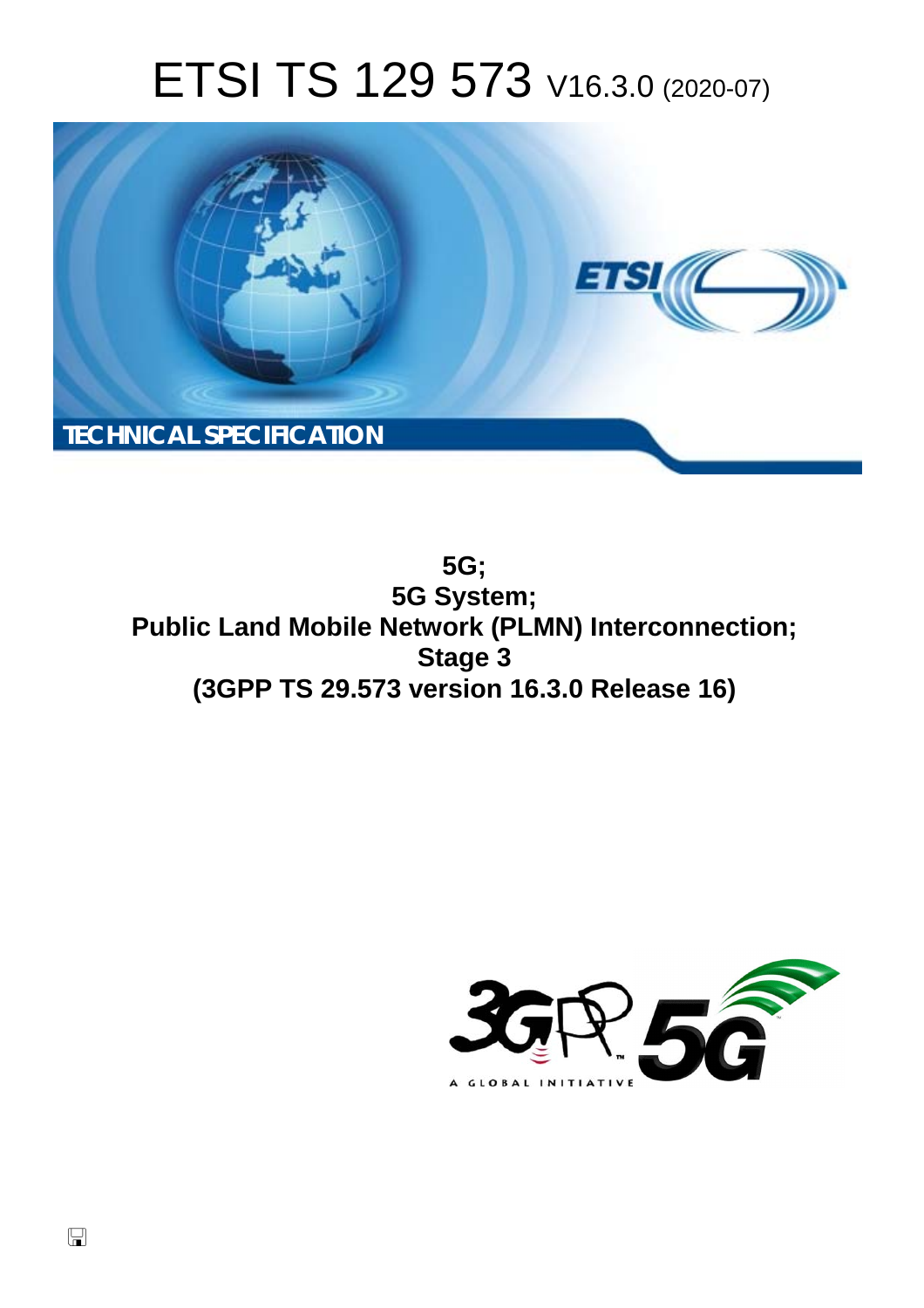# ETSI TS 129 573 V16.3.0 (2020-07)

**TECHNICAL SPECIFICATION**

**5G;**
**5G System;**
**Public Land Mobile Network (PLMN) Interconnection;**
**Stage 3**
**(3GPP TS 29.573 version 16.3.0 Release 16)**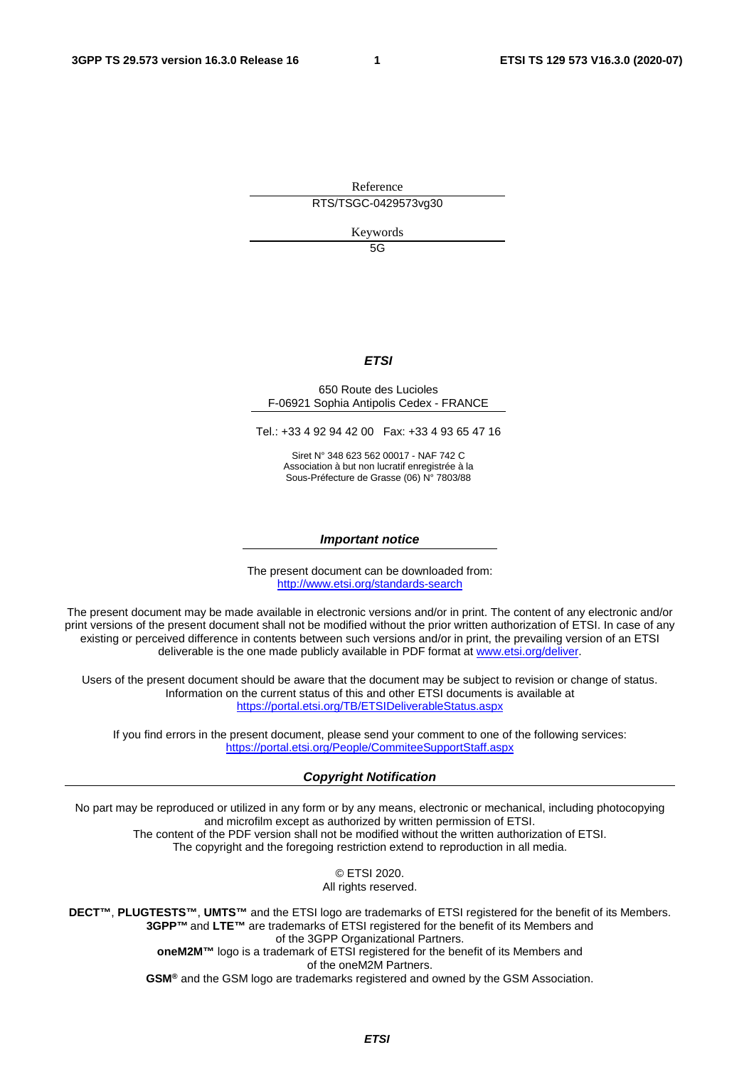Reference

RTS/TSGC-0429573vg30

Keywords

5G

***ETSI***

650 Route des Lucioles
F-06921 Sophia Antipolis Cedex - FRANCE

Tel.: +33 4 92 94 42 00 Fax: +33 4 93 65 47 16

Siret N° 348 623 562 00017 - NAF 742 C
Association à but non lucratif enregistrée à la
Sous-Préfecture de Grasse (06) N° 7803/88

***Important notice***

The present document can be downloaded from:
http://www.etsi.org/standards-search

The present document may be made available in electronic versions and/or in print. The content of any electronic and/or print versions of the present document shall not be modified without the prior written authorization of ETSI. In case of any existing or perceived difference in contents between such versions and/or in print, the prevailing version of an ETSI deliverable is the one made publicly available in PDF format at www.etsi.org/deliver.

Users of the present document should be aware that the document may be subject to revision or change of status. Information on the current status of this and other ETSI documents is available at
https://portal.etsi.org/TB/ETSIDeliverableStatus.aspx

If you find errors in the present document, please send your comment to one of the following services:
https://portal.etsi.org/People/CommiteeSupportStaff.aspx

***Copyright Notification***

No part may be reproduced or utilized in any form or by any means, electronic or mechanical, including photocopying and microfilm except as authorized by written permission of ETSI.
The content of the PDF version shall not be modified without the written authorization of ETSI.
The copyright and the foregoing restriction extend to reproduction in all media.

© ETSI 2020.
All rights reserved.

**DECT™**, **PLUGTESTS™**, **UMTS™** and the ETSI logo are trademarks of ETSI registered for the benefit of its Members.
**3GPP™** and **LTE™** are trademarks of ETSI registered for the benefit of its Members and of the 3GPP Organizational Partners.
**oneM2M™** logo is a trademark of ETSI registered for the benefit of its Members and of the oneM2M Partners.
**GSM®** and the GSM logo are trademarks registered and owned by the GSM Association.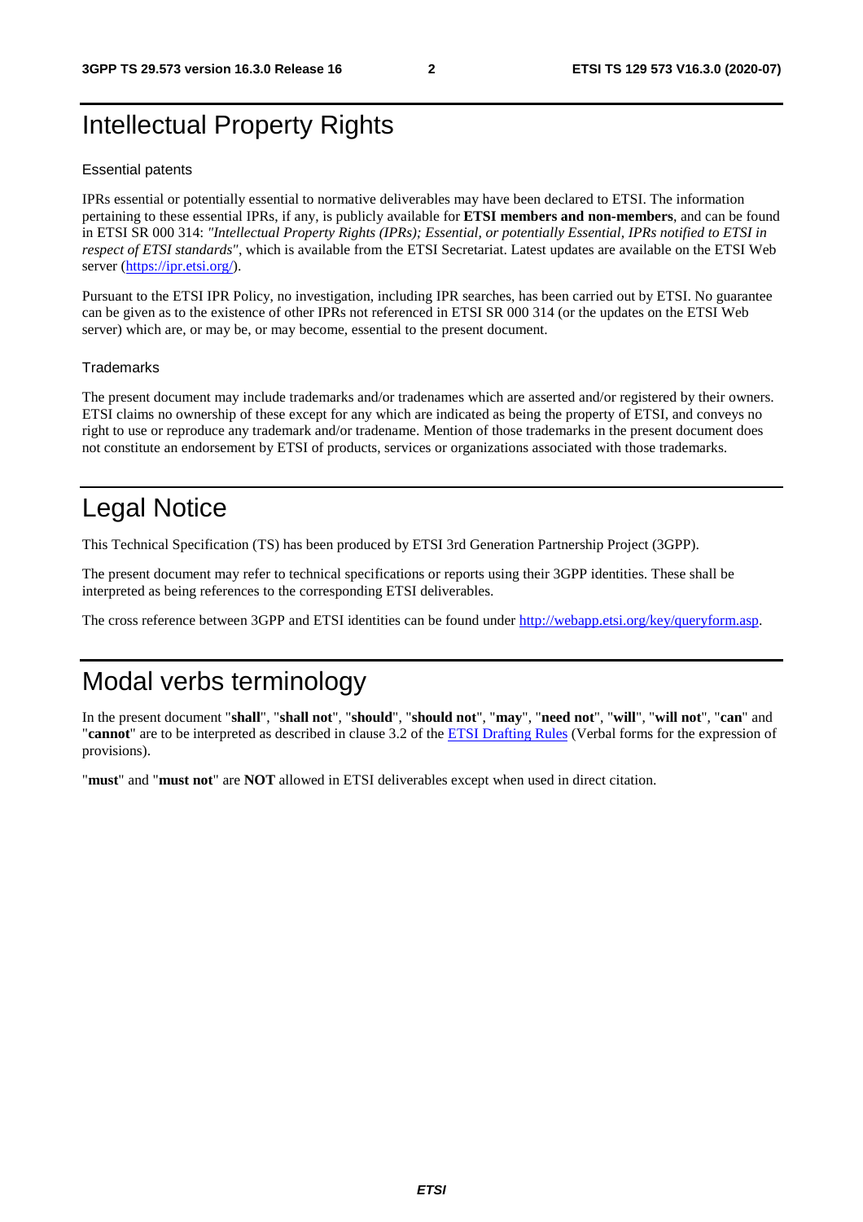# Intellectual Property Rights

## Essential patents

IPRs essential or potentially essential to normative deliverables may have been declared to ETSI. The information pertaining to these essential IPRs, if any, is publicly available for **ETSI members and non-members**, and can be found in ETSI SR 000 314: *"Intellectual Property Rights (IPRs); Essential, or potentially Essential, IPRs notified to ETSI in respect of ETSI standards"*, which is available from the ETSI Secretariat. Latest updates are available on the ETSI Web server (https://ipr.etsi.org/).

Pursuant to the ETSI IPR Policy, no investigation, including IPR searches, has been carried out by ETSI. No guarantee can be given as to the existence of other IPRs not referenced in ETSI SR 000 314 (or the updates on the ETSI Web server) which are, or may be, or may become, essential to the present document.

## Trademarks

The present document may include trademarks and/or tradenames which are asserted and/or registered by their owners. ETSI claims no ownership of these except for any which are indicated as being the property of ETSI, and conveys no right to use or reproduce any trademark and/or tradename. Mention of those trademarks in the present document does not constitute an endorsement by ETSI of products, services or organizations associated with those trademarks.

# Legal Notice

This Technical Specification (TS) has been produced by ETSI 3rd Generation Partnership Project (3GPP).

The present document may refer to technical specifications or reports using their 3GPP identities. These shall be interpreted as being references to the corresponding ETSI deliverables.

The cross reference between 3GPP and ETSI identities can be found under http://webapp.etsi.org/key/queryform.asp.

# Modal verbs terminology

In the present document "**shall**", "**shall not**", "**should**", "**should not**", "**may**", "**need not**", "**will**", "**will not**", "**can**" and "**cannot**" are to be interpreted as described in clause 3.2 of the ETSI Drafting Rules (Verbal forms for the expression of provisions).

"**must**" and "**must not**" are **NOT** allowed in ETSI deliverables except when used in direct citation.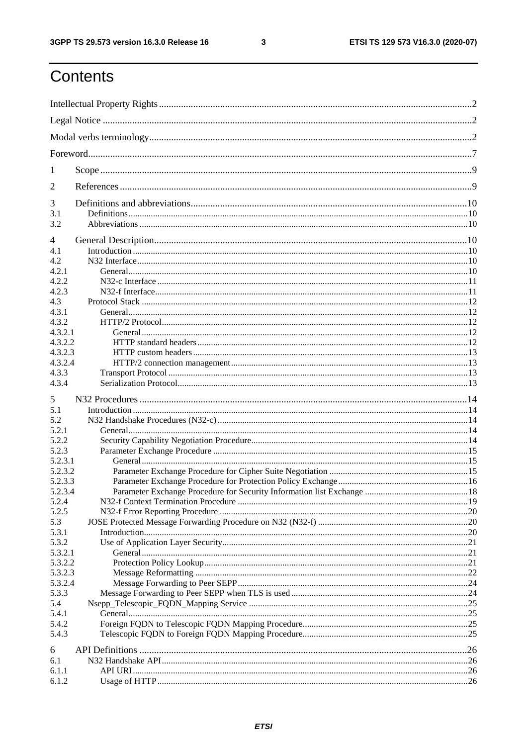# Contents

Intellectual Property Rights ........................................................................................................................... 2

Legal Notice ..................................................................................................................................................... 2

Modal verbs terminology .................................................................................................................................. 2

Foreword ........................................................................................................................................................... 7

1 Scope ............................................................................................................................................................. 9

2 References ..................................................................................................................................................... 9

3 Definitions and abbreviations ...................................................................................................................... 10
3.1 Definitions ................................................................................................................................................. 10
3.2 Abbreviations ............................................................................................................................................ 10

4 General Description ..................................................................................................................................... 10
4.1 Introduction ............................................................................................................................................... 10
4.2 N32 Interface ............................................................................................................................................. 10
4.2.1 General .................................................................................................................................................. 10
4.2.2 N32-c Interface ..................................................................................................................................... 11
4.2.3 N32-f Interface ...................................................................................................................................... 11
4.3 Protocol Stack ............................................................................................................................................ 12
4.3.1 General .................................................................................................................................................. 12
4.3.2 HTTP/2 Protocol ................................................................................................................................... 12
4.3.2.1 General ............................................................................................................................................... 12
4.3.2.2 HTTP standard headers ...................................................................................................................... 12
4.3.2.3 HTTP custom headers ......................................................................................................................... 13
4.3.2.4 HTTP/2 connection management ....................................................................................................... 13
4.3.3 Transport Protocol ................................................................................................................................. 13
4.3.4 Serialization Protocol ............................................................................................................................. 13

5 N32 Procedures ............................................................................................................................................ 14
5.1 Introduction ............................................................................................................................................... 14
5.2 N32 Handshake Procedures (N32-c) .......................................................................................................... 14
5.2.1 General .................................................................................................................................................. 14
5.2.2 Security Capability Negotiation Procedure ............................................................................................ 14
5.2.3 Parameter Exchange Procedure ............................................................................................................. 15
5.2.3.1 General ............................................................................................................................................... 15
5.2.3.2 Parameter Exchange Procedure for Cipher Suite Negotiation ............................................................. 15
5.2.3.3 Parameter Exchange Procedure for Protection Policy Exchange ......................................................... 16
5.2.3.4 Parameter Exchange Procedure for Security Information list Exchange ............................................. 18
5.2.4 N32-f Context Termination Procedure ................................................................................................... 19
5.2.5 N32-f Error Reporting Procedure ........................................................................................................... 20
5.3 JOSE Protected Message Forwarding Procedure on N32 (N32-f) .............................................................. 20
5.3.1 Introduction ........................................................................................................................................... 20
5.3.2 Use of Application Layer Security ......................................................................................................... 21
5.3.2.1 General ............................................................................................................................................... 21
5.3.2.2 Protection Policy Lookup .................................................................................................................... 21
5.3.2.3 Message Reformatting ........................................................................................................................ 22
5.3.2.4 Message Forwarding to Peer SEPP ..................................................................................................... 24
5.3.3 Message Forwarding to Peer SEPP when TLS is used ............................................................................ 24
5.4 Nsepp_Telescopic_FQDN_Mapping Service ............................................................................................. 25
5.4.1 General .................................................................................................................................................. 25
5.4.2 Foreign FQDN to Telescopic FQDN Mapping Procedure ....................................................................... 25
5.4.3 Telescopic FQDN to Foreign FQDN Mapping Procedure ....................................................................... 25

6 API Definitions ............................................................................................................................................ 26
6.1 N32 Handshake API .................................................................................................................................. 26
6.1.1 API URI ................................................................................................................................................. 26
6.1.2 Usage of HTTP ...................................................................................................................................... 26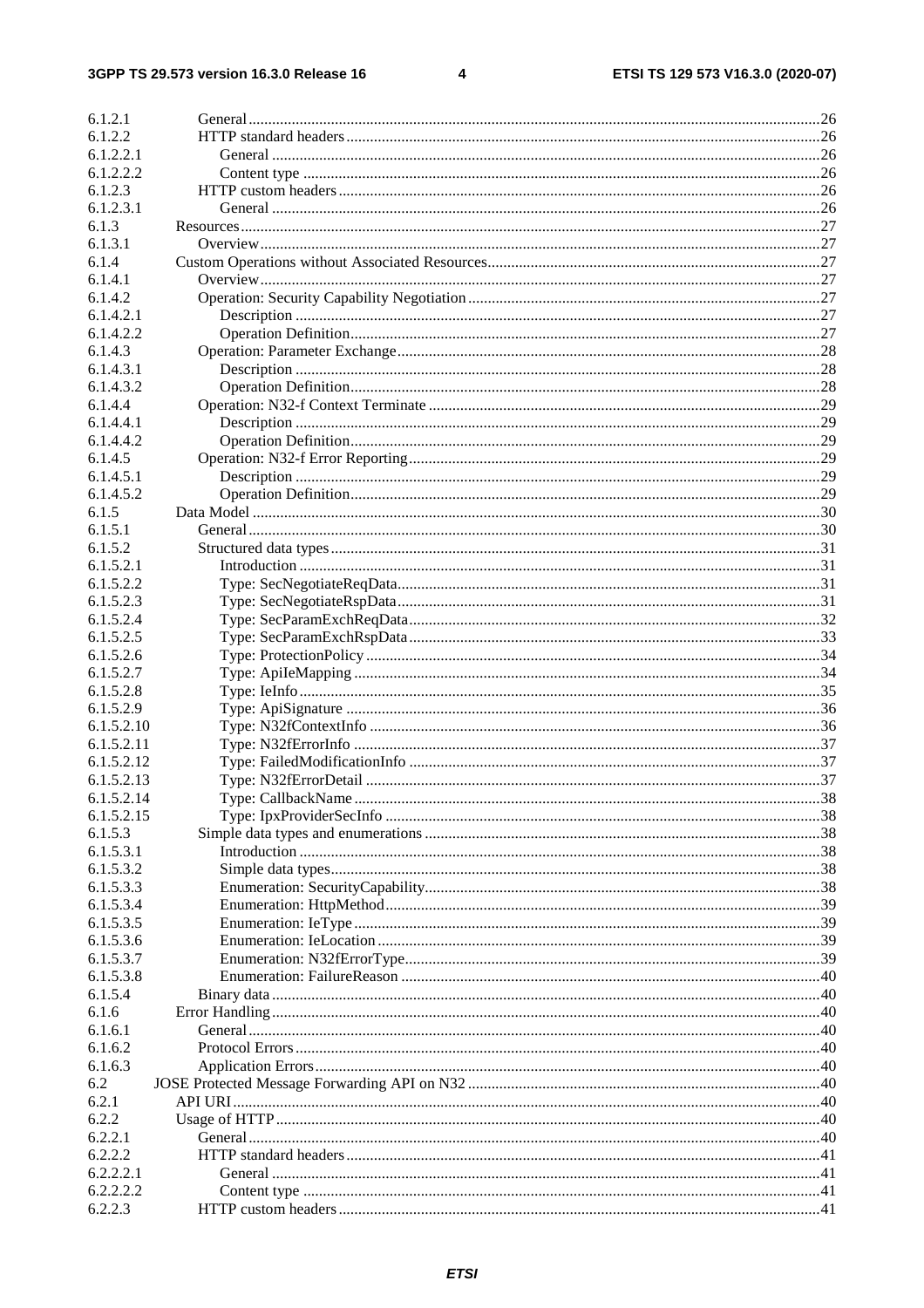6.1.2.1 General ........ 26
6.1.2.2 HTTP standard headers ........ 26
6.1.2.2.1 General ........ 26
6.1.2.2.2 Content type ........ 26
6.1.2.3 HTTP custom headers ........ 26
6.1.2.3.1 General ........ 26
6.1.3 Resources ........ 27
6.1.3.1 Overview ........ 27
6.1.4 Custom Operations without Associated Resources ........ 27
6.1.4.1 Overview ........ 27
6.1.4.2 Operation: Security Capability Negotiation ........ 27
6.1.4.2.1 Description ........ 27
6.1.4.2.2 Operation Definition ........ 27
6.1.4.3 Operation: Parameter Exchange ........ 28
6.1.4.3.1 Description ........ 28
6.1.4.3.2 Operation Definition ........ 28
6.1.4.4 Operation: N32-f Context Terminate ........ 29
6.1.4.4.1 Description ........ 29
6.1.4.4.2 Operation Definition ........ 29
6.1.4.5 Operation: N32-f Error Reporting ........ 29
6.1.4.5.1 Description ........ 29
6.1.4.5.2 Operation Definition ........ 29
6.1.5 Data Model ........ 30
6.1.5.1 General ........ 30
6.1.5.2 Structured data types ........ 31
6.1.5.2.1 Introduction ........ 31
6.1.5.2.2 Type: SecNegotiateReqData ........ 31
6.1.5.2.3 Type: SecNegotiateRspData ........ 31
6.1.5.2.4 Type: SecParamExchReqData ........ 32
6.1.5.2.5 Type: SecParamExchRspData ........ 33
6.1.5.2.6 Type: ProtectionPolicy ........ 34
6.1.5.2.7 Type: ApiIeMapping ........ 34
6.1.5.2.8 Type: IeInfo ........ 35
6.1.5.2.9 Type: ApiSignature ........ 36
6.1.5.2.10 Type: N32fContextInfo ........ 36
6.1.5.2.11 Type: N32fErrorInfo ........ 37
6.1.5.2.12 Type: FailedModificationInfo ........ 37
6.1.5.2.13 Type: N32fErrorDetail ........ 37
6.1.5.2.14 Type: CallbackName ........ 38
6.1.5.2.15 Type: IpxProviderSecInfo ........ 38
6.1.5.3 Simple data types and enumerations ........ 38
6.1.5.3.1 Introduction ........ 38
6.1.5.3.2 Simple data types ........ 38
6.1.5.3.3 Enumeration: SecurityCapability ........ 38
6.1.5.3.4 Enumeration: HttpMethod ........ 39
6.1.5.3.5 Enumeration: IeType ........ 39
6.1.5.3.6 Enumeration: IeLocation ........ 39
6.1.5.3.7 Enumeration: N32fErrorType ........ 39
6.1.5.3.8 Enumeration: FailureReason ........ 40
6.1.5.4 Binary data ........ 40
6.1.6 Error Handling ........ 40
6.1.6.1 General ........ 40
6.1.6.2 Protocol Errors ........ 40
6.1.6.3 Application Errors ........ 40
6.2 JOSE Protected Message Forwarding API on N32 ........ 40
6.2.1 API URI ........ 40
6.2.2 Usage of HTTP ........ 40
6.2.2.1 General ........ 40
6.2.2.2 HTTP standard headers ........ 41
6.2.2.2.1 General ........ 41
6.2.2.2.2 Content type ........ 41
6.2.2.3 HTTP custom headers ........ 41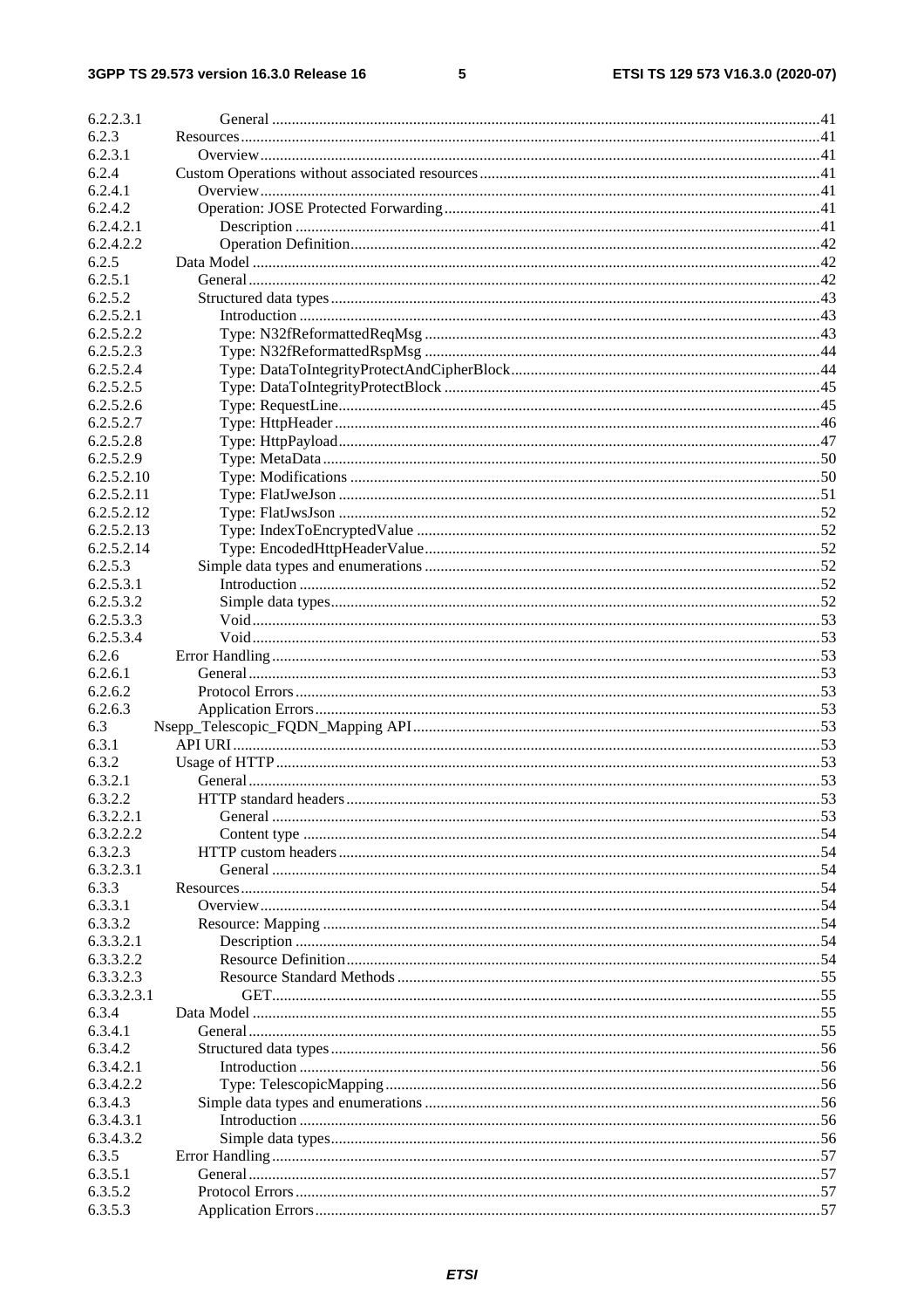| | | |
|---|---|---|
| 6.2.2.3.1 | General | 41 |
| 6.2.3 | Resources | 41 |
| 6.2.3.1 | Overview | 41 |
| 6.2.4 | Custom Operations without associated resources | 41 |
| 6.2.4.1 | Overview | 41 |
| 6.2.4.2 | Operation: JOSE Protected Forwarding | 41 |
| 6.2.4.2.1 | Description | 41 |
| 6.2.4.2.2 | Operation Definition | 42 |
| 6.2.5 | Data Model | 42 |
| 6.2.5.1 | General | 42 |
| 6.2.5.2 | Structured data types | 43 |
| 6.2.5.2.1 | Introduction | 43 |
| 6.2.5.2.2 | Type: N32fReformattedReqMsg | 43 |
| 6.2.5.2.3 | Type: N32fReformattedRspMsg | 44 |
| 6.2.5.2.4 | Type: DataToIntegrityProtectAndCipherBlock | 44 |
| 6.2.5.2.5 | Type: DataToIntegrityProtectBlock | 45 |
| 6.2.5.2.6 | Type: RequestLine | 45 |
| 6.2.5.2.7 | Type: HttpHeader | 46 |
| 6.2.5.2.8 | Type: HttpPayload | 47 |
| 6.2.5.2.9 | Type: MetaData | 50 |
| 6.2.5.2.10 | Type: Modifications | 50 |
| 6.2.5.2.11 | Type: FlatJweJson | 51 |
| 6.2.5.2.12 | Type: FlatJwsJson | 52 |
| 6.2.5.2.13 | Type: IndexToEncryptedValue | 52 |
| 6.2.5.2.14 | Type: EncodedHttpHeaderValue | 52 |
| 6.2.5.3 | Simple data types and enumerations | 52 |
| 6.2.5.3.1 | Introduction | 52 |
| 6.2.5.3.2 | Simple data types | 52 |
| 6.2.5.3.3 | Void | 53 |
| 6.2.5.3.4 | Void | 53 |
| 6.2.6 | Error Handling | 53 |
| 6.2.6.1 | General | 53 |
| 6.2.6.2 | Protocol Errors | 53 |
| 6.2.6.3 | Application Errors | 53 |
| 6.3 | Nsepp_Telescopic_FQDN_Mapping API | 53 |
| 6.3.1 | API URI | 53 |
| 6.3.2 | Usage of HTTP | 53 |
| 6.3.2.1 | General | 53 |
| 6.3.2.2 | HTTP standard headers | 53 |
| 6.3.2.2.1 | General | 53 |
| 6.3.2.2.2 | Content type | 54 |
| 6.3.2.3 | HTTP custom headers | 54 |
| 6.3.2.3.1 | General | 54 |
| 6.3.3 | Resources | 54 |
| 6.3.3.1 | Overview | 54 |
| 6.3.3.2 | Resource: Mapping | 54 |
| 6.3.3.2.1 | Description | 54 |
| 6.3.3.2.2 | Resource Definition | 54 |
| 6.3.3.2.3 | Resource Standard Methods | 55 |
| 6.3.3.2.3.1 | GET | 55 |
| 6.3.4 | Data Model | 55 |
| 6.3.4.1 | General | 55 |
| 6.3.4.2 | Structured data types | 56 |
| 6.3.4.2.1 | Introduction | 56 |
| 6.3.4.2.2 | Type: TelescopicMapping | 56 |
| 6.3.4.3 | Simple data types and enumerations | 56 |
| 6.3.4.3.1 | Introduction | 56 |
| 6.3.4.3.2 | Simple data types | 56 |
| 6.3.5 | Error Handling | 57 |
| 6.3.5.1 | General | 57 |
| 6.3.5.2 | Protocol Errors | 57 |
| 6.3.5.3 | Application Errors | 57 |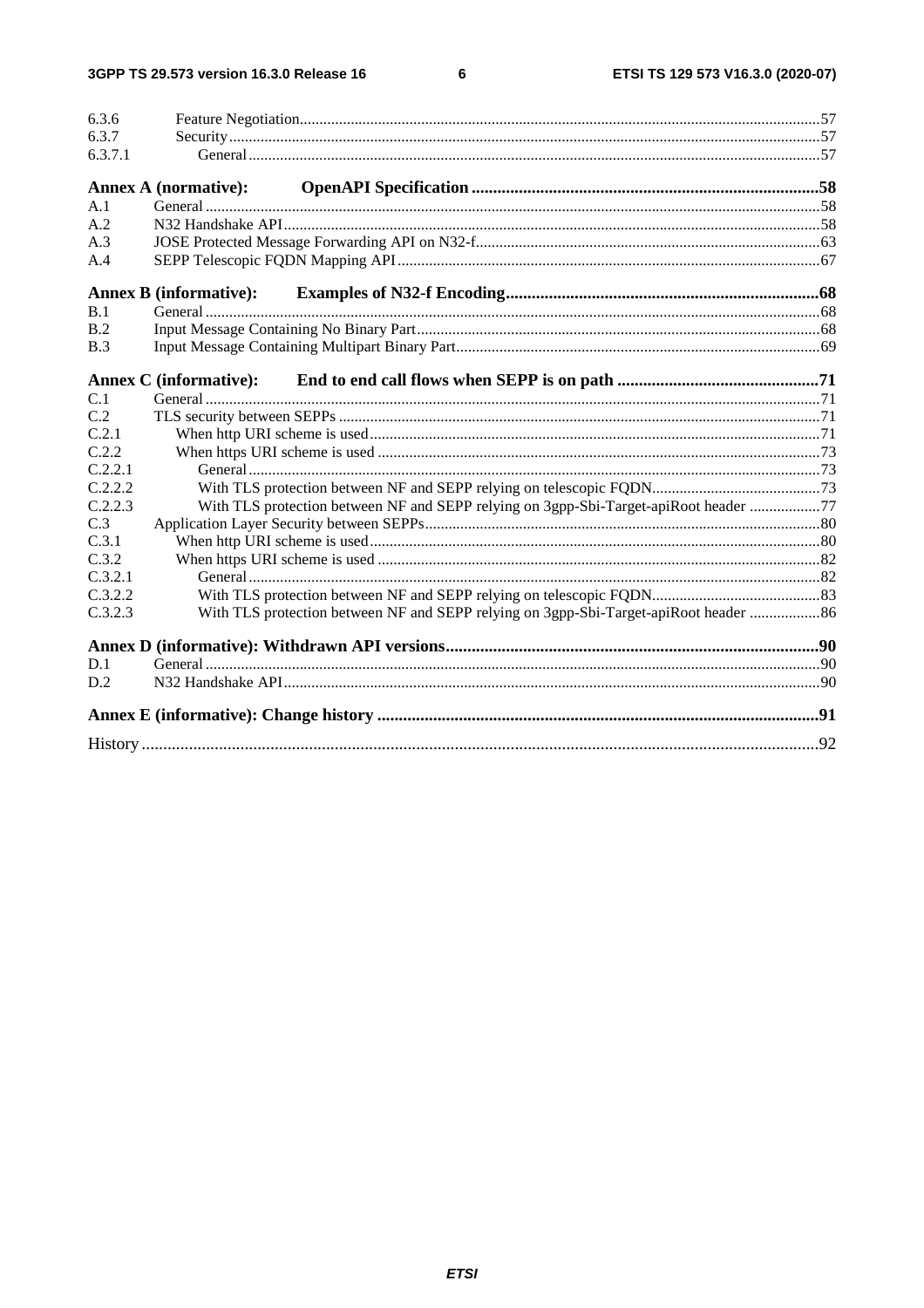| | | |
|---|---|---|
| 6.3.6 | Feature Negotiation | 57 |
| 6.3.7 | Security | 57 |
| 6.3.7.1 | General | 57 |
| **Annex A (normative):** | **OpenAPI Specification** | **58** |
| A.1 | General | 58 |
| A.2 | N32 Handshake API | 58 |
| A.3 | JOSE Protected Message Forwarding API on N32-f | 63 |
| A.4 | SEPP Telescopic FQDN Mapping API | 67 |
| **Annex B (informative):** | **Examples of N32-f Encoding** | **68** |
| B.1 | General | 68 |
| B.2 | Input Message Containing No Binary Part | 68 |
| B.3 | Input Message Containing Multipart Binary Part | 69 |
| **Annex C (informative):** | **End to end call flows when SEPP is on path** | **71** |
| C.1 | General | 71 |
| C.2 | TLS security between SEPPs | 71 |
| C.2.1 | When http URI scheme is used | 71 |
| C.2.2 | When https URI scheme is used | 73 |
| C.2.2.1 | General | 73 |
| C.2.2.2 | With TLS protection between NF and SEPP relying on telescopic FQDN | 73 |
| C.2.2.3 | With TLS protection between NF and SEPP relying on 3gpp-Sbi-Target-apiRoot header | 77 |
| C.3 | Application Layer Security between SEPPs | 80 |
| C.3.1 | When http URI scheme is used | 80 |
| C.3.2 | When https URI scheme is used | 82 |
| C.3.2.1 | General | 82 |
| C.3.2.2 | With TLS protection between NF and SEPP relying on telescopic FQDN | 83 |
| C.3.2.3 | With TLS protection between NF and SEPP relying on 3gpp-Sbi-Target-apiRoot header | 86 |
| **Annex D (informative): Withdrawn API versions** | | **90** |
| D.1 | General | 90 |
| D.2 | N32 Handshake API | 90 |
| **Annex E (informative): Change history** | | **91** |
| History | | 92 |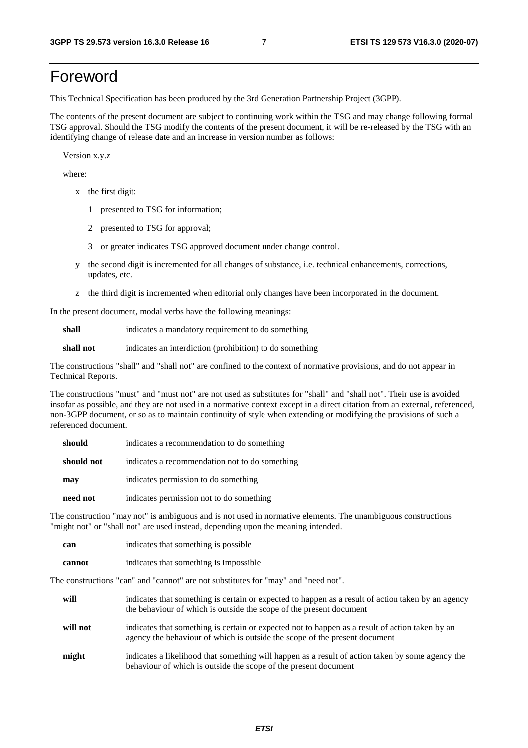# Foreword

This Technical Specification has been produced by the 3rd Generation Partnership Project (3GPP).

The contents of the present document are subject to continuing work within the TSG and may change following formal TSG approval. Should the TSG modify the contents of the present document, it will be re-released by the TSG with an identifying change of release date and an increase in version number as follows:

Version x.y.z

where:

- x the first digit:
  - 1 presented to TSG for information;
  - 2 presented to TSG for approval;
  - 3 or greater indicates TSG approved document under change control.
- y the second digit is incremented for all changes of substance, i.e. technical enhancements, corrections, updates, etc.
- z the third digit is incremented when editorial only changes have been incorporated in the document.

In the present document, modal verbs have the following meanings:

**shall** indicates a mandatory requirement to do something

**shall not** indicates an interdiction (prohibition) to do something

The constructions "shall" and "shall not" are confined to the context of normative provisions, and do not appear in Technical Reports.

The constructions "must" and "must not" are not used as substitutes for "shall" and "shall not". Their use is avoided insofar as possible, and they are not used in a normative context except in a direct citation from an external, referenced, non-3GPP document, or so as to maintain continuity of style when extending or modifying the provisions of such a referenced document.

**should** indicates a recommendation to do something

**should not** indicates a recommendation not to do something

**may** indicates permission to do something

**need not** indicates permission not to do something

The construction "may not" is ambiguous and is not used in normative elements. The unambiguous constructions "might not" or "shall not" are used instead, depending upon the meaning intended.

**can** indicates that something is possible

**cannot** indicates that something is impossible

The constructions "can" and "cannot" are not substitutes for "may" and "need not".

**will** indicates that something is certain or expected to happen as a result of action taken by an agency the behaviour of which is outside the scope of the present document

**will not** indicates that something is certain or expected not to happen as a result of action taken by an agency the behaviour of which is outside the scope of the present document

**might** indicates a likelihood that something will happen as a result of action taken by some agency the behaviour of which is outside the scope of the present document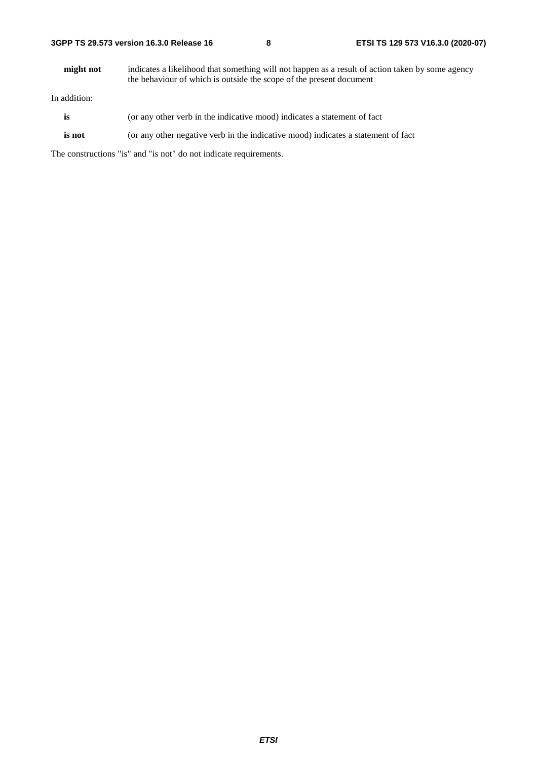**might not** indicates a likelihood that something will not happen as a result of action taken by some agency the behaviour of which is outside the scope of the present document

In addition:

**is** (or any other verb in the indicative mood) indicates a statement of fact

**is not** (or any other negative verb in the indicative mood) indicates a statement of fact

The constructions "is" and "is not" do not indicate requirements.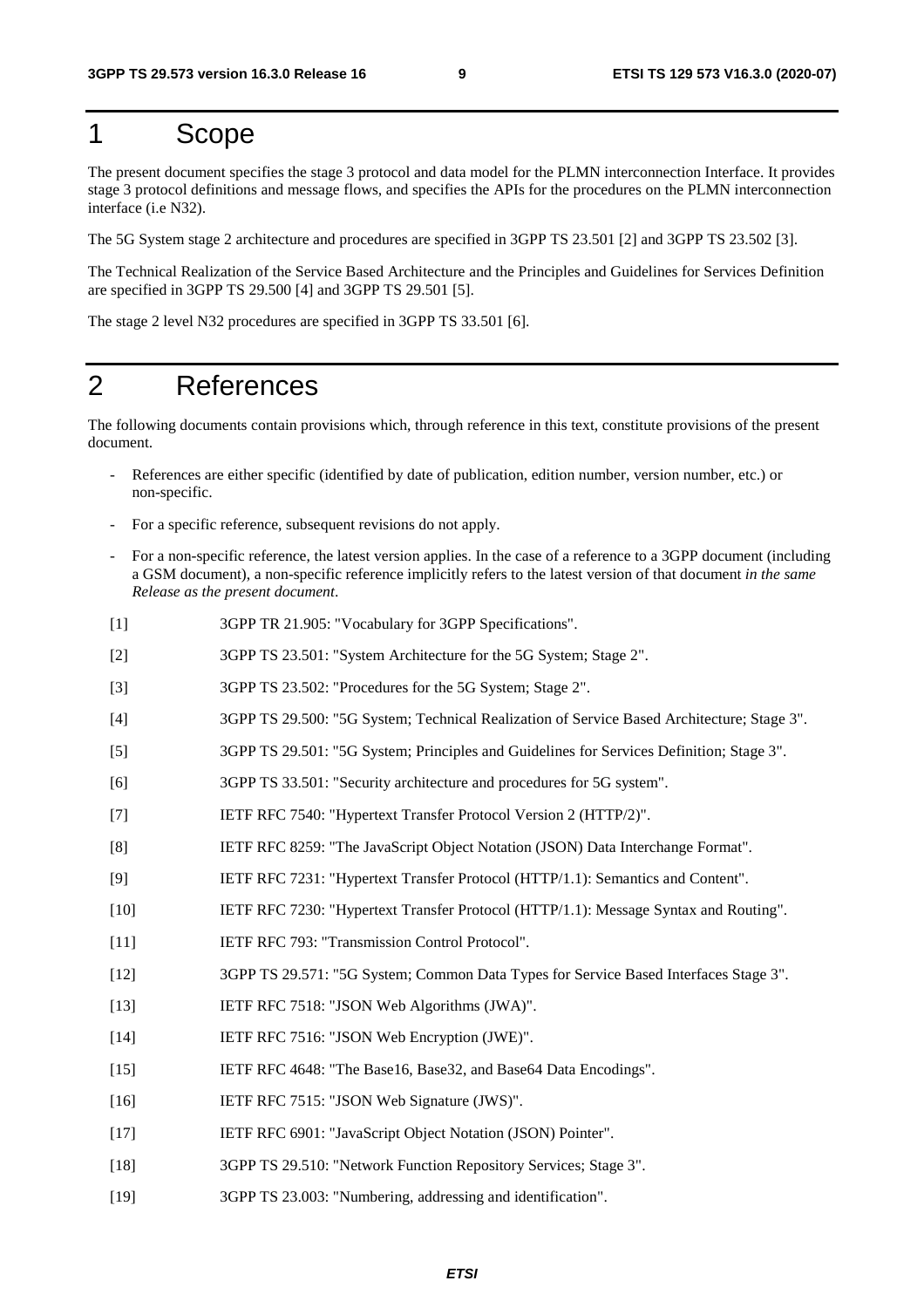# 1 Scope

The present document specifies the stage 3 protocol and data model for the PLMN interconnection Interface. It provides stage 3 protocol definitions and message flows, and specifies the APIs for the procedures on the PLMN interconnection interface (i.e N32).

The 5G System stage 2 architecture and procedures are specified in 3GPP TS 23.501 [2] and 3GPP TS 23.502 [3].

The Technical Realization of the Service Based Architecture and the Principles and Guidelines for Services Definition are specified in 3GPP TS 29.500 [4] and 3GPP TS 29.501 [5].

The stage 2 level N32 procedures are specified in 3GPP TS 33.501 [6].

# 2 References

The following documents contain provisions which, through reference in this text, constitute provisions of the present document.

- References are either specific (identified by date of publication, edition number, version number, etc.) or non-specific.
- For a specific reference, subsequent revisions do not apply.
- For a non-specific reference, the latest version applies. In the case of a reference to a 3GPP document (including a GSM document), a non-specific reference implicitly refers to the latest version of that document *in the same Release as the present document*.

[1] 3GPP TR 21.905: "Vocabulary for 3GPP Specifications".

[2] 3GPP TS 23.501: "System Architecture for the 5G System; Stage 2".

[3] 3GPP TS 23.502: "Procedures for the 5G System; Stage 2".

[4] 3GPP TS 29.500: "5G System; Technical Realization of Service Based Architecture; Stage 3".

[5] 3GPP TS 29.501: "5G System; Principles and Guidelines for Services Definition; Stage 3".

[6] 3GPP TS 33.501: "Security architecture and procedures for 5G system".

[7] IETF RFC 7540: "Hypertext Transfer Protocol Version 2 (HTTP/2)".

[8] IETF RFC 8259: "The JavaScript Object Notation (JSON) Data Interchange Format".

[9] IETF RFC 7231: "Hypertext Transfer Protocol (HTTP/1.1): Semantics and Content".

[10] IETF RFC 7230: "Hypertext Transfer Protocol (HTTP/1.1): Message Syntax and Routing".

[11] IETF RFC 793: "Transmission Control Protocol".

[12] 3GPP TS 29.571: "5G System; Common Data Types for Service Based Interfaces Stage 3".

[13] IETF RFC 7518: "JSON Web Algorithms (JWA)".

[14] IETF RFC 7516: "JSON Web Encryption (JWE)".

[15] IETF RFC 4648: "The Base16, Base32, and Base64 Data Encodings".

[16] IETF RFC 7515: "JSON Web Signature (JWS)".

[17] IETF RFC 6901: "JavaScript Object Notation (JSON) Pointer".

[18] 3GPP TS 29.510: "Network Function Repository Services; Stage 3".

[19] 3GPP TS 23.003: "Numbering, addressing and identification".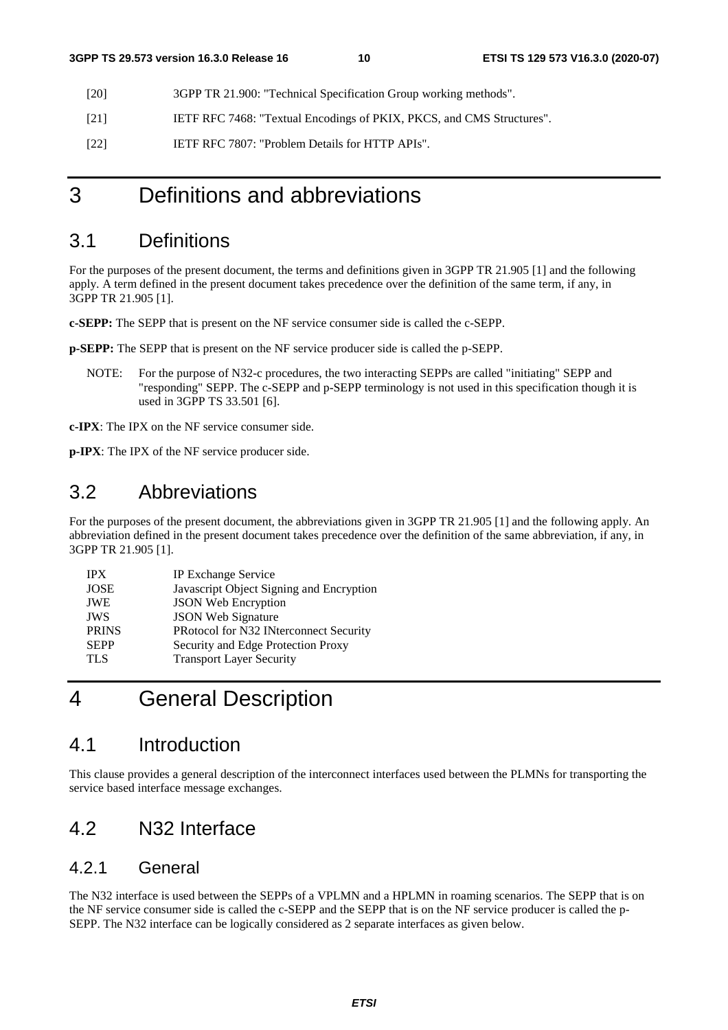[20] 3GPP TR 21.900: "Technical Specification Group working methods".

[21] IETF RFC 7468: "Textual Encodings of PKIX, PKCS, and CMS Structures".

[22] IETF RFC 7807: "Problem Details for HTTP APIs".

# 3 Definitions and abbreviations

## 3.1 Definitions

For the purposes of the present document, the terms and definitions given in 3GPP TR 21.905 [1] and the following apply. A term defined in the present document takes precedence over the definition of the same term, if any, in 3GPP TR 21.905 [1].

**c-SEPP:** The SEPP that is present on the NF service consumer side is called the c-SEPP.

**p-SEPP:** The SEPP that is present on the NF service producer side is called the p-SEPP.

NOTE: For the purpose of N32-c procedures, the two interacting SEPPs are called "initiating" SEPP and "responding" SEPP. The c-SEPP and p-SEPP terminology is not used in this specification though it is used in 3GPP TS 33.501 [6].

**c-IPX**: The IPX on the NF service consumer side.

**p-IPX**: The IPX of the NF service producer side.

## 3.2 Abbreviations

For the purposes of the present document, the abbreviations given in 3GPP TR 21.905 [1] and the following apply. An abbreviation defined in the present document takes precedence over the definition of the same abbreviation, if any, in 3GPP TR 21.905 [1].

| | |
|---|---|
| IPX | IP Exchange Service |
| JOSE | Javascript Object Signing and Encryption |
| JWE | JSON Web Encryption |
| JWS | JSON Web Signature |
| PRINS | PRotocol for N32 INterconnect Security |
| SEPP | Security and Edge Protection Proxy |
| TLS | Transport Layer Security |

# 4 General Description

## 4.1 Introduction

This clause provides a general description of the interconnect interfaces used between the PLMNs for transporting the service based interface message exchanges.

## 4.2 N32 Interface

### 4.2.1 General

The N32 interface is used between the SEPPs of a VPLMN and a HPLMN in roaming scenarios. The SEPP that is on the NF service consumer side is called the c-SEPP and the SEPP that is on the NF service producer is called the p-SEPP. The N32 interface can be logically considered as 2 separate interfaces as given below.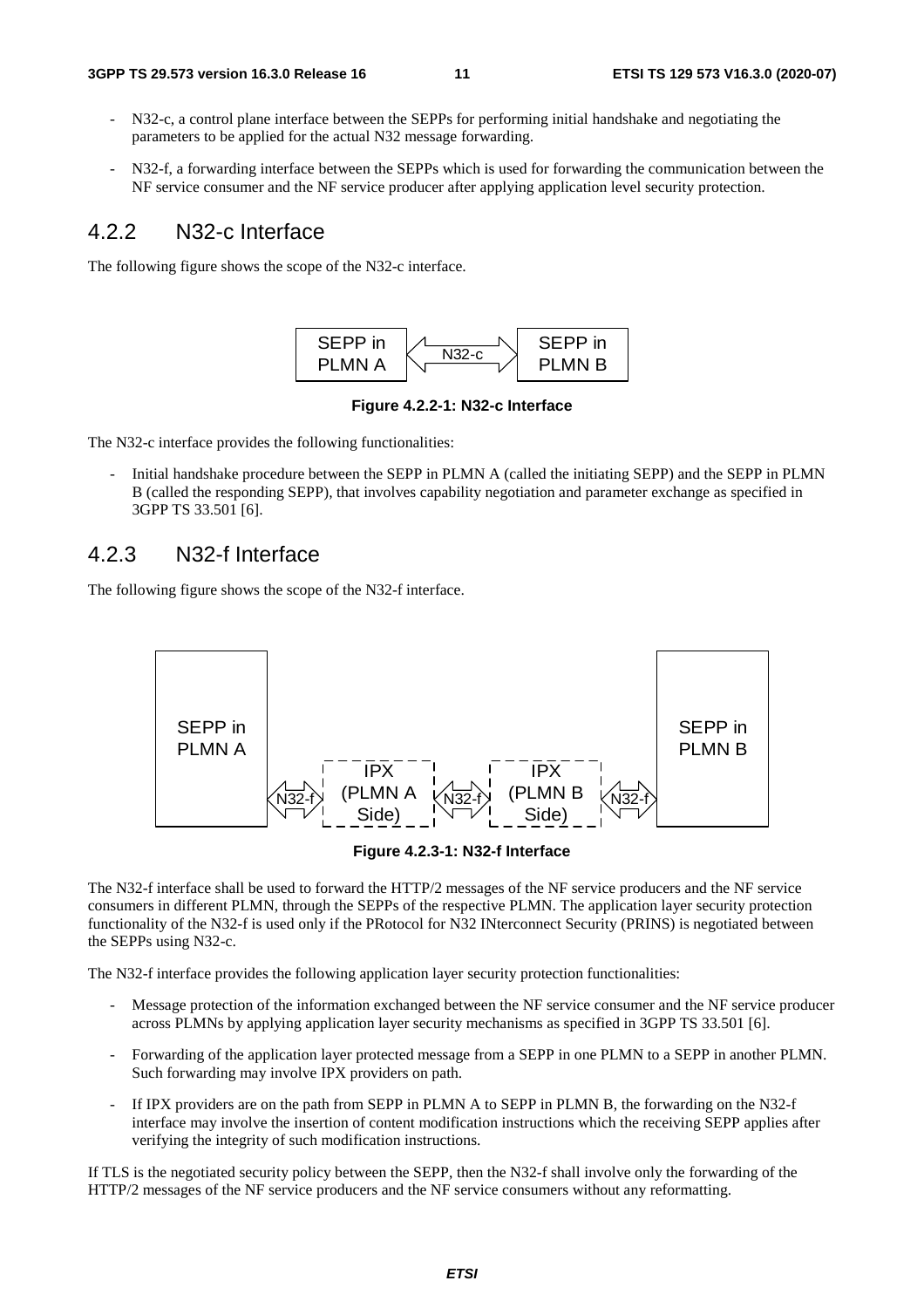- N32-c, a control plane interface between the SEPPs for performing initial handshake and negotiating the parameters to be applied for the actual N32 message forwarding.

- N32-f, a forwarding interface between the SEPPs which is used for forwarding the communication between the NF service consumer and the NF service producer after applying application level security protection.

## 4.2.2 N32-c Interface

The following figure shows the scope of the N32-c interface.

**Figure 4.2.2-1: N32-c Interface**

The N32-c interface provides the following functionalities:

- Initial handshake procedure between the SEPP in PLMN A (called the initiating SEPP) and the SEPP in PLMN B (called the responding SEPP), that involves capability negotiation and parameter exchange as specified in 3GPP TS 33.501 [6].

## 4.2.3 N32-f Interface

The following figure shows the scope of the N32-f interface.

**Figure 4.2.3-1: N32-f Interface**

The N32-f interface shall be used to forward the HTTP/2 messages of the NF service producers and the NF service consumers in different PLMN, through the SEPPs of the respective PLMN. The application layer security protection functionality of the N32-f is used only if the PRotocol for N32 INterconnect Security (PRINS) is negotiated between the SEPPs using N32-c.

The N32-f interface provides the following application layer security protection functionalities:

- Message protection of the information exchanged between the NF service consumer and the NF service producer across PLMNs by applying application layer security mechanisms as specified in 3GPP TS 33.501 [6].

- Forwarding of the application layer protected message from a SEPP in one PLMN to a SEPP in another PLMN. Such forwarding may involve IPX providers on path.

- If IPX providers are on the path from SEPP in PLMN A to SEPP in PLMN B, the forwarding on the N32-f interface may involve the insertion of content modification instructions which the receiving SEPP applies after verifying the integrity of such modification instructions.

If TLS is the negotiated security policy between the SEPP, then the N32-f shall involve only the forwarding of the HTTP/2 messages of the NF service producers and the NF service consumers without any reformatting.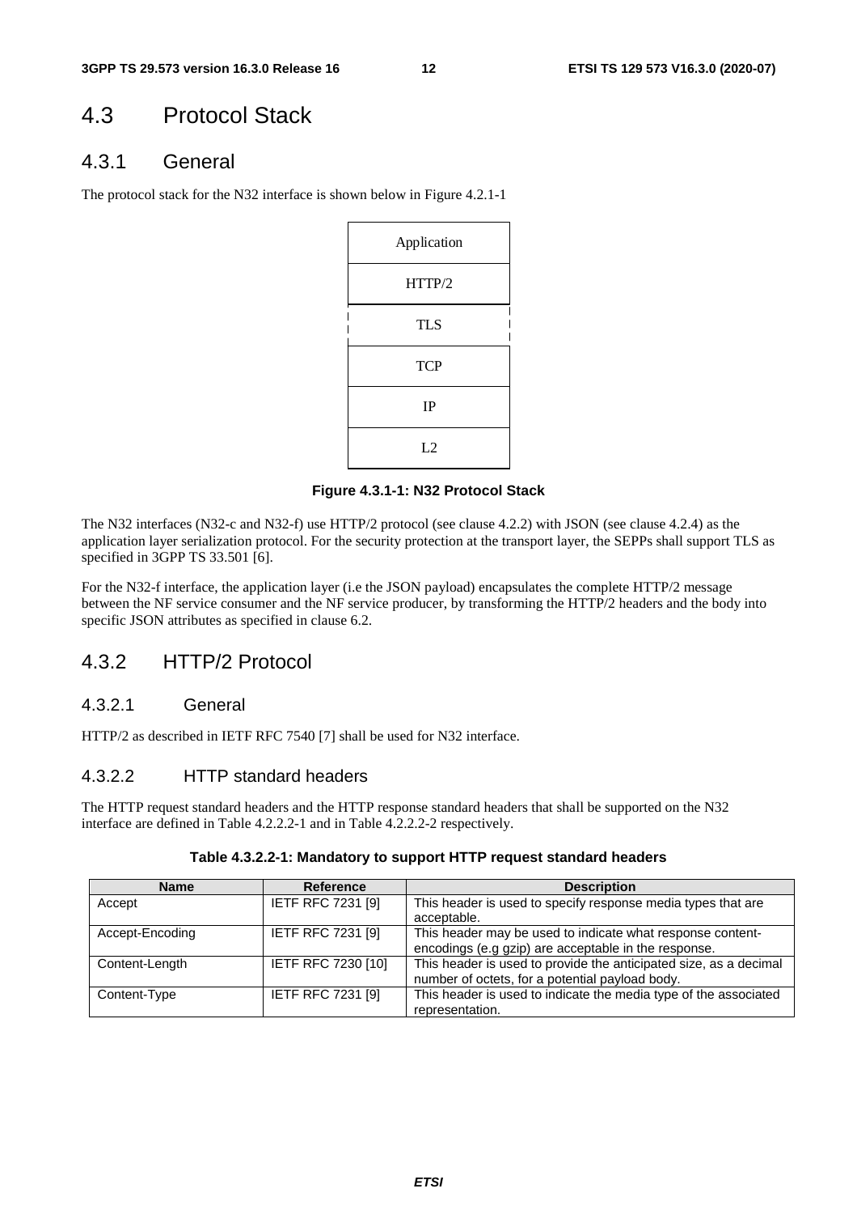## 4.3 Protocol Stack

### 4.3.1 General

The protocol stack for the N32 interface is shown below in Figure 4.2.1-1

| Application |
|---|
| HTTP/2 |
| TLS |
| TCP |
| IP |
| L2 |

**Figure 4.3.1-1: N32 Protocol Stack**

The N32 interfaces (N32-c and N32-f) use HTTP/2 protocol (see clause 4.2.2) with JSON (see clause 4.2.4) as the application layer serialization protocol. For the security protection at the transport layer, the SEPPs shall support TLS as specified in 3GPP TS 33.501 [6].

For the N32-f interface, the application layer (i.e the JSON payload) encapsulates the complete HTTP/2 message between the NF service consumer and the NF service producer, by transforming the HTTP/2 headers and the body into specific JSON attributes as specified in clause 6.2.

### 4.3.2 HTTP/2 Protocol

#### 4.3.2.1 General

HTTP/2 as described in IETF RFC 7540 [7] shall be used for N32 interface.

#### 4.3.2.2 HTTP standard headers

The HTTP request standard headers and the HTTP response standard headers that shall be supported on the N32 interface are defined in Table 4.2.2.2-1 and in Table 4.2.2.2-2 respectively.

**Table 4.3.2.2-1: Mandatory to support HTTP request standard headers**

| Name | Reference | Description |
|---|---|---|
| Accept | IETF RFC 7231 [9] | This header is used to specify response media types that are acceptable. |
| Accept-Encoding | IETF RFC 7231 [9] | This header may be used to indicate what response content-encodings (e.g gzip) are acceptable in the response. |
| Content-Length | IETF RFC 7230 [10] | This header is used to provide the anticipated size, as a decimal number of octets, for a potential payload body. |
| Content-Type | IETF RFC 7231 [9] | This header is used to indicate the media type of the associated representation. |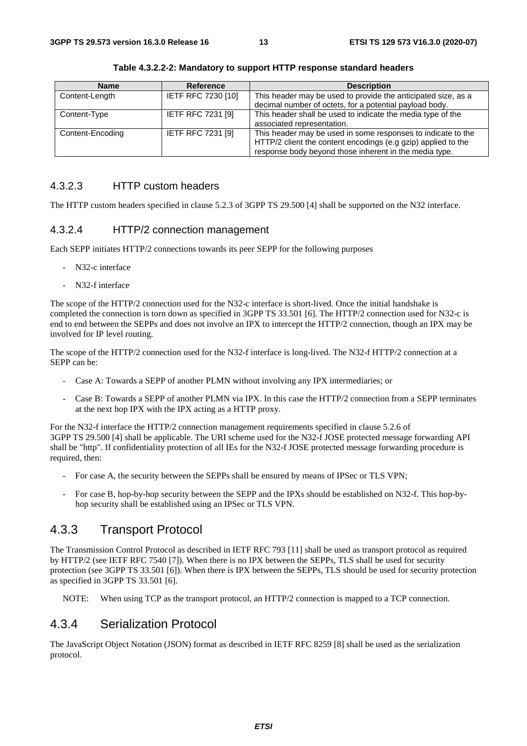**Table 4.3.2.2-2: Mandatory to support HTTP response standard headers**

| Name | Reference | Description |
|---|---|---|
| Content-Length | IETF RFC 7230 [10] | This header may be used to provide the anticipated size, as a decimal number of octets, for a potential payload body. |
| Content-Type | IETF RFC 7231 [9] | This header shall be used to indicate the media type of the associated representation. |
| Content-Encoding | IETF RFC 7231 [9] | This header may be used in some responses to indicate to the HTTP/2 client the content encodings (e.g gzip) applied to the response body beyond those inherent in the media type. |

#### 4.3.2.3 HTTP custom headers

The HTTP custom headers specified in clause 5.2.3 of 3GPP TS 29.500 [4] shall be supported on the N32 interface.

#### 4.3.2.4 HTTP/2 connection management

Each SEPP initiates HTTP/2 connections towards its peer SEPP for the following purposes

- N32-c interface
- N32-f interface

The scope of the HTTP/2 connection used for the N32-c interface is short-lived. Once the initial handshake is completed the connection is torn down as specified in 3GPP TS 33.501 [6]. The HTTP/2 connection used for N32-c is end to end between the SEPPs and does not involve an IPX to intercept the HTTP/2 connection, though an IPX may be involved for IP level routing.

The scope of the HTTP/2 connection used for the N32-f interface is long-lived. The N32-f HTTP/2 connection at a SEPP can be:

- Case A: Towards a SEPP of another PLMN without involving any IPX intermediaries; or
- Case B: Towards a SEPP of another PLMN via IPX. In this case the HTTP/2 connection from a SEPP terminates at the next hop IPX with the IPX acting as a HTTP proxy.

For the N32-f interface the HTTP/2 connection management requirements specified in clause 5.2.6 of 3GPP TS 29.500 [4] shall be applicable. The URI scheme used for the N32-f JOSE protected message forwarding API shall be "http". If confidentiality protection of all IEs for the N32-f JOSE protected message forwarding procedure is required, then:

- For case A, the security between the SEPPs shall be ensured by means of IPSec or TLS VPN;
- For case B, hop-by-hop security between the SEPP and the IPXs should be established on N32-f. This hop-by-hop security shall be established using an IPSec or TLS VPN.

### 4.3.3 Transport Protocol

The Transmission Control Protocol as described in IETF RFC 793 [11] shall be used as transport protocol as required by HTTP/2 (see IETF RFC 7540 [7]). When there is no IPX between the SEPPs, TLS shall be used for security protection (see 3GPP TS 33.501 [6]). When there is IPX between the SEPPs, TLS should be used for security protection as specified in 3GPP TS 33.501 [6].

NOTE: When using TCP as the transport protocol, an HTTP/2 connection is mapped to a TCP connection.

### 4.3.4 Serialization Protocol

The JavaScript Object Notation (JSON) format as described in IETF RFC 8259 [8] shall be used as the serialization protocol.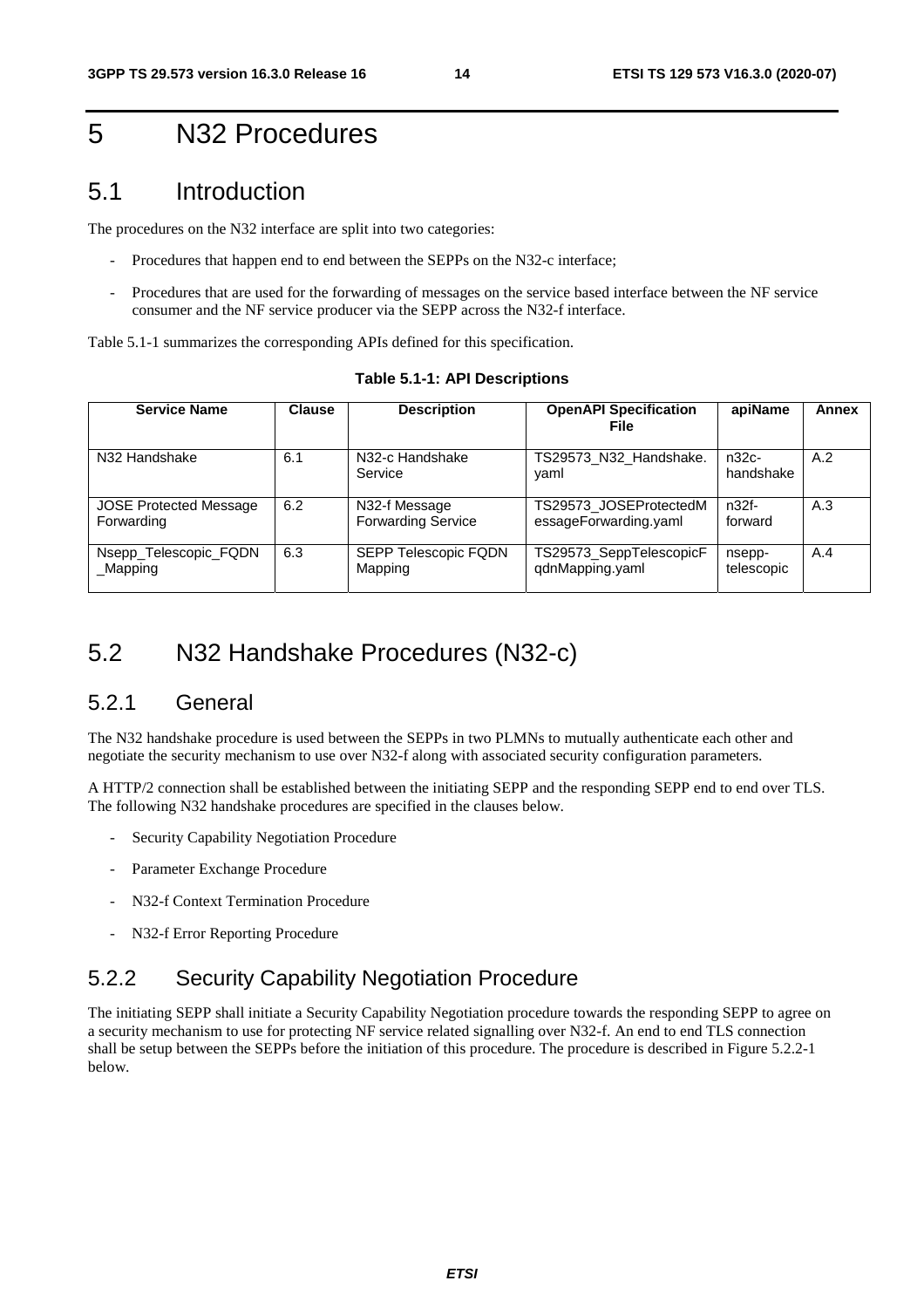# 5 N32 Procedures

## 5.1 Introduction

The procedures on the N32 interface are split into two categories:

- Procedures that happen end to end between the SEPPs on the N32-c interface;
- Procedures that are used for the forwarding of messages on the service based interface between the NF service consumer and the NF service producer via the SEPP across the N32-f interface.

Table 5.1-1 summarizes the corresponding APIs defined for this specification.

**Table 5.1-1: API Descriptions**

| Service Name | Clause | Description | OpenAPI Specification File | apiName | Annex |
|---|---|---|---|---|---|
| N32 Handshake | 6.1 | N32-c Handshake Service | TS29573_N32_Handshake.yaml | n32c-handshake | A.2 |
| JOSE Protected Message Forwarding | 6.2 | N32-f Message Forwarding Service | TS29573_JOSEProtectedMessageForwarding.yaml | n32f-forward | A.3 |
| Nsepp_Telescopic_FQDN_Mapping | 6.3 | SEPP Telescopic FQDN Mapping | TS29573_SeppTelescopicFqdnMapping.yaml | nsepp-telescopic | A.4 |

## 5.2 N32 Handshake Procedures (N32-c)

### 5.2.1 General

The N32 handshake procedure is used between the SEPPs in two PLMNs to mutually authenticate each other and negotiate the security mechanism to use over N32-f along with associated security configuration parameters.

A HTTP/2 connection shall be established between the initiating SEPP and the responding SEPP end to end over TLS. The following N32 handshake procedures are specified in the clauses below.

- Security Capability Negotiation Procedure
- Parameter Exchange Procedure
- N32-f Context Termination Procedure
- N32-f Error Reporting Procedure

### 5.2.2 Security Capability Negotiation Procedure

The initiating SEPP shall initiate a Security Capability Negotiation procedure towards the responding SEPP to agree on a security mechanism to use for protecting NF service related signalling over N32-f. An end to end TLS connection shall be setup between the SEPPs before the initiation of this procedure. The procedure is described in Figure 5.2.2-1 below.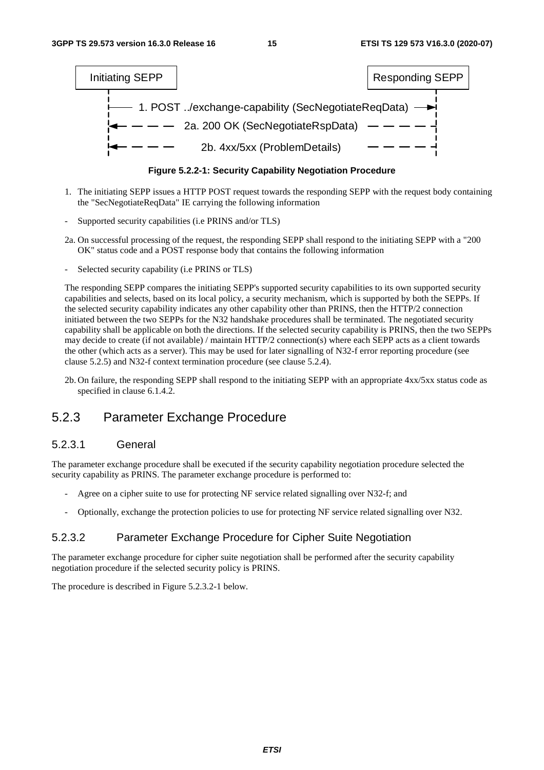Initiating SEPP → Responding SEPP

1. POST ../exchange-capability (SecNegotiateReqData)

2a. 200 OK (SecNegotiateRspData)

2b. 4xx/5xx (ProblemDetails)

**Figure 5.2.2-1: Security Capability Negotiation Procedure**

1. The initiating SEPP issues a HTTP POST request towards the responding SEPP with the request body containing the "SecNegotiateReqData" IE carrying the following information

- Supported security capabilities (i.e PRINS and/or TLS)

2a. On successful processing of the request, the responding SEPP shall respond to the initiating SEPP with a "200 OK" status code and a POST response body that contains the following information

- Selected security capability (i.e PRINS or TLS)

The responding SEPP compares the initiating SEPP's supported security capabilities to its own supported security capabilities and selects, based on its local policy, a security mechanism, which is supported by both the SEPPs. If the selected security capability indicates any other capability other than PRINS, then the HTTP/2 connection initiated between the two SEPPs for the N32 handshake procedures shall be terminated. The negotiated security capability shall be applicable on both the directions. If the selected security capability is PRINS, then the two SEPPs may decide to create (if not available) / maintain HTTP/2 connection(s) where each SEPP acts as a client towards the other (which acts as a server). This may be used for later signalling of N32-f error reporting procedure (see clause 5.2.5) and N32-f context termination procedure (see clause 5.2.4).

2b. On failure, the responding SEPP shall respond to the initiating SEPP with an appropriate 4xx/5xx status code as specified in clause 6.1.4.2.

## 5.2.3 Parameter Exchange Procedure

### 5.2.3.1 General

The parameter exchange procedure shall be executed if the security capability negotiation procedure selected the security capability as PRINS. The parameter exchange procedure is performed to:

- Agree on a cipher suite to use for protecting NF service related signalling over N32-f; and
- Optionally, exchange the protection policies to use for protecting NF service related signalling over N32.

### 5.2.3.2 Parameter Exchange Procedure for Cipher Suite Negotiation

The parameter exchange procedure for cipher suite negotiation shall be performed after the security capability negotiation procedure if the selected security policy is PRINS.

The procedure is described in Figure 5.2.3.2-1 below.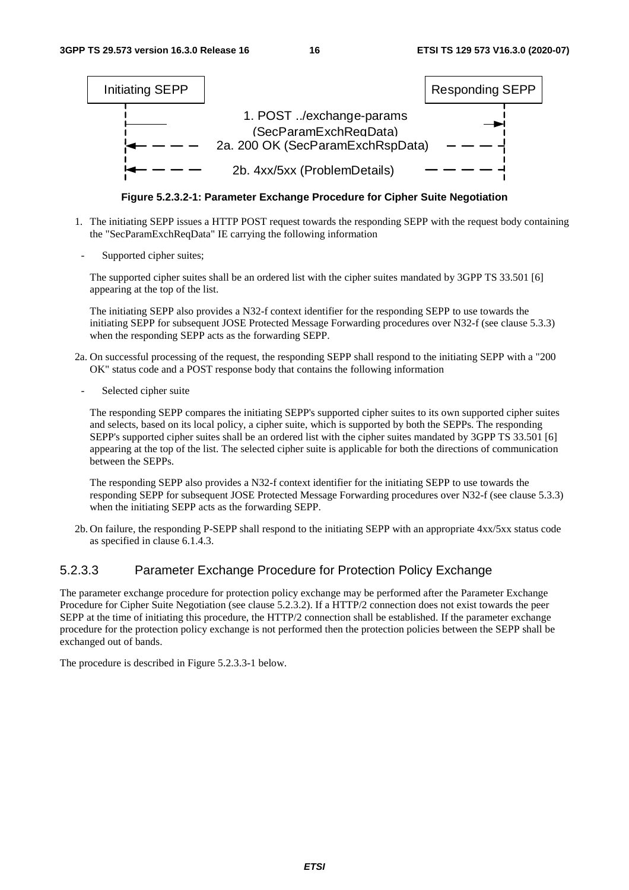Initiating SEPP | Responding SEPP

1. POST ../exchange-params (SecParamExchReqData)

2a. 200 OK (SecParamExchRspData)

2b. 4xx/5xx (ProblemDetails)

**Figure 5.2.3.2-1: Parameter Exchange Procedure for Cipher Suite Negotiation**

1. The initiating SEPP issues a HTTP POST request towards the responding SEPP with the request body containing the "SecParamExchReqData" IE carrying the following information

   - Supported cipher suites;

   The supported cipher suites shall be an ordered list with the cipher suites mandated by 3GPP TS 33.501 [6] appearing at the top of the list.

   The initiating SEPP also provides a N32-f context identifier for the responding SEPP to use towards the initiating SEPP for subsequent JOSE Protected Message Forwarding procedures over N32-f (see clause 5.3.3) when the responding SEPP acts as the forwarding SEPP.

2a. On successful processing of the request, the responding SEPP shall respond to the initiating SEPP with a "200 OK" status code and a POST response body that contains the following information

   - Selected cipher suite

   The responding SEPP compares the initiating SEPP's supported cipher suites to its own supported cipher suites and selects, based on its local policy, a cipher suite, which is supported by both the SEPPs. The responding SEPP's supported cipher suites shall be an ordered list with the cipher suites mandated by 3GPP TS 33.501 [6] appearing at the top of the list. The selected cipher suite is applicable for both the directions of communication between the SEPPs.

   The responding SEPP also provides a N32-f context identifier for the initiating SEPP to use towards the responding SEPP for subsequent JOSE Protected Message Forwarding procedures over N32-f (see clause 5.3.3) when the initiating SEPP acts as the forwarding SEPP.

2b. On failure, the responding P-SEPP shall respond to the initiating SEPP with an appropriate 4xx/5xx status code as specified in clause 6.1.4.3.

### 5.2.3.3 Parameter Exchange Procedure for Protection Policy Exchange

The parameter exchange procedure for protection policy exchange may be performed after the Parameter Exchange Procedure for Cipher Suite Negotiation (see clause 5.2.3.2). If a HTTP/2 connection does not exist towards the peer SEPP at the time of initiating this procedure, the HTTP/2 connection shall be established. If the parameter exchange procedure for the protection policy exchange is not performed then the protection policies between the SEPP shall be exchanged out of bands.

The procedure is described in Figure 5.2.3.3-1 below.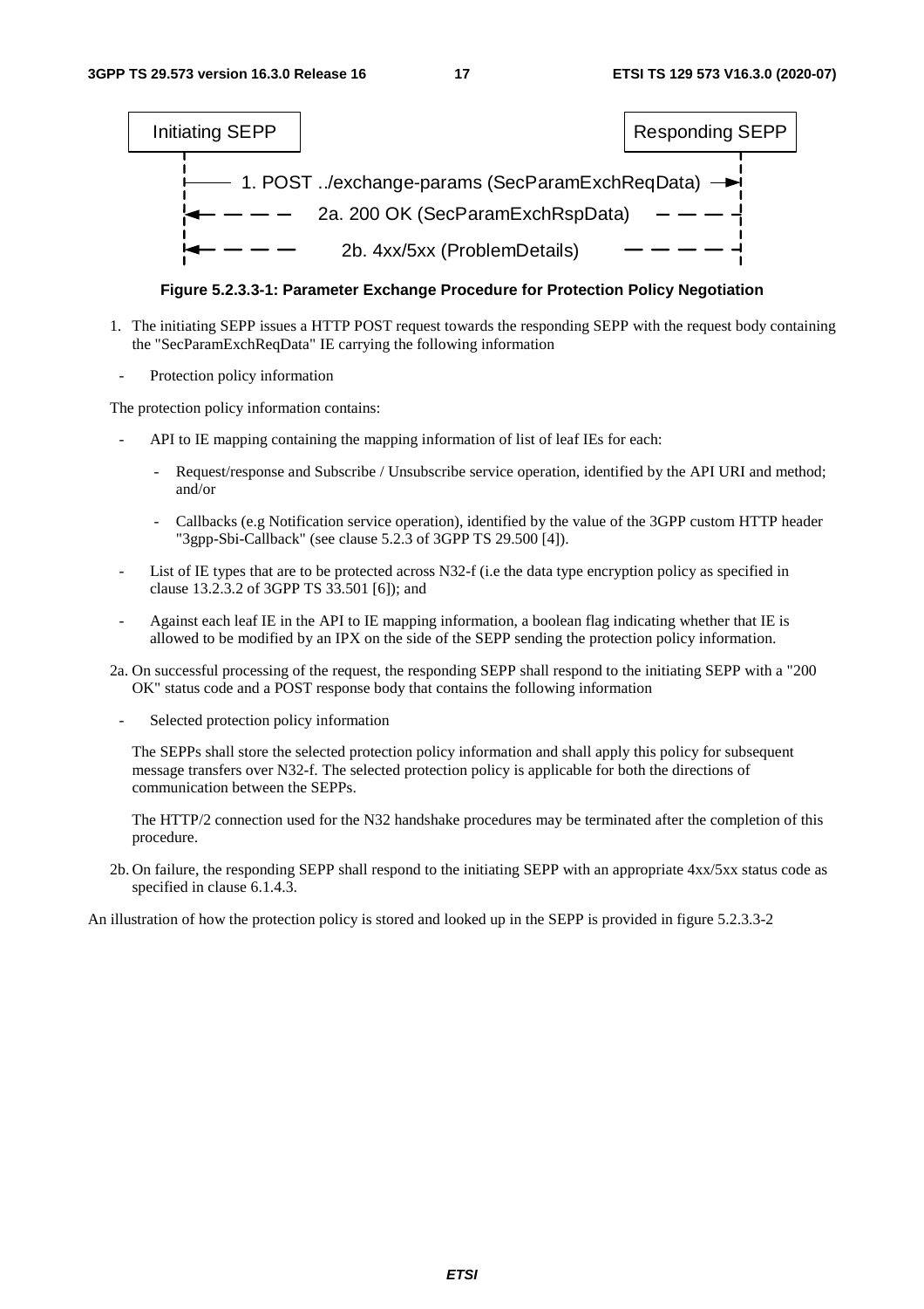Initiating SEPP | Responding SEPP

1. POST ../exchange-params (SecParamExchReqData)

2a. 200 OK (SecParamExchRspData)

2b. 4xx/5xx (ProblemDetails)

**Figure 5.2.3.3-1: Parameter Exchange Procedure for Protection Policy Negotiation**

1. The initiating SEPP issues a HTTP POST request towards the responding SEPP with the request body containing the "SecParamExchReqData" IE carrying the following information

   - Protection policy information

   The protection policy information contains:

   - API to IE mapping containing the mapping information of list of leaf IEs for each:
     - Request/response and Subscribe / Unsubscribe service operation, identified by the API URI and method; and/or
     - Callbacks (e.g Notification service operation), identified by the value of the 3GPP custom HTTP header "3gpp-Sbi-Callback" (see clause 5.2.3 of 3GPP TS 29.500 [4]).
   - List of IE types that are to be protected across N32-f (i.e the data type encryption policy as specified in clause 13.2.3.2 of 3GPP TS 33.501 [6]); and
   - Against each leaf IE in the API to IE mapping information, a boolean flag indicating whether that IE is allowed to be modified by an IPX on the side of the SEPP sending the protection policy information.

2a. On successful processing of the request, the responding SEPP shall respond to the initiating SEPP with a "200 OK" status code and a POST response body that contains the following information

   - Selected protection policy information

   The SEPPs shall store the selected protection policy information and shall apply this policy for subsequent message transfers over N32-f. The selected protection policy is applicable for both the directions of communication between the SEPPs.

   The HTTP/2 connection used for the N32 handshake procedures may be terminated after the completion of this procedure.

2b. On failure, the responding SEPP shall respond to the initiating SEPP with an appropriate 4xx/5xx status code as specified in clause 6.1.4.3.

An illustration of how the protection policy is stored and looked up in the SEPP is provided in figure 5.2.3.3-2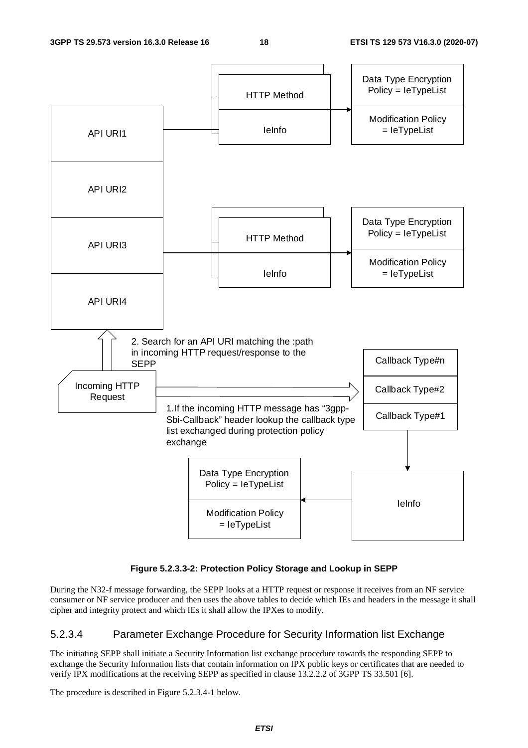**Figure 5.2.3.3-2: Protection Policy Storage and Lookup in SEPP**

During the N32-f message forwarding, the SEPP looks at a HTTP request or response it receives from an NF service consumer or NF service producer and then uses the above tables to decide which IEs and headers in the message it shall cipher and integrity protect and which IEs it shall allow the IPXes to modify.

#### 5.2.3.4 Parameter Exchange Procedure for Security Information list Exchange

The initiating SEPP shall initiate a Security Information list exchange procedure towards the responding SEPP to exchange the Security Information lists that contain information on IPX public keys or certificates that are needed to verify IPX modifications at the receiving SEPP as specified in clause 13.2.2.2 of 3GPP TS 33.501 [6].

The procedure is described in Figure 5.2.3.4-1 below.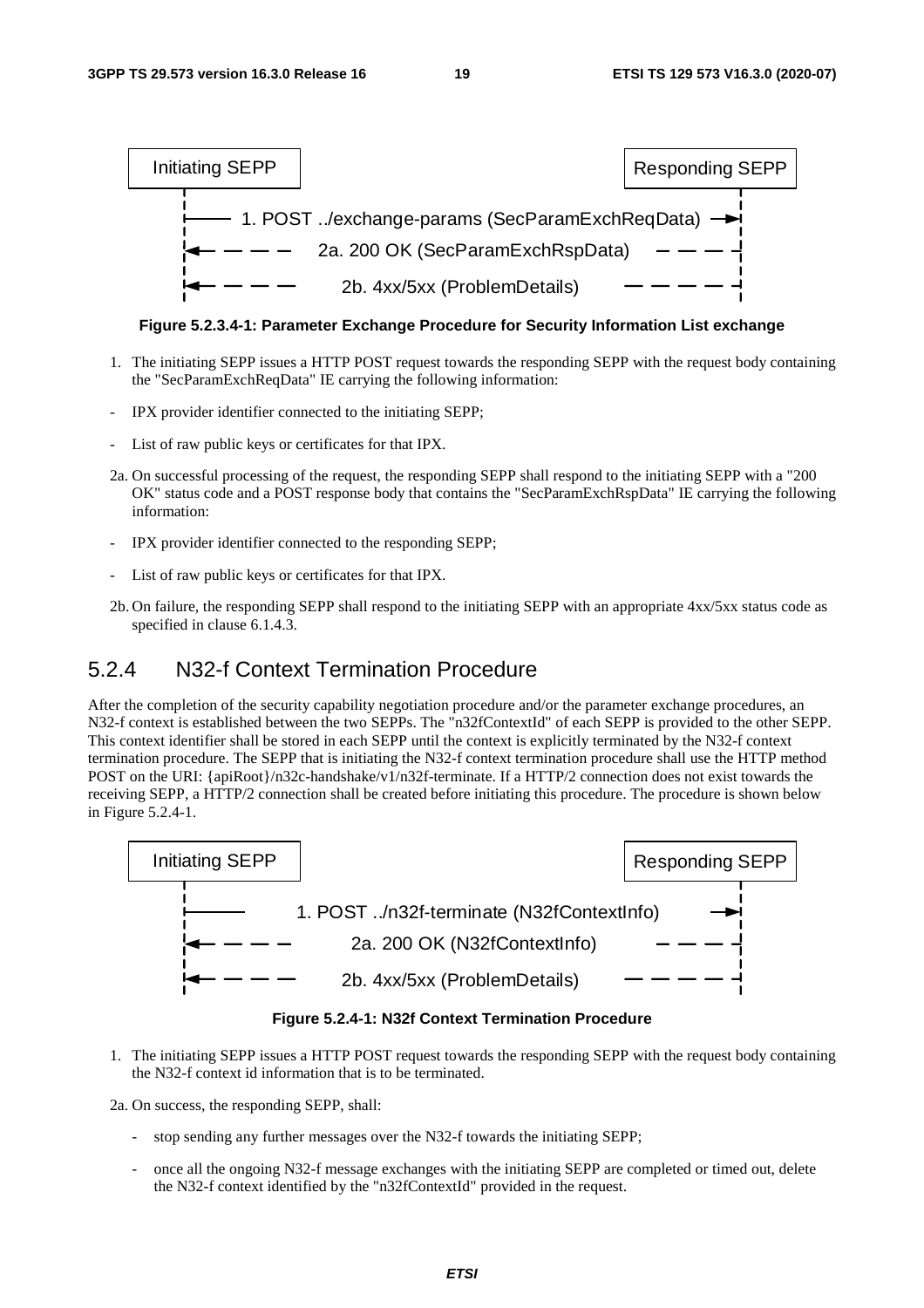Initiating SEPP | Responding SEPP

1. POST ../exchange-params (SecParamExchReqData)
2a. 200 OK (SecParamExchRspData)
2b. 4xx/5xx (ProblemDetails)

**Figure 5.2.3.4-1: Parameter Exchange Procedure for Security Information List exchange**

1. The initiating SEPP issues a HTTP POST request towards the responding SEPP with the request body containing the "SecParamExchReqData" IE carrying the following information:

- IPX provider identifier connected to the initiating SEPP;
- List of raw public keys or certificates for that IPX.

2a. On successful processing of the request, the responding SEPP shall respond to the initiating SEPP with a "200 OK" status code and a POST response body that contains the "SecParamExchRspData" IE carrying the following information:

- IPX provider identifier connected to the responding SEPP;
- List of raw public keys or certificates for that IPX.

2b. On failure, the responding SEPP shall respond to the initiating SEPP with an appropriate 4xx/5xx status code as specified in clause 6.1.4.3.

## 5.2.4 N32-f Context Termination Procedure

After the completion of the security capability negotiation procedure and/or the parameter exchange procedures, an N32-f context is established between the two SEPPs. The "n32fContextId" of each SEPP is provided to the other SEPP. This context identifier shall be stored in each SEPP until the context is explicitly terminated by the N32-f context termination procedure. The SEPP that is initiating the N32-f context termination procedure shall use the HTTP method POST on the URI: {apiRoot}/n32c-handshake/v1/n32f-terminate. If a HTTP/2 connection does not exist towards the receiving SEPP, a HTTP/2 connection shall be created before initiating this procedure. The procedure is shown below in Figure 5.2.4-1.

Initiating SEPP | Responding SEPP

1. POST ../n32f-terminate (N32fContextInfo)
2a. 200 OK (N32fContextInfo)
2b. 4xx/5xx (ProblemDetails)

**Figure 5.2.4-1: N32f Context Termination Procedure**

1. The initiating SEPP issues a HTTP POST request towards the responding SEPP with the request body containing the N32-f context id information that is to be terminated.

2a. On success, the responding SEPP, shall:

- stop sending any further messages over the N32-f towards the initiating SEPP;
- once all the ongoing N32-f message exchanges with the initiating SEPP are completed or timed out, delete the N32-f context identified by the "n32fContextId" provided in the request.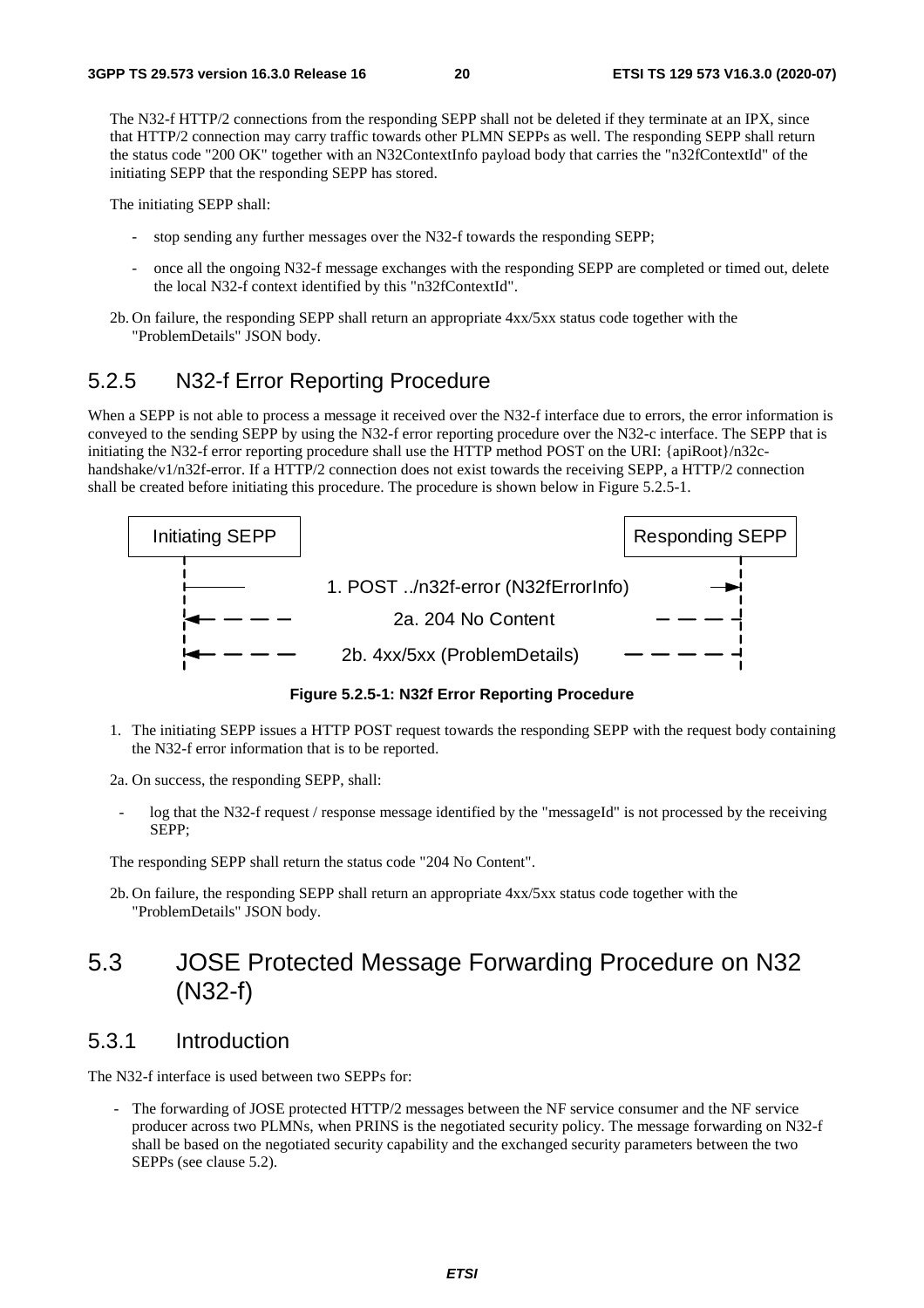The N32-f HTTP/2 connections from the responding SEPP shall not be deleted if they terminate at an IPX, since that HTTP/2 connection may carry traffic towards other PLMN SEPPs as well. The responding SEPP shall return the status code "200 OK" together with an N32ContextInfo payload body that carries the "n32fContextId" of the initiating SEPP that the responding SEPP has stored.

The initiating SEPP shall:

- stop sending any further messages over the N32-f towards the responding SEPP;
- once all the ongoing N32-f message exchanges with the responding SEPP are completed or timed out, delete the local N32-f context identified by this "n32fContextId".

2b. On failure, the responding SEPP shall return an appropriate 4xx/5xx status code together with the "ProblemDetails" JSON body.

### 5.2.5 N32-f Error Reporting Procedure

When a SEPP is not able to process a message it received over the N32-f interface due to errors, the error information is conveyed to the sending SEPP by using the N32-f error reporting procedure over the N32-c interface. The SEPP that is initiating the N32-f error reporting procedure shall use the HTTP method POST on the URI: {apiRoot}/n32c-handshake/v1/n32f-error. If a HTTP/2 connection does not exist towards the receiving SEPP, a HTTP/2 connection shall be created before initiating this procedure. The procedure is shown below in Figure 5.2.5-1.

Initiating SEPP | Responding SEPP

1. POST ../n32f-error (N32fErrorInfo)

2a. 204 No Content

2b. 4xx/5xx (ProblemDetails)

**Figure 5.2.5-1: N32f Error Reporting Procedure**

1. The initiating SEPP issues a HTTP POST request towards the responding SEPP with the request body containing the N32-f error information that is to be reported.

2a. On success, the responding SEPP, shall:

- log that the N32-f request / response message identified by the "messageId" is not processed by the receiving SEPP;

The responding SEPP shall return the status code "204 No Content".

2b. On failure, the responding SEPP shall return an appropriate 4xx/5xx status code together with the "ProblemDetails" JSON body.

## 5.3 JOSE Protected Message Forwarding Procedure on N32 (N32-f)

### 5.3.1 Introduction

The N32-f interface is used between two SEPPs for:

- The forwarding of JOSE protected HTTP/2 messages between the NF service consumer and the NF service producer across two PLMNs, when PRINS is the negotiated security policy. The message forwarding on N32-f shall be based on the negotiated security capability and the exchanged security parameters between the two SEPPs (see clause 5.2).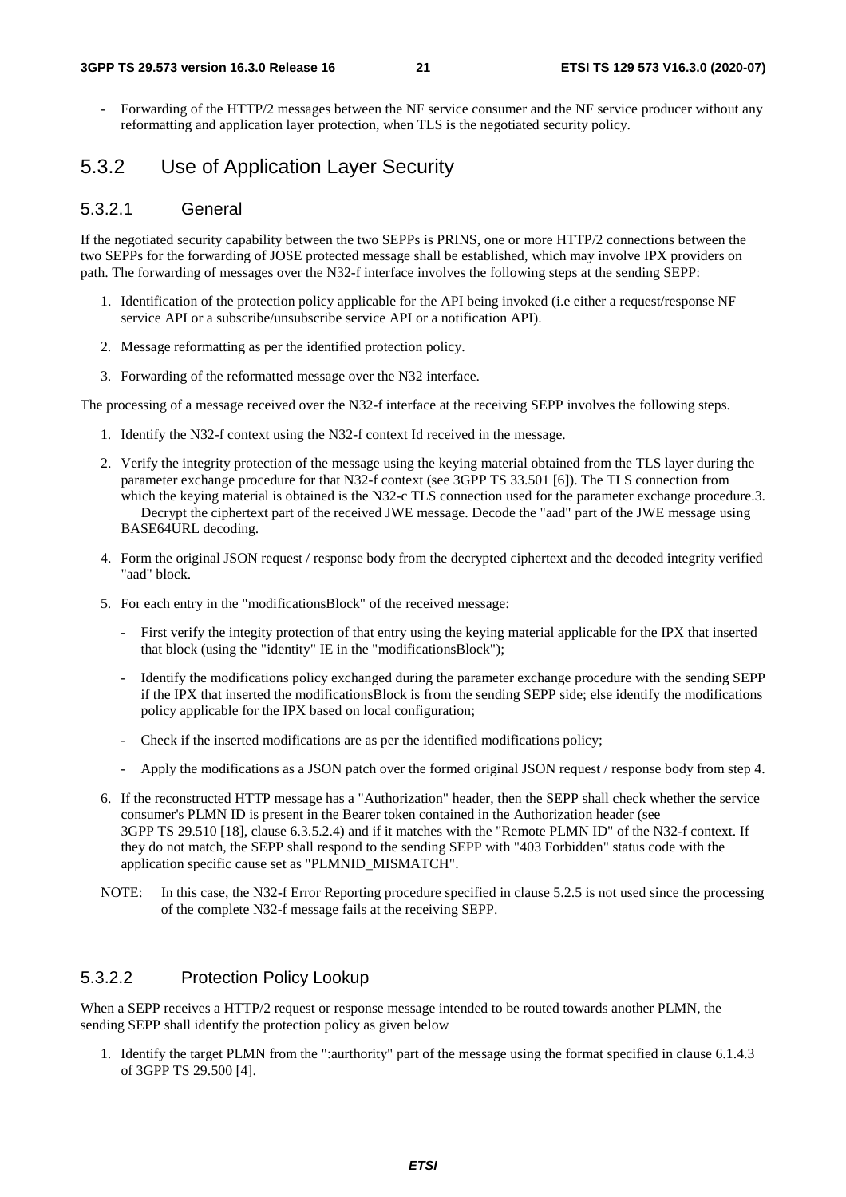- Forwarding of the HTTP/2 messages between the NF service consumer and the NF service producer without any reformatting and application layer protection, when TLS is the negotiated security policy.

## 5.3.2 Use of Application Layer Security

### 5.3.2.1 General

If the negotiated security capability between the two SEPPs is PRINS, one or more HTTP/2 connections between the two SEPPs for the forwarding of JOSE protected message shall be established, which may involve IPX providers on path. The forwarding of messages over the N32-f interface involves the following steps at the sending SEPP:

1. Identification of the protection policy applicable for the API being invoked (i.e either a request/response NF service API or a subscribe/unsubscribe service API or a notification API).
2. Message reformatting as per the identified protection policy.
3. Forwarding of the reformatted message over the N32 interface.

The processing of a message received over the N32-f interface at the receiving SEPP involves the following steps.

1. Identify the N32-f context using the N32-f context Id received in the message.
2. Verify the integrity protection of the message using the keying material obtained from the TLS layer during the parameter exchange procedure for that N32-f context (see 3GPP TS 33.501 [6]). The TLS connection from which the keying material is obtained is the N32-c TLS connection used for the parameter exchange procedure.3. Decrypt the ciphertext part of the received JWE message. Decode the "aad" part of the JWE message using BASE64URL decoding.
4. Form the original JSON request / response body from the decrypted ciphertext and the decoded integrity verified "aad" block.
5. For each entry in the "modificationsBlock" of the received message:
   - First verify the integity protection of that entry using the keying material applicable for the IPX that inserted that block (using the "identity" IE in the "modificationsBlock");
   - Identify the modifications policy exchanged during the parameter exchange procedure with the sending SEPP if the IPX that inserted the modificationsBlock is from the sending SEPP side; else identify the modifications policy applicable for the IPX based on local configuration;
   - Check if the inserted modifications are as per the identified modifications policy;
   - Apply the modifications as a JSON patch over the formed original JSON request / response body from step 4.
6. If the reconstructed HTTP message has a "Authorization" header, then the SEPP shall check whether the service consumer's PLMN ID is present in the Bearer token contained in the Authorization header (see 3GPP TS 29.510 [18], clause 6.3.5.2.4) and if it matches with the "Remote PLMN ID" of the N32-f context. If they do not match, the SEPP shall respond to the sending SEPP with "403 Forbidden" status code with the application specific cause set as "PLMNID_MISMATCH".

NOTE: In this case, the N32-f Error Reporting procedure specified in clause 5.2.5 is not used since the processing of the complete N32-f message fails at the receiving SEPP.

### 5.3.2.2 Protection Policy Lookup

When a SEPP receives a HTTP/2 request or response message intended to be routed towards another PLMN, the sending SEPP shall identify the protection policy as given below

1. Identify the target PLMN from the ":aurthority" part of the message using the format specified in clause 6.1.4.3 of 3GPP TS 29.500 [4].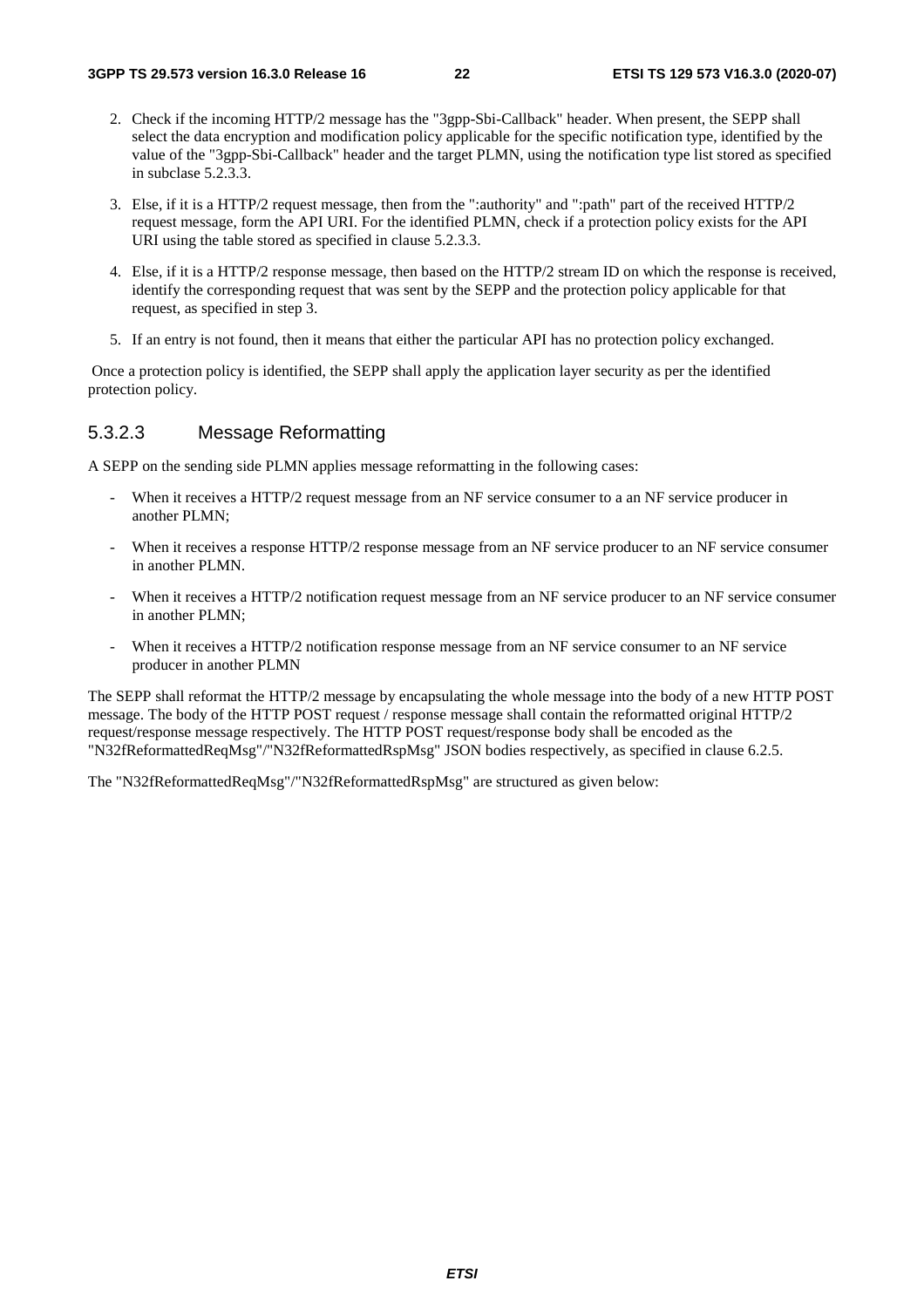2. Check if the incoming HTTP/2 message has the "3gpp-Sbi-Callback" header. When present, the SEPP shall select the data encryption and modification policy applicable for the specific notification type, identified by the value of the "3gpp-Sbi-Callback" header and the target PLMN, using the notification type list stored as specified in subclase 5.2.3.3.

3. Else, if it is a HTTP/2 request message, then from the ":authority" and ":path" part of the received HTTP/2 request message, form the API URI. For the identified PLMN, check if a protection policy exists for the API URI using the table stored as specified in clause 5.2.3.3.

4. Else, if it is a HTTP/2 response message, then based on the HTTP/2 stream ID on which the response is received, identify the corresponding request that was sent by the SEPP and the protection policy applicable for that request, as specified in step 3.

5. If an entry is not found, then it means that either the particular API has no protection policy exchanged.

Once a protection policy is identified, the SEPP shall apply the application layer security as per the identified protection policy.

### 5.3.2.3 Message Reformatting

A SEPP on the sending side PLMN applies message reformatting in the following cases:

- When it receives a HTTP/2 request message from an NF service consumer to a an NF service producer in another PLMN;
- When it receives a response HTTP/2 response message from an NF service producer to an NF service consumer in another PLMN.
- When it receives a HTTP/2 notification request message from an NF service producer to an NF service consumer in another PLMN;
- When it receives a HTTP/2 notification response message from an NF service consumer to an NF service producer in another PLMN

The SEPP shall reformat the HTTP/2 message by encapsulating the whole message into the body of a new HTTP POST message. The body of the HTTP POST request / response message shall contain the reformatted original HTTP/2 request/response message respectively. The HTTP POST request/response body shall be encoded as the "N32fReformattedReqMsg"/"N32fReformattedRspMsg" JSON bodies respectively, as specified in clause 6.2.5.

The "N32fReformattedReqMsg"/"N32fReformattedRspMsg" are structured as given below: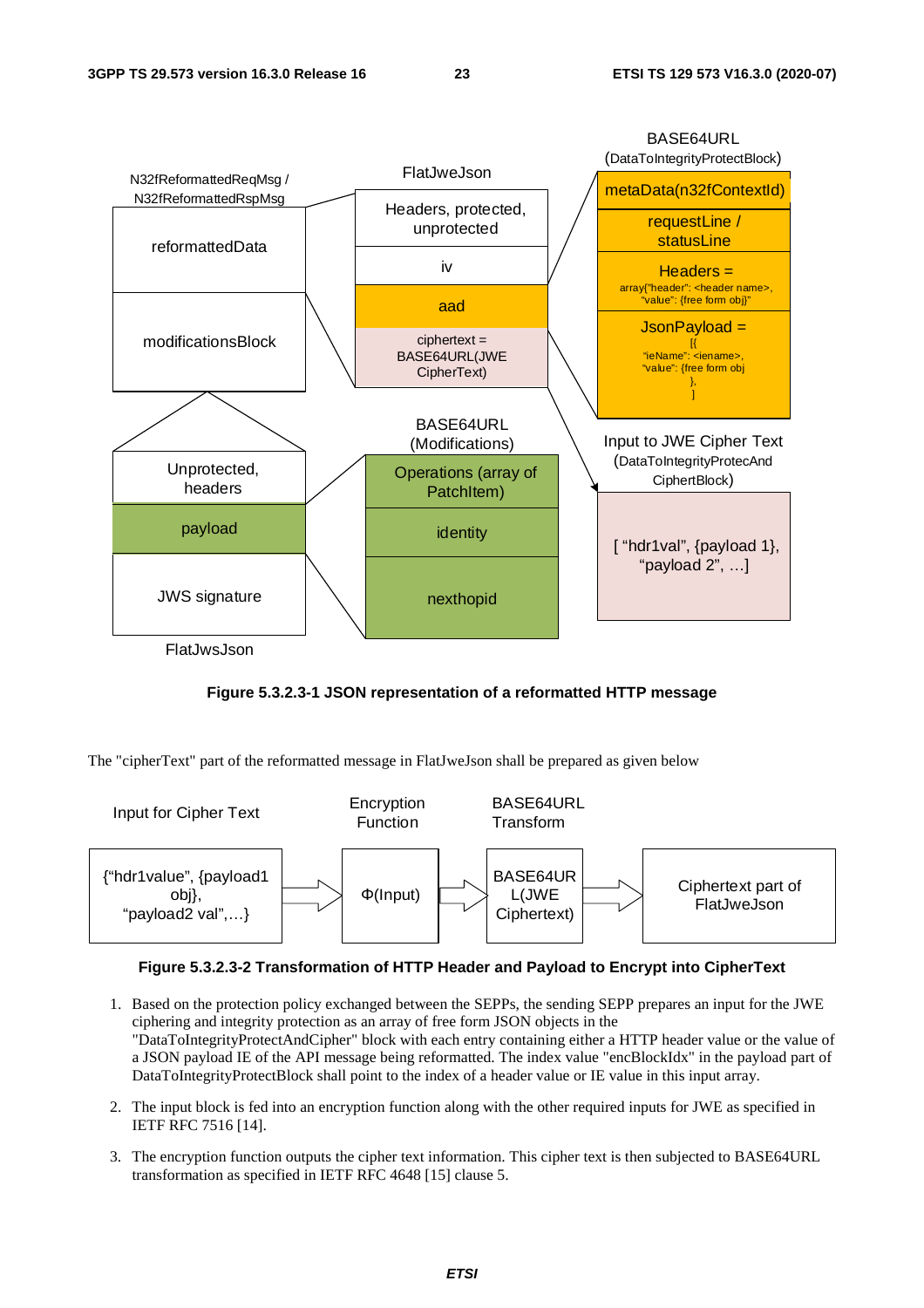Figure 5.3.2.3-1 JSON representation of a reformatted HTTP message

The "cipherText" part of the reformatted message in FlatJweJson shall be prepared as given below

Figure 5.3.2.3-2 Transformation of HTTP Header and Payload to Encrypt into CipherText

1. Based on the protection policy exchanged between the SEPPs, the sending SEPP prepares an input for the JWE ciphering and integrity protection as an array of free form JSON objects in the "DataToIntegrityProtectAndCipher" block with each entry containing either a HTTP header value or the value of a JSON payload IE of the API message being reformatted. The index value "encBlockIdx" in the payload part of DataToIntegrityProtectBlock shall point to the index of a header value or IE value in this input array.

2. The input block is fed into an encryption function along with the other required inputs for JWE as specified in IETF RFC 7516 [14].

3. The encryption function outputs the cipher text information. This cipher text is then subjected to BASE64URL transformation as specified in IETF RFC 4648 [15] clause 5.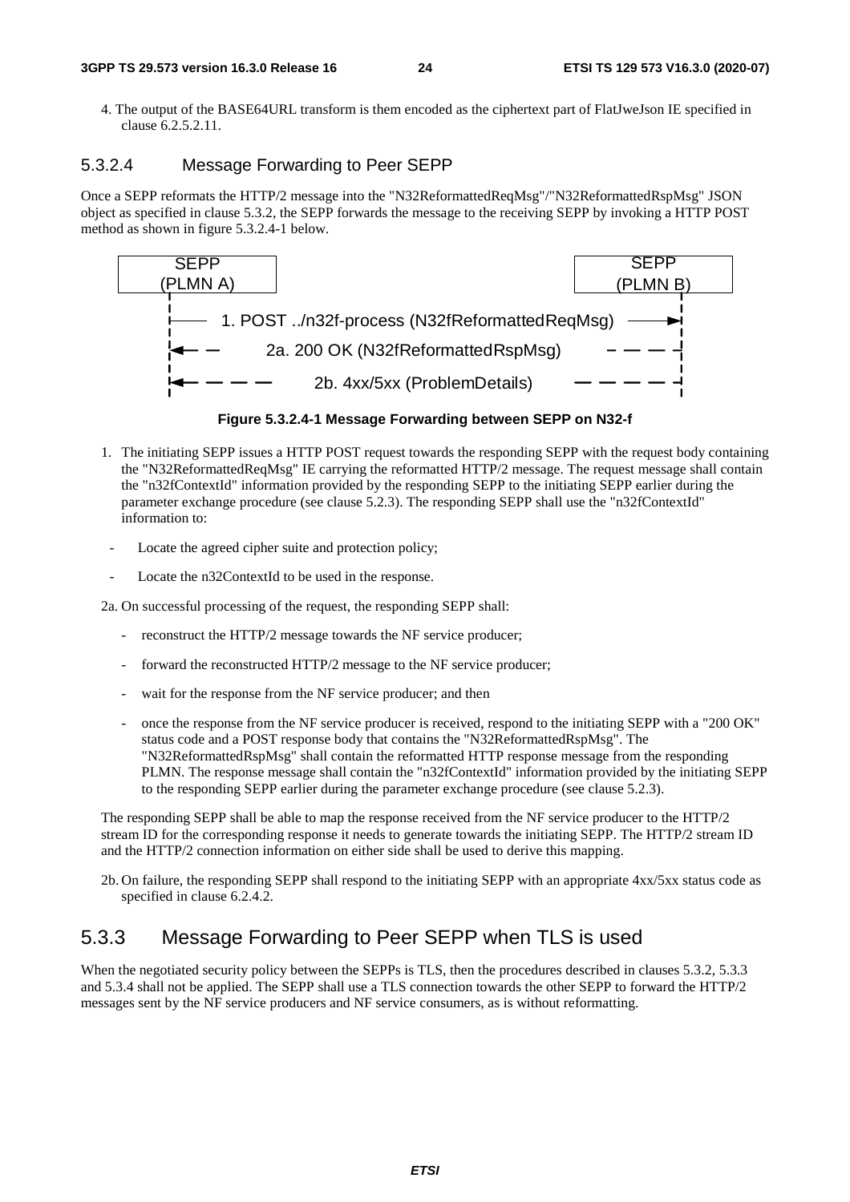4. The output of the BASE64URL transform is them encoded as the ciphertext part of FlatJweJson IE specified in clause 6.2.5.2.11.

#### 5.3.2.4 Message Forwarding to Peer SEPP

Once a SEPP reformats the HTTP/2 message into the "N32ReformattedReqMsg"/"N32ReformattedRspMsg" JSON object as specified in clause 5.3.2, the SEPP forwards the message to the receiving SEPP by invoking a HTTP POST method as shown in figure 5.3.2.4-1 below.

SEPP (PLMN A) → SEPP (PLMN B)

1. POST ../n32f-process (N32fReformattedReqMsg)

2a. 200 OK (N32fReformattedRspMsg)

2b. 4xx/5xx (ProblemDetails)

**Figure 5.3.2.4-1 Message Forwarding between SEPP on N32-f**

1. The initiating SEPP issues a HTTP POST request towards the responding SEPP with the request body containing the "N32ReformattedReqMsg" IE carrying the reformatted HTTP/2 message. The request message shall contain the "n32fContextId" information provided by the responding SEPP to the initiating SEPP earlier during the parameter exchange procedure (see clause 5.2.3). The responding SEPP shall use the "n32fContextId" information to:
   - Locate the agreed cipher suite and protection policy;
   - Locate the n32ContextId to be used in the response.

2a. On successful processing of the request, the responding SEPP shall:

- reconstruct the HTTP/2 message towards the NF service producer;
- forward the reconstructed HTTP/2 message to the NF service producer;
- wait for the response from the NF service producer; and then
- once the response from the NF service producer is received, respond to the initiating SEPP with a "200 OK" status code and a POST response body that contains the "N32ReformattedRspMsg". The "N32ReformattedRspMsg" shall contain the reformatted HTTP response message from the responding PLMN. The response message shall contain the "n32fContextId" information provided by the initiating SEPP to the responding SEPP earlier during the parameter exchange procedure (see clause 5.2.3).

The responding SEPP shall be able to map the response received from the NF service producer to the HTTP/2 stream ID for the corresponding response it needs to generate towards the initiating SEPP. The HTTP/2 stream ID and the HTTP/2 connection information on either side shall be used to derive this mapping.

2b. On failure, the responding SEPP shall respond to the initiating SEPP with an appropriate 4xx/5xx status code as specified in clause 6.2.4.2.

### 5.3.3 Message Forwarding to Peer SEPP when TLS is used

When the negotiated security policy between the SEPPs is TLS, then the procedures described in clauses 5.3.2, 5.3.3 and 5.3.4 shall not be applied. The SEPP shall use a TLS connection towards the other SEPP to forward the HTTP/2 messages sent by the NF service producers and NF service consumers, as is without reformatting.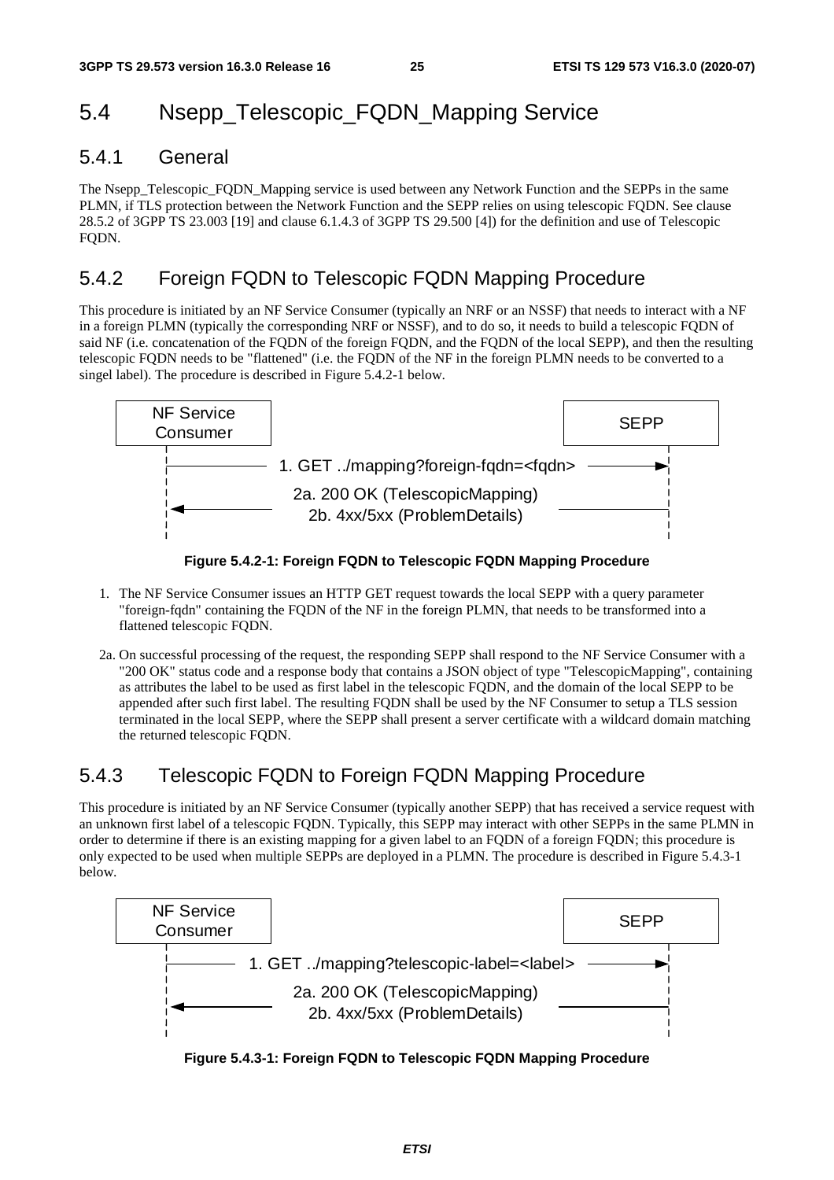# 5.4 Nsepp_Telescopic_FQDN_Mapping Service

## 5.4.1 General

The Nsepp_Telescopic_FQDN_Mapping service is used between any Network Function and the SEPPs in the same PLMN, if TLS protection between the Network Function and the SEPP relies on using telescopic FQDN. See clause 28.5.2 of 3GPP TS 23.003 [19] and clause 6.1.4.3 of 3GPP TS 29.500 [4]) for the definition and use of Telescopic FQDN.

## 5.4.2 Foreign FQDN to Telescopic FQDN Mapping Procedure

This procedure is initiated by an NF Service Consumer (typically an NRF or an NSSF) that needs to interact with a NF in a foreign PLMN (typically the corresponding NRF or NSSF), and to do so, it needs to build a telescopic FQDN of said NF (i.e. concatenation of the FQDN of the foreign FQDN, and the FQDN of the local SEPP), and then the resulting telescopic FQDN needs to be "flattened" (i.e. the FQDN of the NF in the foreign PLMN needs to be converted to a singel label). The procedure is described in Figure 5.4.2-1 below.

NF Service Consumer → SEPP: 1. GET ../mapping?foreign-fqdn=<fqdn>

SEPP → NF Service Consumer: 2a. 200 OK (TelescopicMapping) / 2b. 4xx/5xx (ProblemDetails)

**Figure 5.4.2-1: Foreign FQDN to Telescopic FQDN Mapping Procedure**

1. The NF Service Consumer issues an HTTP GET request towards the local SEPP with a query parameter "foreign-fqdn" containing the FQDN of the NF in the foreign PLMN, that needs to be transformed into a flattened telescopic FQDN.

2a. On successful processing of the request, the responding SEPP shall respond to the NF Service Consumer with a "200 OK" status code and a response body that contains a JSON object of type "TelescopicMapping", containing as attributes the label to be used as first label in the telescopic FQDN, and the domain of the local SEPP to be appended after such first label. The resulting FQDN shall be used by the NF Consumer to setup a TLS session terminated in the local SEPP, where the SEPP shall present a server certificate with a wildcard domain matching the returned telescopic FQDN.

## 5.4.3 Telescopic FQDN to Foreign FQDN Mapping Procedure

This procedure is initiated by an NF Service Consumer (typically another SEPP) that has received a service request with an unknown first label of a telescopic FQDN. Typically, this SEPP may interact with other SEPPs in the same PLMN in order to determine if there is an existing mapping for a given label to an FQDN of a foreign FQDN; this procedure is only expected to be used when multiple SEPPs are deployed in a PLMN. The procedure is described in Figure 5.4.3-1 below.

NF Service Consumer → SEPP: 1. GET ../mapping?telescopic-label=<label>

SEPP → NF Service Consumer: 2a. 200 OK (TelescopicMapping) / 2b. 4xx/5xx (ProblemDetails)

**Figure 5.4.3-1: Foreign FQDN to Telescopic FQDN Mapping Procedure**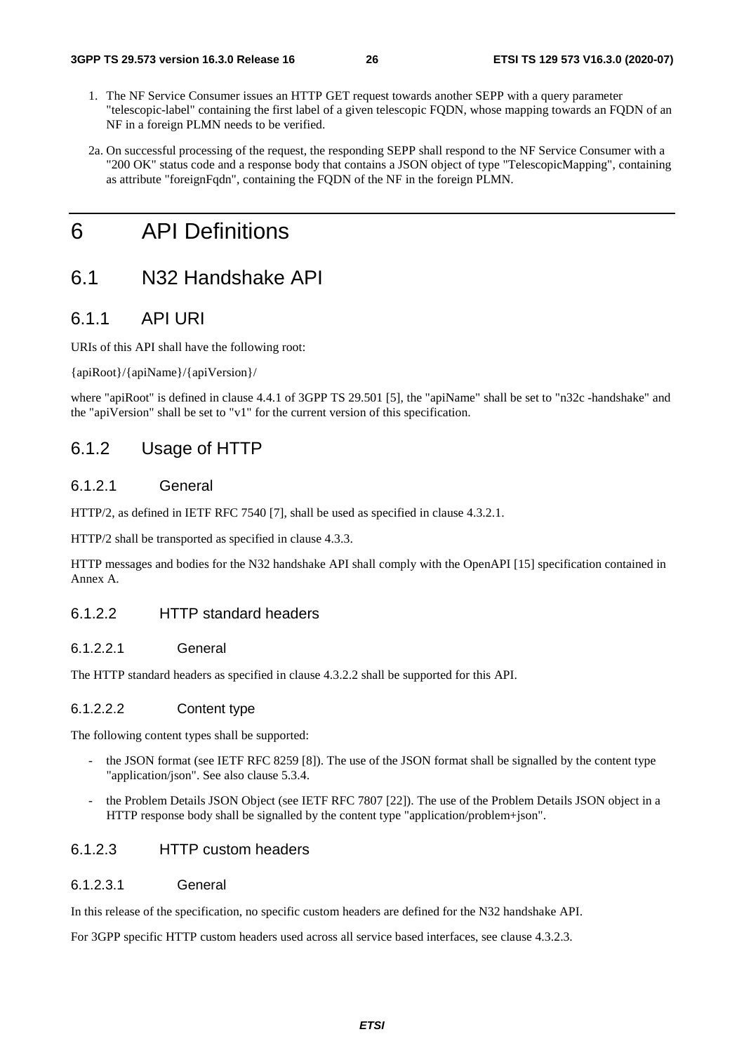1. The NF Service Consumer issues an HTTP GET request towards another SEPP with a query parameter "telescopic-label" containing the first label of a given telescopic FQDN, whose mapping towards an FQDN of an NF in a foreign PLMN needs to be verified.

2a. On successful processing of the request, the responding SEPP shall respond to the NF Service Consumer with a "200 OK" status code and a response body that contains a JSON object of type "TelescopicMapping", containing as attribute "foreignFqdn", containing the FQDN of the NF in the foreign PLMN.

# 6 API Definitions

## 6.1 N32 Handshake API

### 6.1.1 API URI

URIs of this API shall have the following root:

{apiRoot}/{apiName}/{apiVersion}/

where "apiRoot" is defined in clause 4.4.1 of 3GPP TS 29.501 [5], the "apiName" shall be set to "n32c -handshake" and the "apiVersion" shall be set to "v1" for the current version of this specification.

### 6.1.2 Usage of HTTP

#### 6.1.2.1 General

HTTP/2, as defined in IETF RFC 7540 [7], shall be used as specified in clause 4.3.2.1.

HTTP/2 shall be transported as specified in clause 4.3.3.

HTTP messages and bodies for the N32 handshake API shall comply with the OpenAPI [15] specification contained in Annex A.

#### 6.1.2.2 HTTP standard headers

##### 6.1.2.2.1 General

The HTTP standard headers as specified in clause 4.3.2.2 shall be supported for this API.

##### 6.1.2.2.2 Content type

The following content types shall be supported:

- the JSON format (see IETF RFC 8259 [8]). The use of the JSON format shall be signalled by the content type "application/json". See also clause 5.3.4.
- the Problem Details JSON Object (see IETF RFC 7807 [22]). The use of the Problem Details JSON object in a HTTP response body shall be signalled by the content type "application/problem+json".

#### 6.1.2.3 HTTP custom headers

##### 6.1.2.3.1 General

In this release of the specification, no specific custom headers are defined for the N32 handshake API.

For 3GPP specific HTTP custom headers used across all service based interfaces, see clause 4.3.2.3.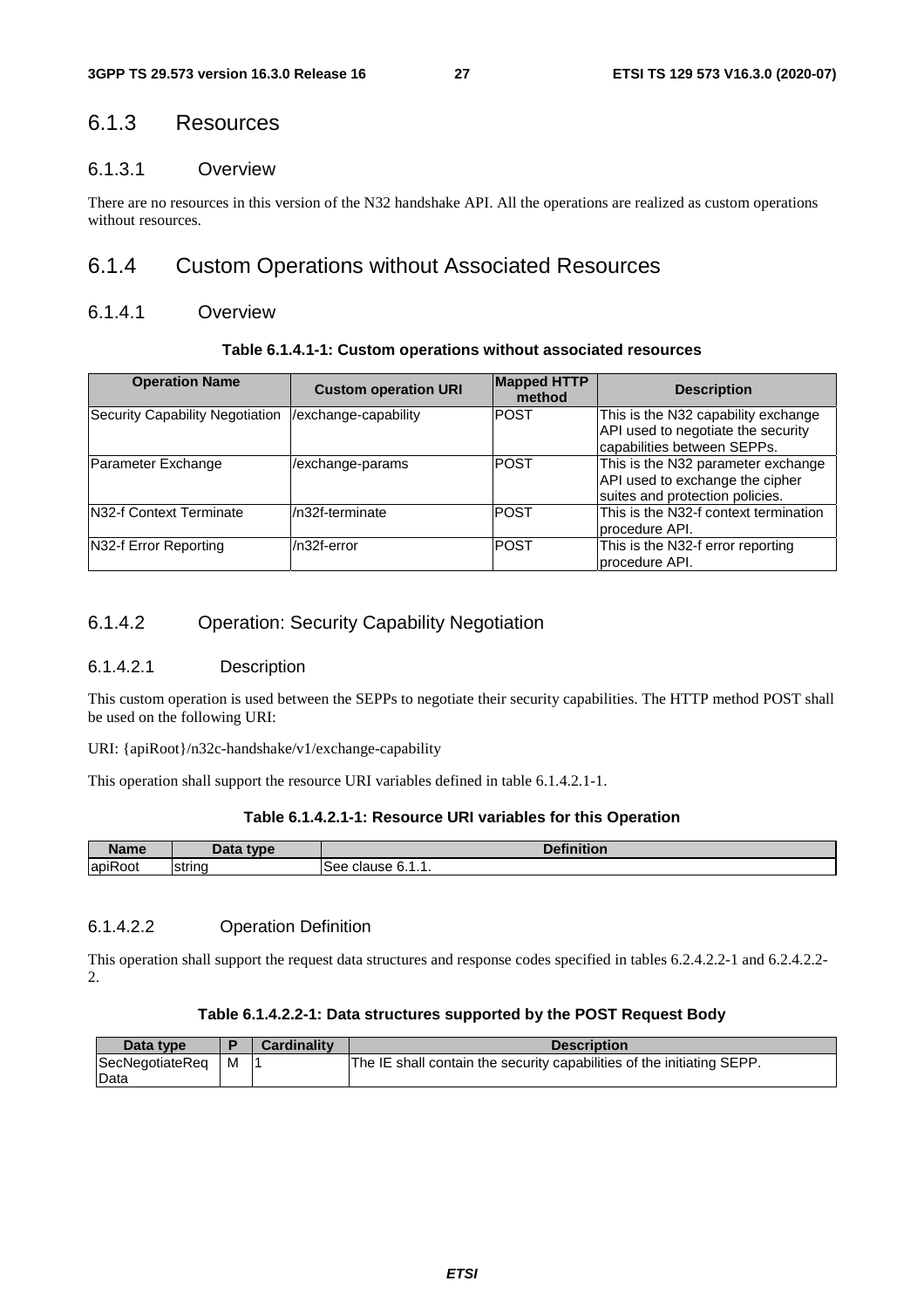### 6.1.3 Resources

#### 6.1.3.1 Overview

There are no resources in this version of the N32 handshake API. All the operations are realized as custom operations without resources.

### 6.1.4 Custom Operations without Associated Resources

#### 6.1.4.1 Overview

**Table 6.1.4.1-1: Custom operations without associated resources**

| Operation Name | Custom operation URI | Mapped HTTP method | Description |
| --- | --- | --- | --- |
| Security Capability Negotiation | /exchange-capability | POST | This is the N32 capability exchange API used to negotiate the security capabilities between SEPPs. |
| Parameter Exchange | /exchange-params | POST | This is the N32 parameter exchange API used to exchange the cipher suites and protection policies. |
| N32-f Context Terminate | /n32f-terminate | POST | This is the N32-f context termination procedure API. |
| N32-f Error Reporting | /n32f-error | POST | This is the N32-f error reporting procedure API. |

#### 6.1.4.2 Operation: Security Capability Negotiation

##### 6.1.4.2.1 Description

This custom operation is used between the SEPPs to negotiate their security capabilities. The HTTP method POST shall be used on the following URI:

URI: {apiRoot}/n32c-handshake/v1/exchange-capability

This operation shall support the resource URI variables defined in table 6.1.4.2.1-1.

**Table 6.1.4.2.1-1: Resource URI variables for this Operation**

| Name | Data type | Definition |
| --- | --- | --- |
| apiRoot | string | See clause 6.1.1. |

##### 6.1.4.2.2 Operation Definition

This operation shall support the request data structures and response codes specified in tables 6.2.4.2.2-1 and 6.2.4.2.2-2.

**Table 6.1.4.2.2-1: Data structures supported by the POST Request Body**

| Data type | P | Cardinality | Description |
| --- | --- | --- | --- |
| SecNegotiateReqData | M | 1 | The IE shall contain the security capabilities of the initiating SEPP. |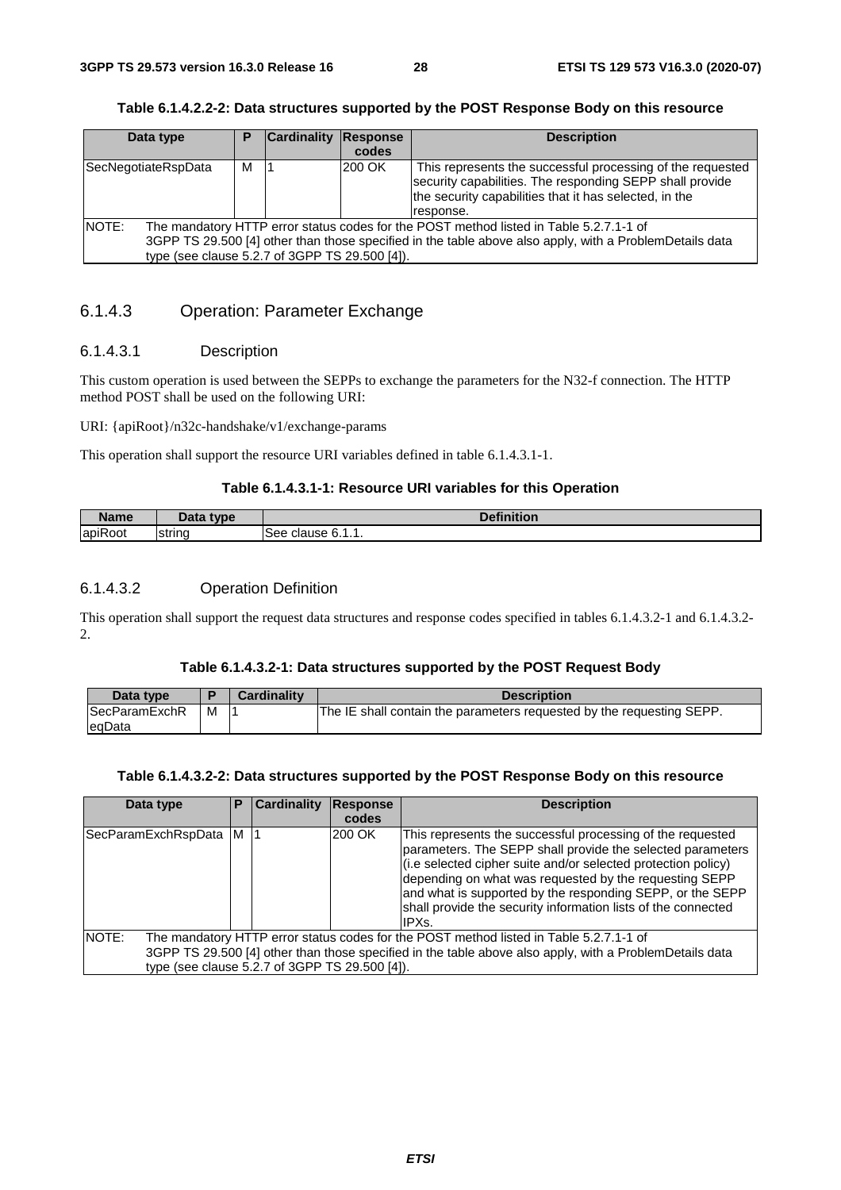**Table 6.1.4.2.2-2: Data structures supported by the POST Response Body on this resource**

| Data type | P | Cardinality | Response codes | Description |
|---|---|---|---|---|
| SecNegotiateRspData | M | 1 | 200 OK | This represents the successful processing of the requested security capabilities. The responding SEPP shall provide the security capabilities that it has selected, in the response. |
| NOTE: The mandatory HTTP error status codes for the POST method listed in Table 5.2.7.1-1 of 3GPP TS 29.500 [4] other than those specified in the table above also apply, with a ProblemDetails data type (see clause 5.2.7 of 3GPP TS 29.500 [4]). | | | | |

### 6.1.4.3 Operation: Parameter Exchange

#### 6.1.4.3.1 Description

This custom operation is used between the SEPPs to exchange the parameters for the N32-f connection. The HTTP method POST shall be used on the following URI:

URI: {apiRoot}/n32c-handshake/v1/exchange-params

This operation shall support the resource URI variables defined in table 6.1.4.3.1-1.

**Table 6.1.4.3.1-1: Resource URI variables for this Operation**

| Name | Data type | Definition |
|---|---|---|
| apiRoot | string | See clause 6.1.1. |

#### 6.1.4.3.2 Operation Definition

This operation shall support the request data structures and response codes specified in tables 6.1.4.3.2-1 and 6.1.4.3.2-2.

**Table 6.1.4.3.2-1: Data structures supported by the POST Request Body**

| Data type | P | Cardinality | Description |
|---|---|---|---|
| SecParamExchReqData | M | 1 | The IE shall contain the parameters requested by the requesting SEPP. |

**Table 6.1.4.3.2-2: Data structures supported by the POST Response Body on this resource**

| Data type | P | Cardinality | Response codes | Description |
|---|---|---|---|---|
| SecParamExchRspData | M | 1 | 200 OK | This represents the successful processing of the requested parameters. The SEPP shall provide the selected parameters (i.e selected cipher suite and/or selected protection policy) depending on what was requested by the requesting SEPP and what is supported by the responding SEPP, or the SEPP shall provide the security information lists of the connected IPXs. |
| NOTE: The mandatory HTTP error status codes for the POST method listed in Table 5.2.7.1-1 of 3GPP TS 29.500 [4] other than those specified in the table above also apply, with a ProblemDetails data type (see clause 5.2.7 of 3GPP TS 29.500 [4]). | | | | |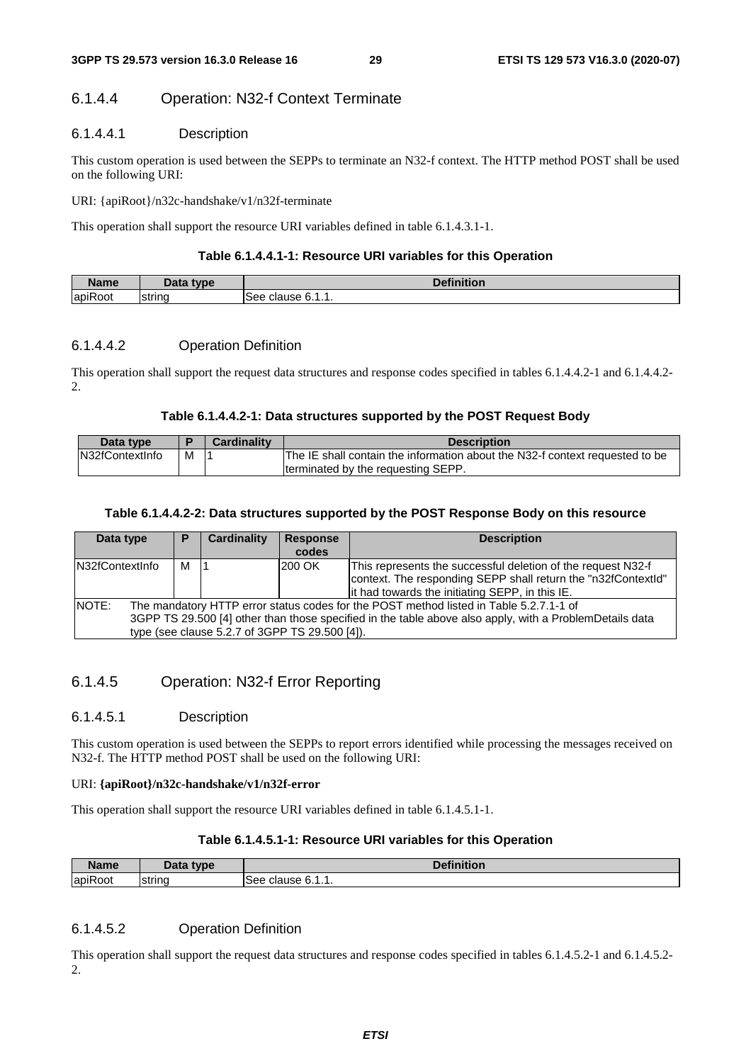### 6.1.4.4 Operation: N32-f Context Terminate

#### 6.1.4.4.1 Description

This custom operation is used between the SEPPs to terminate an N32-f context. The HTTP method POST shall be used on the following URI:

URI: {apiRoot}/n32c-handshake/v1/n32f-terminate

This operation shall support the resource URI variables defined in table 6.1.4.3.1-1.

**Table 6.1.4.4.1-1: Resource URI variables for this Operation**

| Name | Data type | Definition |
| --- | --- | --- |
| apiRoot | string | See clause 6.1.1. |

#### 6.1.4.4.2 Operation Definition

This operation shall support the request data structures and response codes specified in tables 6.1.4.4.2-1 and 6.1.4.4.2-2.

**Table 6.1.4.4.2-1: Data structures supported by the POST Request Body**

| Data type | P | Cardinality | Description |
| --- | --- | --- | --- |
| N32fContextInfo | M | 1 | The IE shall contain the information about the N32-f context requested to be terminated by the requesting SEPP. |

**Table 6.1.4.4.2-2: Data structures supported by the POST Response Body on this resource**

| Data type | P | Cardinality | Response codes | Description |
| --- | --- | --- | --- | --- |
| N32fContextInfo | M | 1 | 200 OK | This represents the successful deletion of the request N32-f context. The responding SEPP shall return the "n32fContextId" it had towards the initiating SEPP, in this IE. |
| NOTE: The mandatory HTTP error status codes for the POST method listed in Table 5.2.7.1-1 of 3GPP TS 29.500 [4] other than those specified in the table above also apply, with a ProblemDetails data type (see clause 5.2.7 of 3GPP TS 29.500 [4]). | | | | |

### 6.1.4.5 Operation: N32-f Error Reporting

#### 6.1.4.5.1 Description

This custom operation is used between the SEPPs to report errors identified while processing the messages received on N32-f. The HTTP method POST shall be used on the following URI:

URI: **{apiRoot}/n32c-handshake/v1/n32f-error**

This operation shall support the resource URI variables defined in table 6.1.4.5.1-1.

**Table 6.1.4.5.1-1: Resource URI variables for this Operation**

| Name | Data type | Definition |
| --- | --- | --- |
| apiRoot | string | See clause 6.1.1. |

#### 6.1.4.5.2 Operation Definition

This operation shall support the request data structures and response codes specified in tables 6.1.4.5.2-1 and 6.1.4.5.2-2.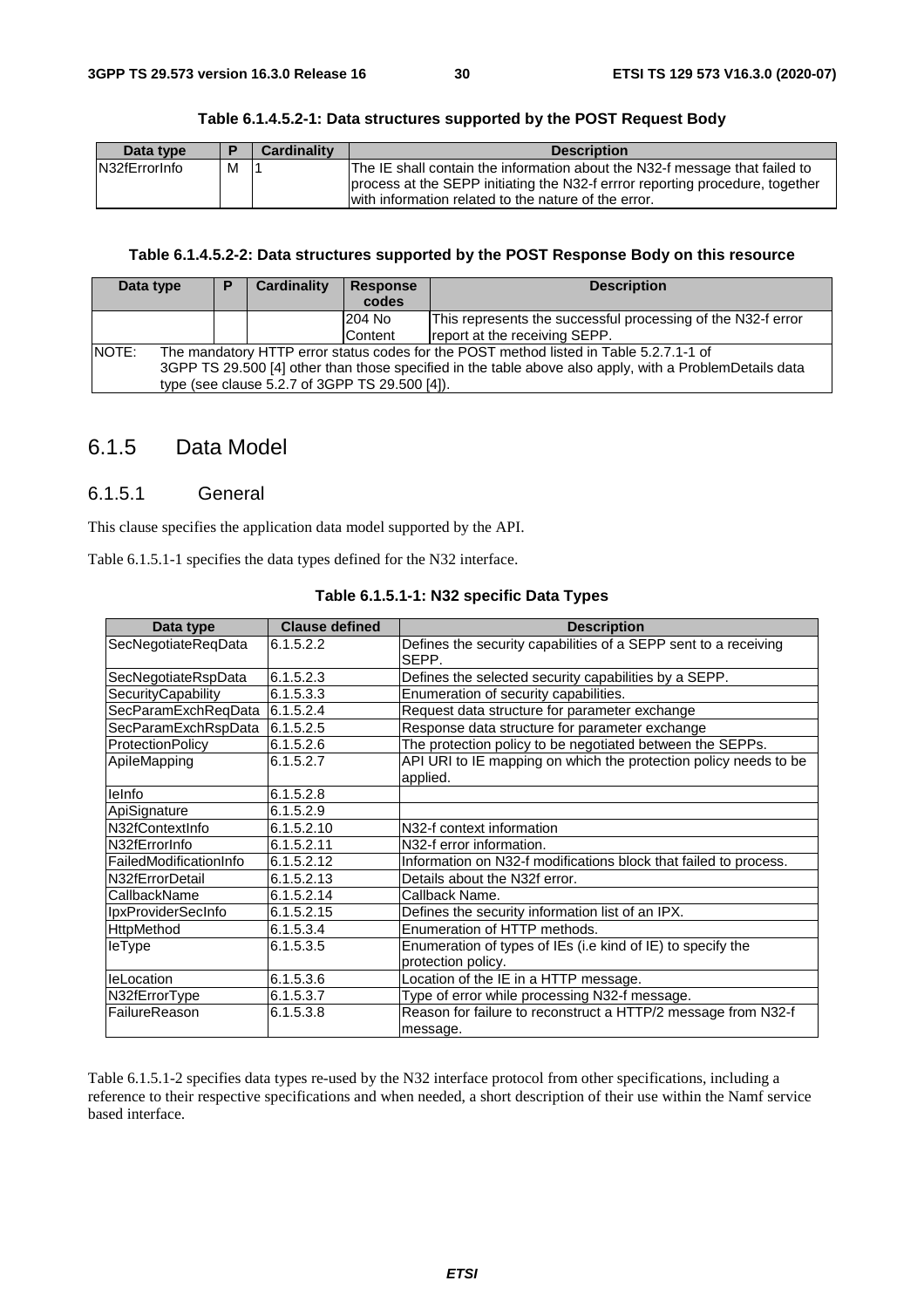**Table 6.1.4.5.2-1: Data structures supported by the POST Request Body**

| Data type | P | Cardinality | Description |
|---|---|---|---|
| N32fErrorInfo | M | 1 | The IE shall contain the information about the N32-f message that failed to process at the SEPP initiating the N32-f errror reporting procedure, together with information related to the nature of the error. |

**Table 6.1.4.5.2-2: Data structures supported by the POST Response Body on this resource**

| Data type | P | Cardinality | Response codes | Description |
|---|---|---|---|---|
| | | | 204 No Content | This represents the successful processing of the N32-f error report at the receiving SEPP. |
| NOTE: The mandatory HTTP error status codes for the POST method listed in Table 5.2.7.1-1 of 3GPP TS 29.500 [4] other than those specified in the table above also apply, with a ProblemDetails data type (see clause 5.2.7 of 3GPP TS 29.500 [4]). | | | | |

## 6.1.5 Data Model

### 6.1.5.1 General

This clause specifies the application data model supported by the API.

Table 6.1.5.1-1 specifies the data types defined for the N32 interface.

**Table 6.1.5.1-1: N32 specific Data Types**

| Data type | Clause defined | Description |
|---|---|---|
| SecNegotiateReqData | 6.1.5.2.2 | Defines the security capabilities of a SEPP sent to a receiving SEPP. |
| SecNegotiateRspData | 6.1.5.2.3 | Defines the selected security capabilities by a SEPP. |
| SecurityCapability | 6.1.5.3.3 | Enumeration of security capabilities. |
| SecParamExchReqData | 6.1.5.2.4 | Request data structure for parameter exchange |
| SecParamExchRspData | 6.1.5.2.5 | Response data structure for parameter exchange |
| ProtectionPolicy | 6.1.5.2.6 | The protection policy to be negotiated between the SEPPs. |
| ApiIeMapping | 6.1.5.2.7 | API URI to IE mapping on which the protection policy needs to be applied. |
| IeInfo | 6.1.5.2.8 | |
| ApiSignature | 6.1.5.2.9 | |
| N32fContextInfo | 6.1.5.2.10 | N32-f context information |
| N32fErrorInfo | 6.1.5.2.11 | N32-f error information. |
| FailedModificationInfo | 6.1.5.2.12 | Information on N32-f modifications block that failed to process. |
| N32fErrorDetail | 6.1.5.2.13 | Details about the N32f error. |
| CallbackName | 6.1.5.2.14 | Callback Name. |
| IpxProviderSecInfo | 6.1.5.2.15 | Defines the security information list of an IPX. |
| HttpMethod | 6.1.5.3.4 | Enumeration of HTTP methods. |
| IeType | 6.1.5.3.5 | Enumeration of types of IEs (i.e kind of IE) to specify the protection policy. |
| IeLocation | 6.1.5.3.6 | Location of the IE in a HTTP message. |
| N32fErrorType | 6.1.5.3.7 | Type of error while processing N32-f message. |
| FailureReason | 6.1.5.3.8 | Reason for failure to reconstruct a HTTP/2 message from N32-f message. |

Table 6.1.5.1-2 specifies data types re-used by the N32 interface protocol from other specifications, including a reference to their respective specifications and when needed, a short description of their use within the Namf service based interface.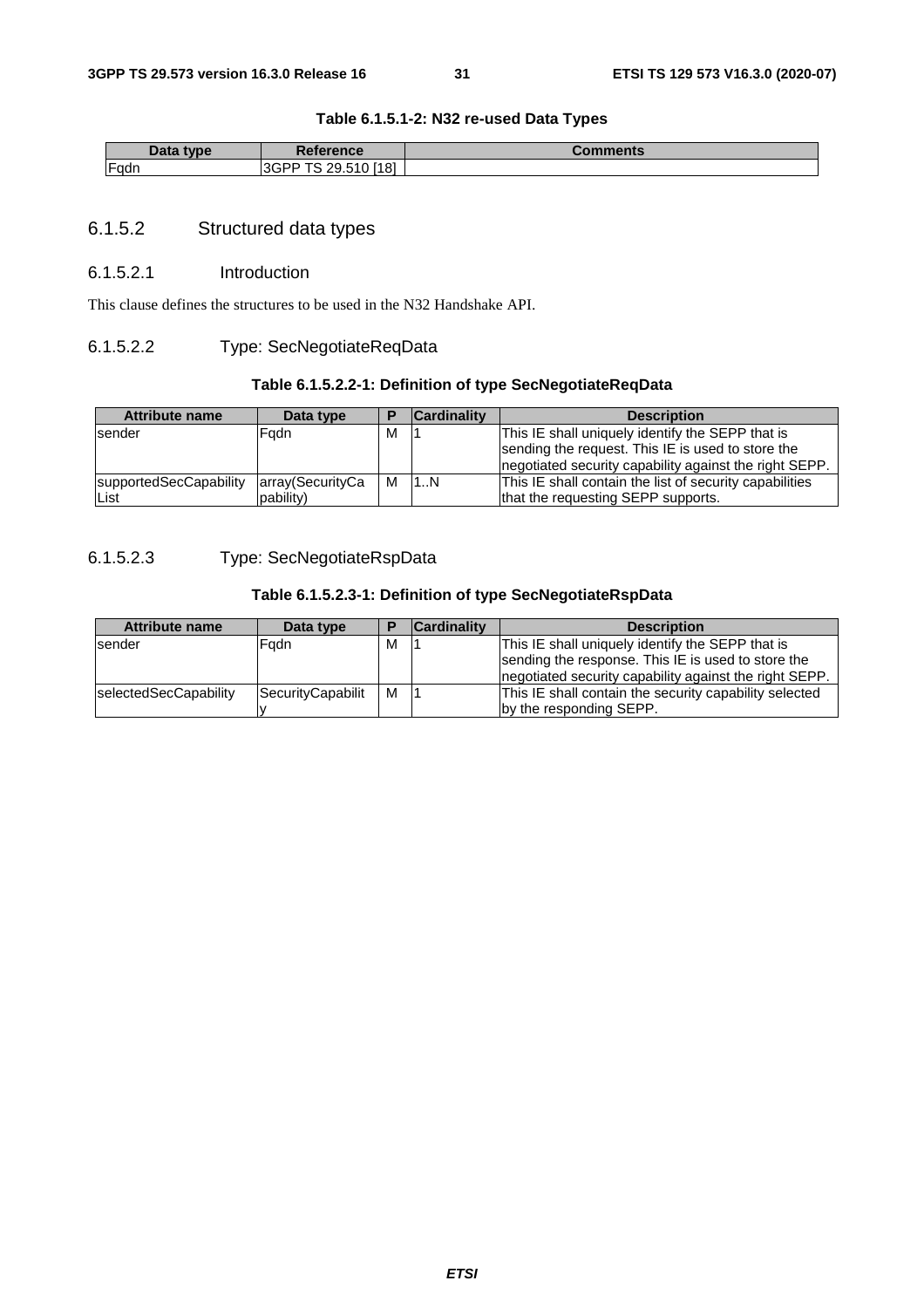**Table 6.1.5.1-2: N32 re-used Data Types**

| Data type | Reference | Comments |
| --- | --- | --- |
| Fqdn | 3GPP TS 29.510 [18] | |

### 6.1.5.2 Structured data types

#### 6.1.5.2.1 Introduction

This clause defines the structures to be used in the N32 Handshake API.

#### 6.1.5.2.2 Type: SecNegotiateReqData

**Table 6.1.5.2.2-1: Definition of type SecNegotiateReqData**

| Attribute name | Data type | P | Cardinality | Description |
| --- | --- | --- | --- | --- |
| sender | Fqdn | M | 1 | This IE shall uniquely identify the SEPP that is sending the request. This IE is used to store the negotiated security capability against the right SEPP. |
| supportedSecCapabilityList | array(SecurityCapability) | M | 1..N | This IE shall contain the list of security capabilities that the requesting SEPP supports. |

#### 6.1.5.2.3 Type: SecNegotiateRspData

**Table 6.1.5.2.3-1: Definition of type SecNegotiateRspData**

| Attribute name | Data type | P | Cardinality | Description |
| --- | --- | --- | --- | --- |
| sender | Fqdn | M | 1 | This IE shall uniquely identify the SEPP that is sending the response. This IE is used to store the negotiated security capability against the right SEPP. |
| selectedSecCapability | SecurityCapability | M | 1 | This IE shall contain the security capability selected by the responding SEPP. |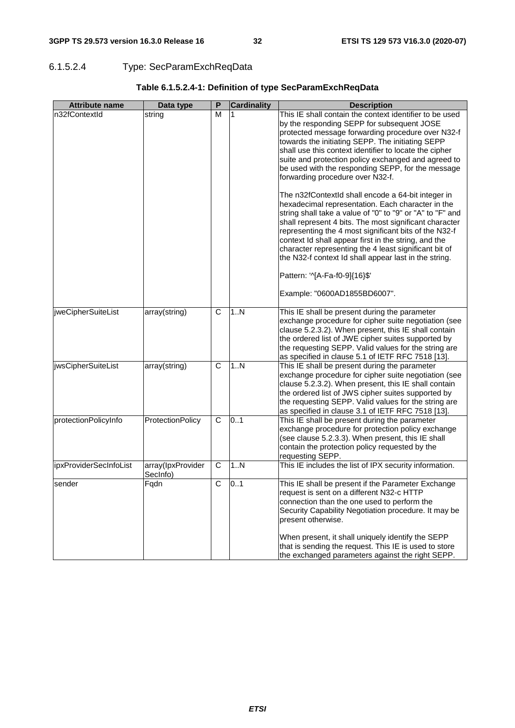#### 6.1.5.2.4 Type: SecParamExchReqData

**Table 6.1.5.2.4-1: Definition of type SecParamExchReqData**

| Attribute name | Data type | P | Cardinality | Description |
|---|---|---|---|---|
| n32fContextId | string | M | 1 | This IE shall contain the context identifier to be used by the responding SEPP for subsequent JOSE protected message forwarding procedure over N32-f towards the initiating SEPP. The initiating SEPP shall use this context identifier to locate the cipher suite and protection policy exchanged and agreed to be used with the responding SEPP, for the message forwarding procedure over N32-f.<br><br>The n32fContextId shall encode a 64-bit integer in hexadecimal representation. Each character in the string shall take a value of "0" to "9" or "A" to "F" and shall represent 4 bits. The most significant character representing the 4 most significant bits of the N32-f context Id shall appear first in the string, and the character representing the 4 least significant bit of the N32-f context Id shall appear last in the string.<br><br>Pattern: '^[A-Fa-f0-9]{16}$'<br><br>Example: "0600AD1855BD6007". |
| jweCipherSuiteList | array(string) | C | 1..N | This IE shall be present during the parameter exchange procedure for cipher suite negotiation (see clause 5.2.3.2). When present, this IE shall contain the ordered list of JWE cipher suites supported by the requesting SEPP. Valid values for the string are as specified in clause 5.1 of IETF RFC 7518 [13]. |
| jwsCipherSuiteList | array(string) | C | 1..N | This IE shall be present during the parameter exchange procedure for cipher suite negotiation (see clause 5.2.3.2). When present, this IE shall contain the ordered list of JWS cipher suites supported by the requesting SEPP. Valid values for the string are as specified in clause 3.1 of IETF RFC 7518 [13]. |
| protectionPolicyInfo | ProtectionPolicy | C | 0..1 | This IE shall be present during the parameter exchange procedure for protection policy exchange (see clause 5.2.3.3). When present, this IE shall contain the protection policy requested by the requesting SEPP. |
| ipxProviderSecInfoList | array(IpxProviderSecInfo) | C | 1..N | This IE includes the list of IPX security information. |
| sender | Fqdn | C | 0..1 | This IE shall be present if the Parameter Exchange request is sent on a different N32-c HTTP connection than the one used to perform the Security Capability Negotiation procedure. It may be present otherwise.<br><br>When present, it shall uniquely identify the SEPP that is sending the request. This IE is used to store the exchanged parameters against the right SEPP. |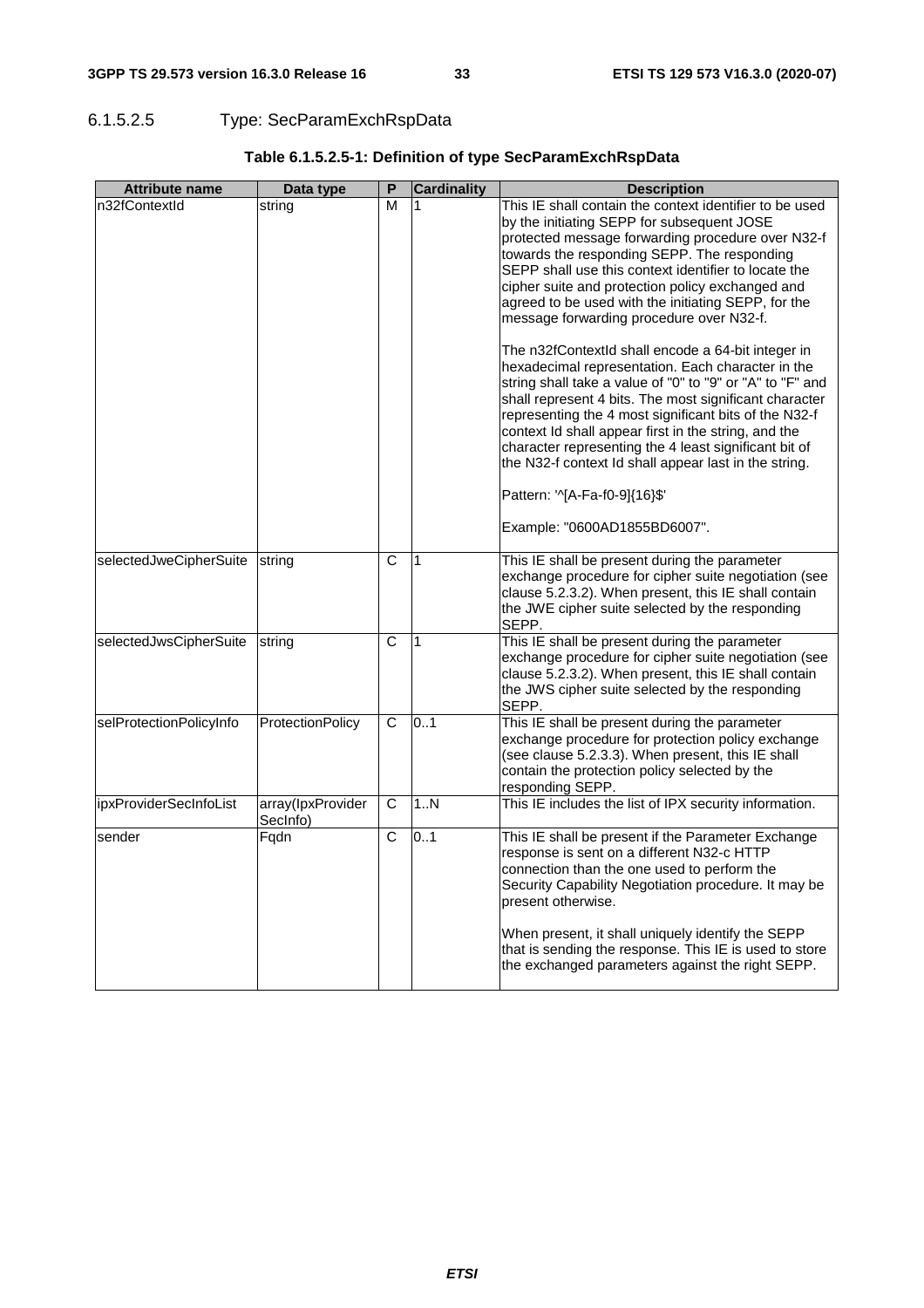#### 6.1.5.2.5 Type: SecParamExchRspData

**Table 6.1.5.2.5-1: Definition of type SecParamExchRspData**

| Attribute name | Data type | P | Cardinality | Description |
| --- | --- | --- | --- | --- |
| n32fContextId | string | M | 1 | This IE shall contain the context identifier to be used by the initiating SEPP for subsequent JOSE protected message forwarding procedure over N32-f towards the responding SEPP. The responding SEPP shall use this context identifier to locate the cipher suite and protection policy exchanged and agreed to be used with the initiating SEPP, for the message forwarding procedure over N32-f.<br><br>The n32fContextId shall encode a 64-bit integer in hexadecimal representation. Each character in the string shall take a value of "0" to "9" or "A" to "F" and shall represent 4 bits. The most significant character representing the 4 most significant bits of the N32-f context Id shall appear first in the string, and the character representing the 4 least significant bit of the N32-f context Id shall appear last in the string.<br><br>Pattern: '^[A-Fa-f0-9]{16}$'<br><br>Example: "0600AD1855BD6007". |
| selectedJweCipherSuite | string | C | 1 | This IE shall be present during the parameter exchange procedure for cipher suite negotiation (see clause 5.2.3.2). When present, this IE shall contain the JWE cipher suite selected by the responding SEPP. |
| selectedJwsCipherSuite | string | C | 1 | This IE shall be present during the parameter exchange procedure for cipher suite negotiation (see clause 5.2.3.2). When present, this IE shall contain the JWS cipher suite selected by the responding SEPP. |
| selProtectionPolicyInfo | ProtectionPolicy | C | 0..1 | This IE shall be present during the parameter exchange procedure for protection policy exchange (see clause 5.2.3.3). When present, this IE shall contain the protection policy selected by the responding SEPP. |
| ipxProviderSecInfoList | array(IpxProviderSecInfo) | C | 1..N | This IE includes the list of IPX security information. |
| sender | Fqdn | C | 0..1 | This IE shall be present if the Parameter Exchange response is sent on a different N32-c HTTP connection than the one used to perform the Security Capability Negotiation procedure. It may be present otherwise.<br><br>When present, it shall uniquely identify the SEPP that is sending the response. This IE is used to store the exchanged parameters against the right SEPP. |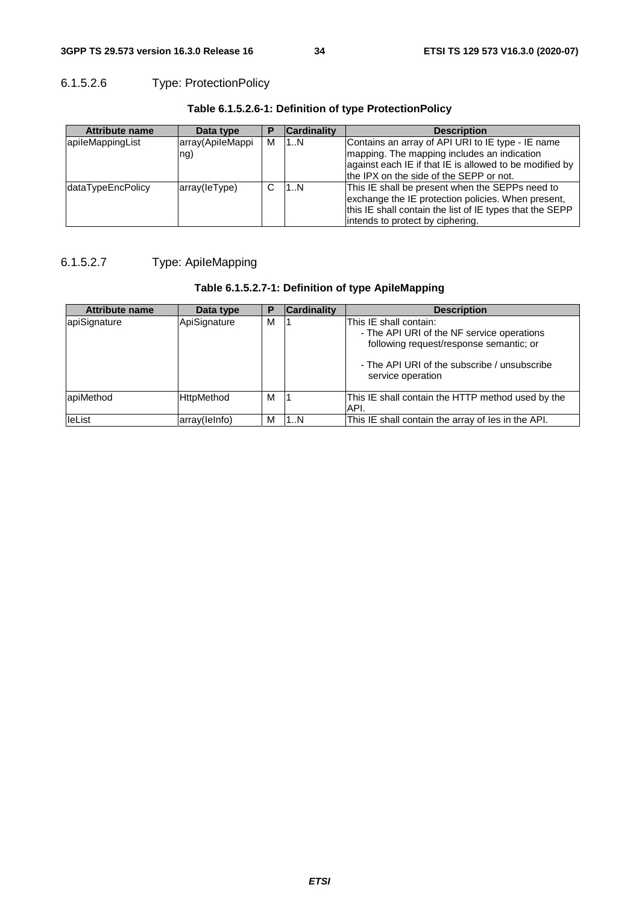#### 6.1.5.2.6 Type: ProtectionPolicy

**Table 6.1.5.2.6-1: Definition of type ProtectionPolicy**

| Attribute name | Data type | P | Cardinality | Description |
| --- | --- | --- | --- | --- |
| apiIeMappingList | array(ApiIeMapping) | M | 1..N | Contains an array of API URI to IE type - IE name mapping. The mapping includes an indication against each IE if that IE is allowed to be modified by the IPX on the side of the SEPP or not. |
| dataTypeEncPolicy | array(IeType) | C | 1..N | This IE shall be present when the SEPPs need to exchange the IE protection policies. When present, this IE shall contain the list of IE types that the SEPP intends to protect by ciphering. |

#### 6.1.5.2.7 Type: ApiIeMapping

**Table 6.1.5.2.7-1: Definition of type ApiIeMapping**

| Attribute name | Data type | P | Cardinality | Description |
| --- | --- | --- | --- | --- |
| apiSignature | ApiSignature | M | 1 | This IE shall contain:<br>- The API URI of the NF service operations following request/response semantic; or<br><br>- The API URI of the subscribe / unsubscribe service operation |
| apiMethod | HttpMethod | M | 1 | This IE shall contain the HTTP method used by the API. |
| IeList | array(IeInfo) | M | 1..N | This IE shall contain the array of Ies in the API. |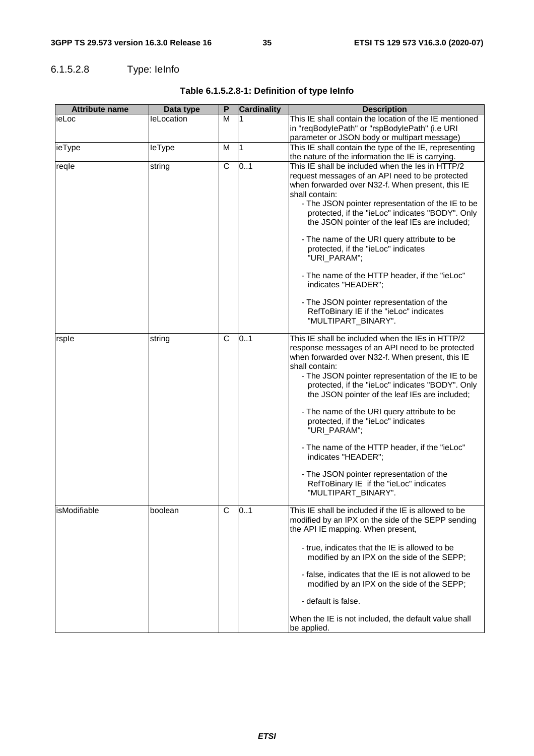#### 6.1.5.2.8 Type: IeInfo

**Table 6.1.5.2.8-1: Definition of type IeInfo**

| Attribute name | Data type | P | Cardinality | Description |
|---|---|---|---|---|
| ieLoc | IeLocation | M | 1 | This IE shall contain the location of the IE mentioned in "reqBodyIePath" or "rspBodyIePath" (i.e URI parameter or JSON body or multipart message) |
| ieType | IeType | M | 1 | This IE shall contain the type of the IE, representing the nature of the information the IE is carrying. |
| reqIe | string | C | 0..1 | This IE shall be included when the Ies in HTTP/2 request messages of an API need to be protected when forwarded over N32-f. When present, this IE shall contain:<br>- The JSON pointer representation of the IE to be protected, if the "ieLoc" indicates "BODY". Only the JSON pointer of the leaf IEs are included;<br><br>- The name of the URI query attribute to be protected, if the "ieLoc" indicates "URI_PARAM";<br><br>- The name of the HTTP header, if the "ieLoc" indicates "HEADER";<br><br>- The JSON pointer representation of the RefToBinary IE if the "ieLoc" indicates "MULTIPART_BINARY". |
| rspIe | string | C | 0..1 | This IE shall be included when the IEs in HTTP/2 response messages of an API need to be protected when forwarded over N32-f. When present, this IE shall contain:<br>- The JSON pointer representation of the IE to be protected, if the "ieLoc" indicates "BODY". Only the JSON pointer of the leaf IEs are included;<br><br>- The name of the URI query attribute to be protected, if the "ieLoc" indicates "URI_PARAM";<br><br>- The name of the HTTP header, if the "ieLoc" indicates "HEADER";<br><br>- The JSON pointer representation of the RefToBinary IE if the "ieLoc" indicates "MULTIPART_BINARY". |
| isModifiable | boolean | C | 0..1 | This IE shall be included if the IE is allowed to be modified by an IPX on the side of the SEPP sending the API IE mapping. When present,<br><br>- true, indicates that the IE is allowed to be modified by an IPX on the side of the SEPP;<br><br>- false, indicates that the IE is not allowed to be modified by an IPX on the side of the SEPP;<br><br>- default is false.<br><br>When the IE is not included, the default value shall be applied. |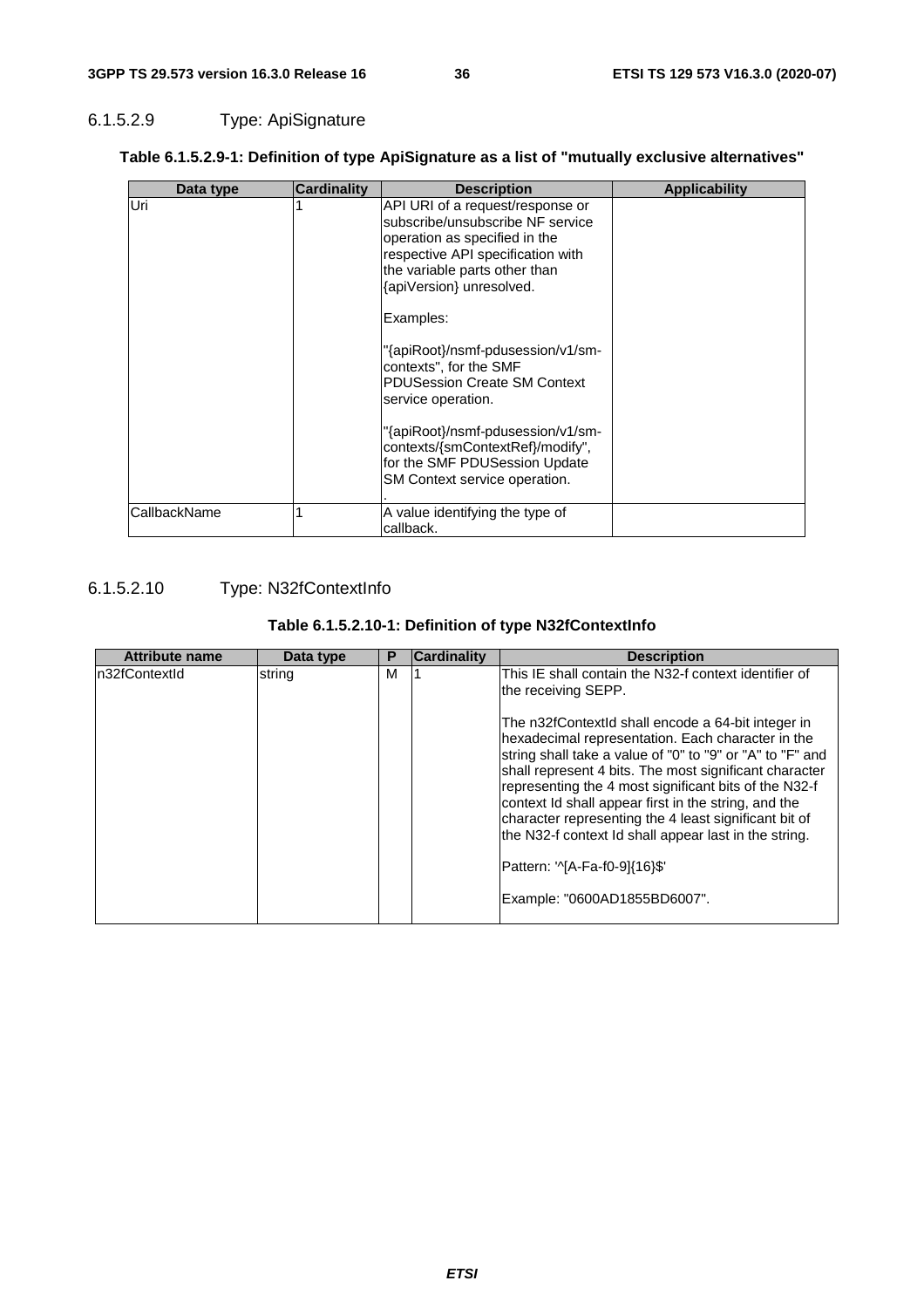#### 6.1.5.2.9 Type: ApiSignature

**Table 6.1.5.2.9-1: Definition of type ApiSignature as a list of "mutually exclusive alternatives"**

| Data type | Cardinality | Description | Applicability |
| --- | --- | --- | --- |
| Uri | 1 | API URI of a request/response or subscribe/unsubscribe NF service operation as specified in the respective API specification with the variable parts other than {apiVersion} unresolved.<br><br>Examples:<br><br>"{apiRoot}/nsmf-pdusession/v1/sm-contexts", for the SMF PDUSession Create SM Context service operation.<br><br>"{apiRoot}/nsmf-pdusession/v1/sm-contexts/{smContextRef}/modify", for the SMF PDUSession Update SM Context service operation.<br>. | |
| CallbackName | 1 | A value identifying the type of callback. | |

#### 6.1.5.2.10 Type: N32fContextInfo

**Table 6.1.5.2.10-1: Definition of type N32fContextInfo**

| Attribute name | Data type | P | Cardinality | Description |
| --- | --- | --- | --- | --- |
| n32fContextId | string | M | 1 | This IE shall contain the N32-f context identifier of the receiving SEPP.<br><br>The n32fContextId shall encode a 64-bit integer in hexadecimal representation. Each character in the string shall take a value of "0" to "9" or "A" to "F" and shall represent 4 bits. The most significant character representing the 4 most significant bits of the N32-f context Id shall appear first in the string, and the character representing the 4 least significant bit of the N32-f context Id shall appear last in the string.<br><br>Pattern: '^[A-Fa-f0-9]{16}$'<br><br>Example: "0600AD1855BD6007". |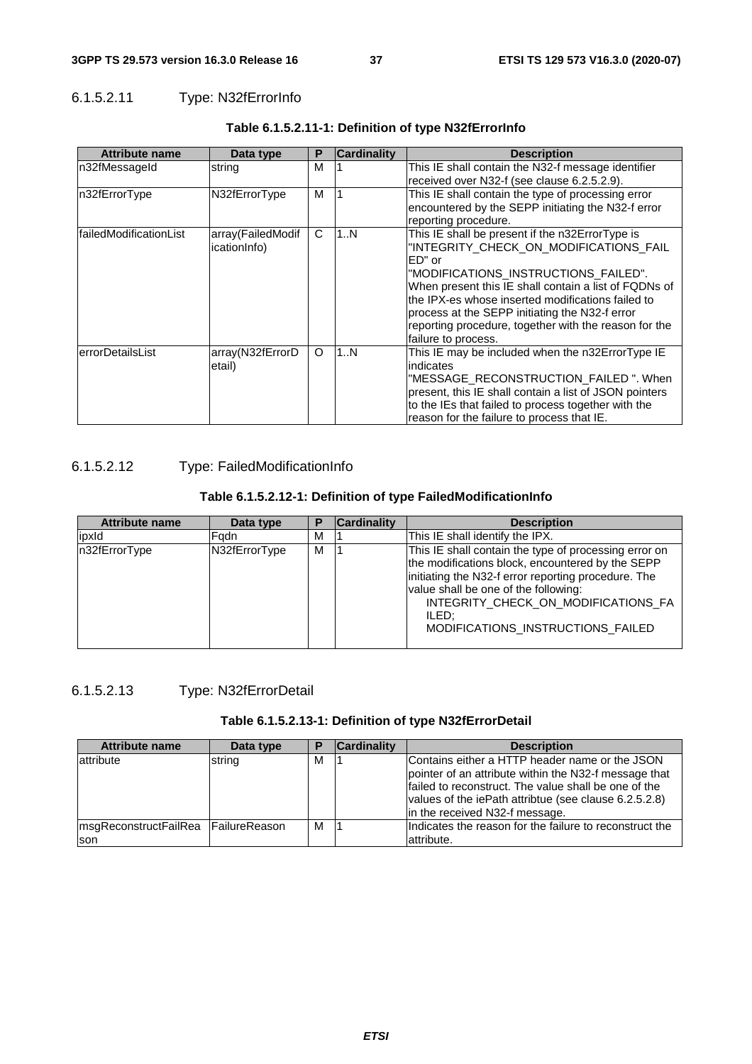#### 6.1.5.2.11 Type: N32fErrorInfo

**Table 6.1.5.2.11-1: Definition of type N32fErrorInfo**

| Attribute name | Data type | P | Cardinality | Description |
|---|---|---|---|---|
| n32fMessageId | string | M | 1 | This IE shall contain the N32-f message identifier received over N32-f (see clause 6.2.5.2.9). |
| n32fErrorType | N32fErrorType | M | 1 | This IE shall contain the type of processing error encountered by the SEPP initiating the N32-f error reporting procedure. |
| failedModificationList | array(FailedModificationInfo) | C | 1..N | This IE shall be present if the n32ErrorType is "INTEGRITY_CHECK_ON_MODIFICATIONS_FAILED" or "MODIFICATIONS_INSTRUCTIONS_FAILED". When present this IE shall contain a list of FQDNs of the IPX-es whose inserted modifications failed to process at the SEPP initiating the N32-f error reporting procedure, together with the reason for the failure to process. |
| errorDetailsList | array(N32fErrorDetail) | O | 1..N | This IE may be included when the n32ErrorType IE indicates "MESSAGE_RECONSTRUCTION_FAILED ". When present, this IE shall contain a list of JSON pointers to the IEs that failed to process together with the reason for the failure to process that IE. |

#### 6.1.5.2.12 Type: FailedModificationInfo

**Table 6.1.5.2.12-1: Definition of type FailedModificationInfo**

| Attribute name | Data type | P | Cardinality | Description |
|---|---|---|---|---|
| ipxId | Fqdn | M | 1 | This IE shall identify the IPX. |
| n32fErrorType | N32fErrorType | M | 1 | This IE shall contain the type of processing error on the modifications block, encountered by the SEPP initiating the N32-f error reporting procedure. The value shall be one of the following:<br>INTEGRITY_CHECK_ON_MODIFICATIONS_FAILED;<br>MODIFICATIONS_INSTRUCTIONS_FAILED |

#### 6.1.5.2.13 Type: N32fErrorDetail

**Table 6.1.5.2.13-1: Definition of type N32fErrorDetail**

| Attribute name | Data type | P | Cardinality | Description |
|---|---|---|---|---|
| attribute | string | M | 1 | Contains either a HTTP header name or the JSON pointer of an attribute within the N32-f message that failed to reconstruct. The value shall be one of the values of the iePath attribtue (see clause 6.2.5.2.8) in the received N32-f message. |
| msgReconstructFailReason | FailureReason | M | 1 | Indicates the reason for the failure to reconstruct the attribute. |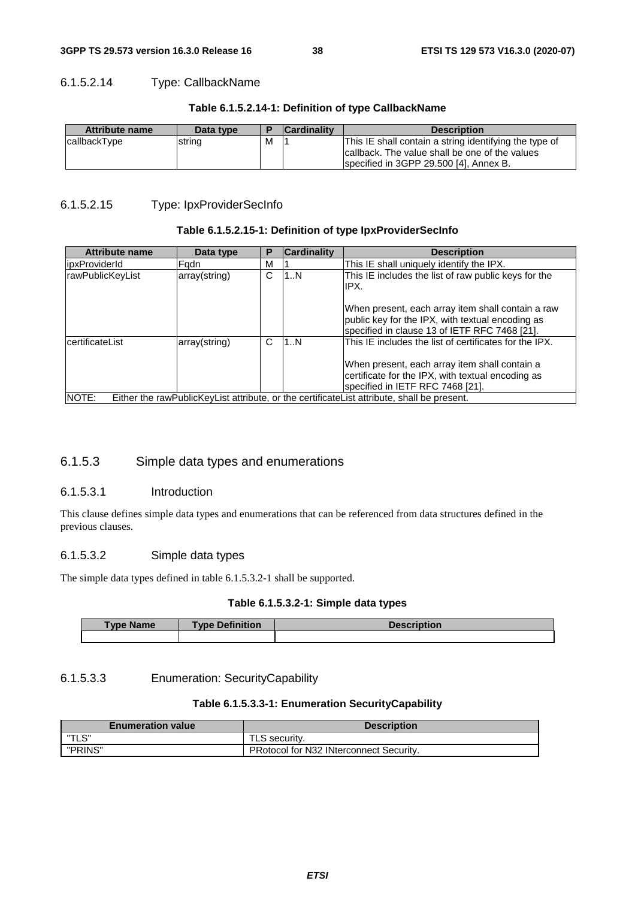#### 6.1.5.2.14 Type: CallbackName

**Table 6.1.5.2.14-1: Definition of type CallbackName**

| Attribute name | Data type | P | Cardinality | Description |
|---|---|---|---|---|
| callbackType | string | M | 1 | This IE shall contain a string identifying the type of callback. The value shall be one of the values specified in 3GPP 29.500 [4], Annex B. |

#### 6.1.5.2.15 Type: IpxProviderSecInfo

**Table 6.1.5.2.15-1: Definition of type IpxProviderSecInfo**

| Attribute name | Data type | P | Cardinality | Description |
|---|---|---|---|---|
| ipxProviderId | Fqdn | M | 1 | This IE shall uniquely identify the IPX. |
| rawPublicKeyList | array(string) | C | 1..N | This IE includes the list of raw public keys for the IPX.<br><br>When present, each array item shall contain a raw public key for the IPX, with textual encoding as specified in clause 13 of IETF RFC 7468 [21]. |
| certificateList | array(string) | C | 1..N | This IE includes the list of certificates for the IPX.<br><br>When present, each array item shall contain a certificate for the IPX, with textual encoding as specified in IETF RFC 7468 [21]. |
| NOTE: Either the rawPublicKeyList attribute, or the certificateList attribute, shall be present. | | | | |

### 6.1.5.3 Simple data types and enumerations

#### 6.1.5.3.1 Introduction

This clause defines simple data types and enumerations that can be referenced from data structures defined in the previous clauses.

#### 6.1.5.3.2 Simple data types

The simple data types defined in table 6.1.5.3.2-1 shall be supported.

**Table 6.1.5.3.2-1: Simple data types**

| Type Name | Type Definition | Description |
|---|---|---|
| | | |

#### 6.1.5.3.3 Enumeration: SecurityCapability

**Table 6.1.5.3.3-1: Enumeration SecurityCapability**

| Enumeration value | Description |
|---|---|
| "TLS" | TLS security. |
| "PRINS" | PRotocol for N32 INterconnect Security. |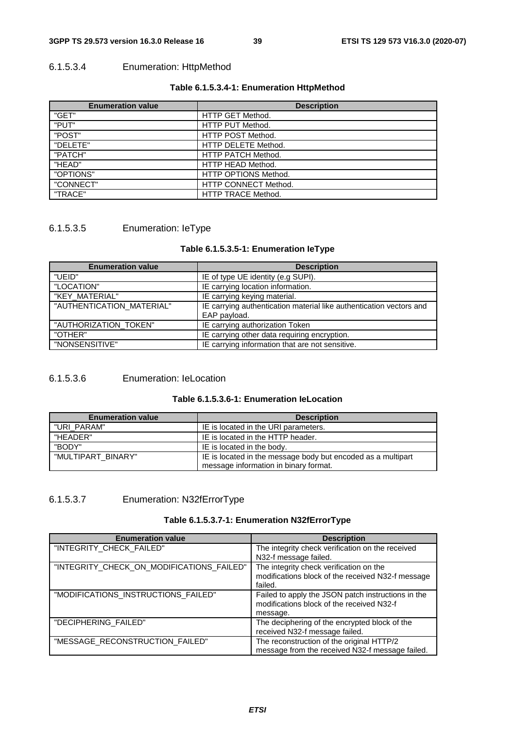#### 6.1.5.3.4 Enumeration: HttpMethod

**Table 6.1.5.3.4-1: Enumeration HttpMethod**

| Enumeration value | Description |
|---|---|
| "GET" | HTTP GET Method. |
| "PUT" | HTTP PUT Method. |
| "POST" | HTTP POST Method. |
| "DELETE" | HTTP DELETE Method. |
| "PATCH" | HTTP PATCH Method. |
| "HEAD" | HTTP HEAD Method. |
| "OPTIONS" | HTTP OPTIONS Method. |
| "CONNECT" | HTTP CONNECT Method. |
| "TRACE" | HTTP TRACE Method. |

#### 6.1.5.3.5 Enumeration: IeType

**Table 6.1.5.3.5-1: Enumeration IeType**

| Enumeration value | Description |
|---|---|
| "UEID" | IE of type UE identity (e.g SUPI). |
| "LOCATION" | IE carrying location information. |
| "KEY_MATERIAL" | IE carrying keying material. |
| "AUTHENTICATION_MATERIAL" | IE carrying authentication material like authentication vectors and EAP payload. |
| "AUTHORIZATION_TOKEN" | IE carrying authorization Token |
| "OTHER" | IE carrying other data requiring encryption. |
| "NONSENSITIVE" | IE carrying information that are not sensitive. |

#### 6.1.5.3.6 Enumeration: IeLocation

**Table 6.1.5.3.6-1: Enumeration IeLocation**

| Enumeration value | Description |
|---|---|
| "URI_PARAM" | IE is located in the URI parameters. |
| "HEADER" | IE is located in the HTTP header. |
| "BODY" | IE is located in the body. |
| "MULTIPART_BINARY" | IE is located in the message body but encoded as a multipart message information in binary format. |

#### 6.1.5.3.7 Enumeration: N32fErrorType

**Table 6.1.5.3.7-1: Enumeration N32fErrorType**

| Enumeration value | Description |
|---|---|
| "INTEGRITY_CHECK_FAILED" | The integrity check verification on the received N32-f message failed. |
| "INTEGRITY_CHECK_ON_MODIFICATIONS_FAILED" | The integrity check verification on the modifications block of the received N32-f message failed. |
| "MODIFICATIONS_INSTRUCTIONS_FAILED" | Failed to apply the JSON patch instructions in the modifications block of the received N32-f message. |
| "DECIPHERING_FAILED" | The deciphering of the encrypted block of the received N32-f message failed. |
| "MESSAGE_RECONSTRUCTION_FAILED" | The reconstruction of the original HTTP/2 message from the received N32-f message failed. |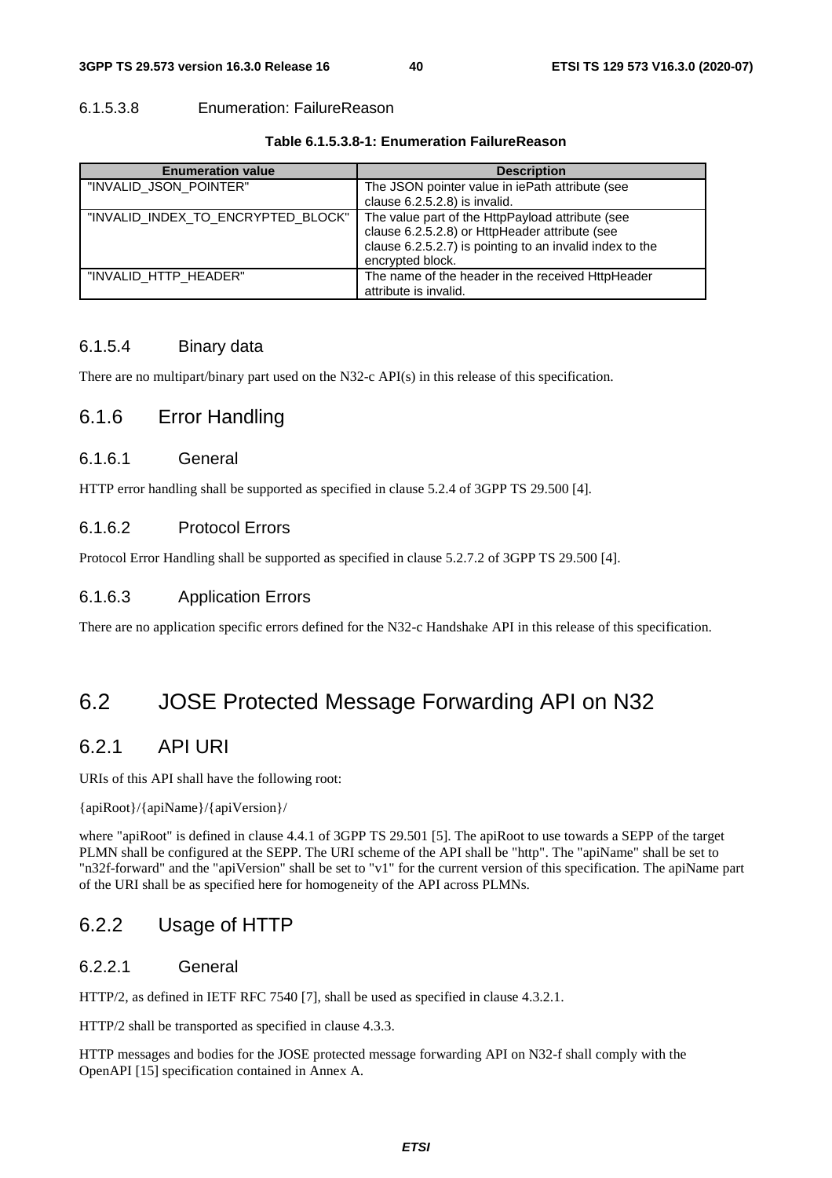#### 6.1.5.3.8 Enumeration: FailureReason

**Table 6.1.5.3.8-1: Enumeration FailureReason**

| Enumeration value | Description |
|---|---|
| "INVALID_JSON_POINTER" | The JSON pointer value in iePath attribute (see clause 6.2.5.2.8) is invalid. |
| "INVALID_INDEX_TO_ENCRYPTED_BLOCK" | The value part of the HttpPayload attribute (see clause 6.2.5.2.8) or HttpHeader attribute (see clause 6.2.5.2.7) is pointing to an invalid index to the encrypted block. |
| "INVALID_HTTP_HEADER" | The name of the header in the received HttpHeader attribute is invalid. |

### 6.1.5.4 Binary data

There are no multipart/binary part used on the N32-c API(s) in this release of this specification.

## 6.1.6 Error Handling

### 6.1.6.1 General

HTTP error handling shall be supported as specified in clause 5.2.4 of 3GPP TS 29.500 [4].

### 6.1.6.2 Protocol Errors

Protocol Error Handling shall be supported as specified in clause 5.2.7.2 of 3GPP TS 29.500 [4].

### 6.1.6.3 Application Errors

There are no application specific errors defined for the N32-c Handshake API in this release of this specification.

# 6.2 JOSE Protected Message Forwarding API on N32

## 6.2.1 API URI

URIs of this API shall have the following root:

{apiRoot}/{apiName}/{apiVersion}/

where "apiRoot" is defined in clause 4.4.1 of 3GPP TS 29.501 [5]. The apiRoot to use towards a SEPP of the target PLMN shall be configured at the SEPP. The URI scheme of the API shall be "http". The "apiName" shall be set to "n32f-forward" and the "apiVersion" shall be set to "v1" for the current version of this specification. The apiName part of the URI shall be as specified here for homogeneity of the API across PLMNs.

## 6.2.2 Usage of HTTP

### 6.2.2.1 General

HTTP/2, as defined in IETF RFC 7540 [7], shall be used as specified in clause 4.3.2.1.

HTTP/2 shall be transported as specified in clause 4.3.3.

HTTP messages and bodies for the JOSE protected message forwarding API on N32-f shall comply with the OpenAPI [15] specification contained in Annex A.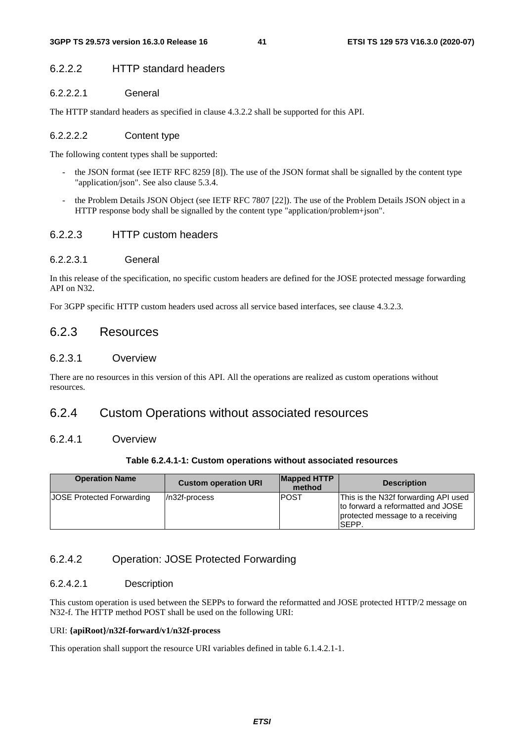#### 6.2.2.2 HTTP standard headers

##### 6.2.2.2.1 General

The HTTP standard headers as specified in clause 4.3.2.2 shall be supported for this API.

##### 6.2.2.2.2 Content type

The following content types shall be supported:

- the JSON format (see IETF RFC 8259 [8]). The use of the JSON format shall be signalled by the content type "application/json". See also clause 5.3.4.
- the Problem Details JSON Object (see IETF RFC 7807 [22]). The use of the Problem Details JSON object in a HTTP response body shall be signalled by the content type "application/problem+json".

#### 6.2.2.3 HTTP custom headers

##### 6.2.2.3.1 General

In this release of the specification, no specific custom headers are defined for the JOSE protected message forwarding API on N32.

For 3GPP specific HTTP custom headers used across all service based interfaces, see clause 4.3.2.3.

### 6.2.3 Resources

#### 6.2.3.1 Overview

There are no resources in this version of this API. All the operations are realized as custom operations without resources.

### 6.2.4 Custom Operations without associated resources

#### 6.2.4.1 Overview

**Table 6.2.4.1-1: Custom operations without associated resources**

| Operation Name | Custom operation URI | Mapped HTTP method | Description |
| --- | --- | --- | --- |
| JOSE Protected Forwarding | /n32f-process | POST | This is the N32f forwarding API used to forward a reformatted and JOSE protected message to a receiving SEPP. |

#### 6.2.4.2 Operation: JOSE Protected Forwarding

##### 6.2.4.2.1 Description

This custom operation is used between the SEPPs to forward the reformatted and JOSE protected HTTP/2 message on N32-f. The HTTP method POST shall be used on the following URI:

URI: **{apiRoot}/n32f-forward/v1/n32f-process**

This operation shall support the resource URI variables defined in table 6.1.4.2.1-1.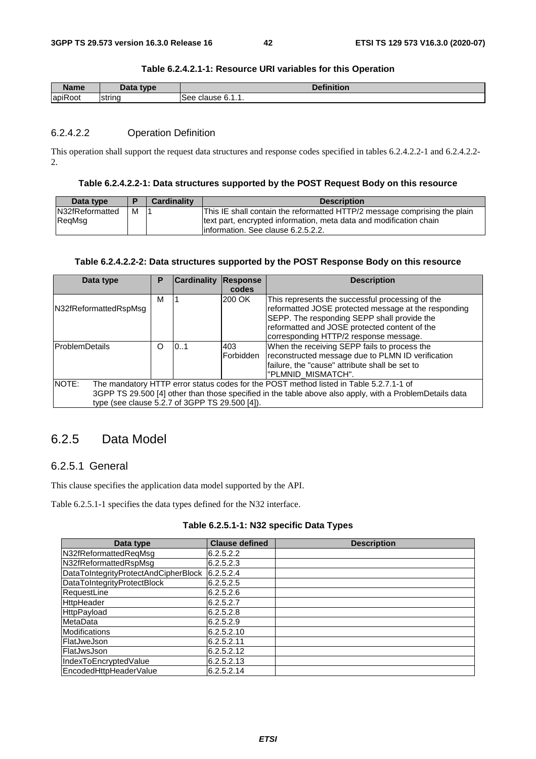**Table 6.2.4.2.1-1: Resource URI variables for this Operation**

| Name | Data type | Definition |
| --- | --- | --- |
| apiRoot | string | See clause 6.1.1. |

#### 6.2.4.2.2 Operation Definition

This operation shall support the request data structures and response codes specified in tables 6.2.4.2.2-1 and 6.2.4.2.2-2.

**Table 6.2.4.2.2-1: Data structures supported by the POST Request Body on this resource**

| Data type | P | Cardinality | Description |
| --- | --- | --- | --- |
| N32fReformatted ReqMsg | M | 1 | This IE shall contain the reformatted HTTP/2 message comprising the plain text part, encrypted information, meta data and modification chain information. See clause 6.2.5.2.2. |

**Table 6.2.4.2.2-2: Data structures supported by the POST Response Body on this resource**

| Data type | P | Cardinality | Response codes | Description |
| --- | --- | --- | --- | --- |
| N32fReformattedRspMsg | M | 1 | 200 OK | This represents the successful processing of the reformatted JOSE protected message at the responding SEPP. The responding SEPP shall provide the reformatted and JOSE protected content of the corresponding HTTP/2 response message. |
| ProblemDetails | O | 0..1 | 403 Forbidden | When the receiving SEPP fails to process the reconstructed message due to PLMN ID verification failure, the "cause" attribute shall be set to "PLMNID_MISMATCH". |
| NOTE: The mandatory HTTP error status codes for the POST method listed in Table 5.2.7.1-1 of 3GPP TS 29.500 [4] other than those specified in the table above also apply, with a ProblemDetails data type (see clause 5.2.7 of 3GPP TS 29.500 [4]). | | | | |

### 6.2.5 Data Model

#### 6.2.5.1 General

This clause specifies the application data model supported by the API.

Table 6.2.5.1-1 specifies the data types defined for the N32 interface.

**Table 6.2.5.1-1: N32 specific Data Types**

| Data type | Clause defined | Description |
| --- | --- | --- |
| N32fReformattedReqMsg | 6.2.5.2.2 | |
| N32fReformattedRspMsg | 6.2.5.2.3 | |
| DataToIntegrityProtectAndCipherBlock | 6.2.5.2.4 | |
| DataToIntegrityProtectBlock | 6.2.5.2.5 | |
| RequestLine | 6.2.5.2.6 | |
| HttpHeader | 6.2.5.2.7 | |
| HttpPayload | 6.2.5.2.8 | |
| MetaData | 6.2.5.2.9 | |
| Modifications | 6.2.5.2.10 | |
| FlatJweJson | 6.2.5.2.11 | |
| FlatJwsJson | 6.2.5.2.12 | |
| IndexToEncryptedValue | 6.2.5.2.13 | |
| EncodedHttpHeaderValue | 6.2.5.2.14 | |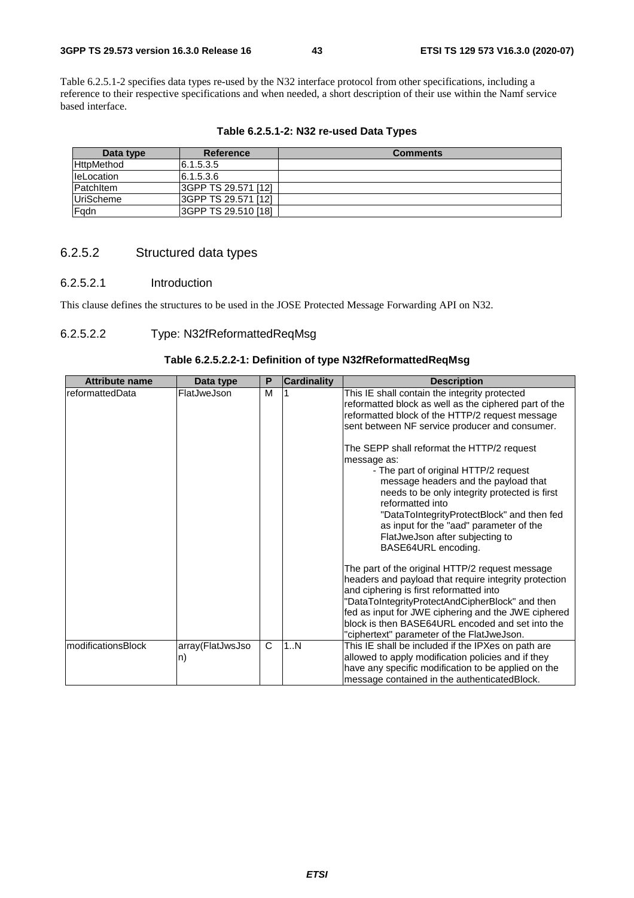Table 6.2.5.1-2 specifies data types re-used by the N32 interface protocol from other specifications, including a reference to their respective specifications and when needed, a short description of their use within the Namf service based interface.

**Table 6.2.5.1-2: N32 re-used Data Types**

| Data type | Reference | Comments |
|---|---|---|
| HttpMethod | 6.1.5.3.5 | |
| IeLocation | 6.1.5.3.6 | |
| PatchItem | 3GPP TS 29.571 [12] | |
| UriScheme | 3GPP TS 29.571 [12] | |
| Fqdn | 3GPP TS 29.510 [18] | |

### 6.2.5.2 Structured data types

#### 6.2.5.2.1 Introduction

This clause defines the structures to be used in the JOSE Protected Message Forwarding API on N32.

#### 6.2.5.2.2 Type: N32fReformattedReqMsg

**Table 6.2.5.2.2-1: Definition of type N32fReformattedReqMsg**

| Attribute name | Data type | P | Cardinality | Description |
|---|---|---|---|---|
| reformattedData | FlatJweJson | M | 1 | This IE shall contain the integrity protected reformatted block as well as the ciphered part of the reformatted block of the HTTP/2 request message sent between NF service producer and consumer.<br><br>The SEPP shall reformat the HTTP/2 request message as:<br>- The part of original HTTP/2 request message headers and the payload that needs to be only integrity protected is first reformatted into "DataToIntegrityProtectBlock" and then fed as input for the "aad" parameter of the FlatJweJson after subjecting to BASE64URL encoding.<br><br>The part of the original HTTP/2 request message headers and payload that require integrity protection and ciphering is first reformatted into "DataToIntegrityProtectAndCipherBlock" and then fed as input for JWE ciphering and the JWE ciphered block is then BASE64URL encoded and set into the "ciphertext" parameter of the FlatJweJson. |
| modificationsBlock | array(FlatJwsJson) | C | 1..N | This IE shall be included if the IPXes on path are allowed to apply modification policies and if they have any specific modification to be applied on the message contained in the authenticatedBlock. |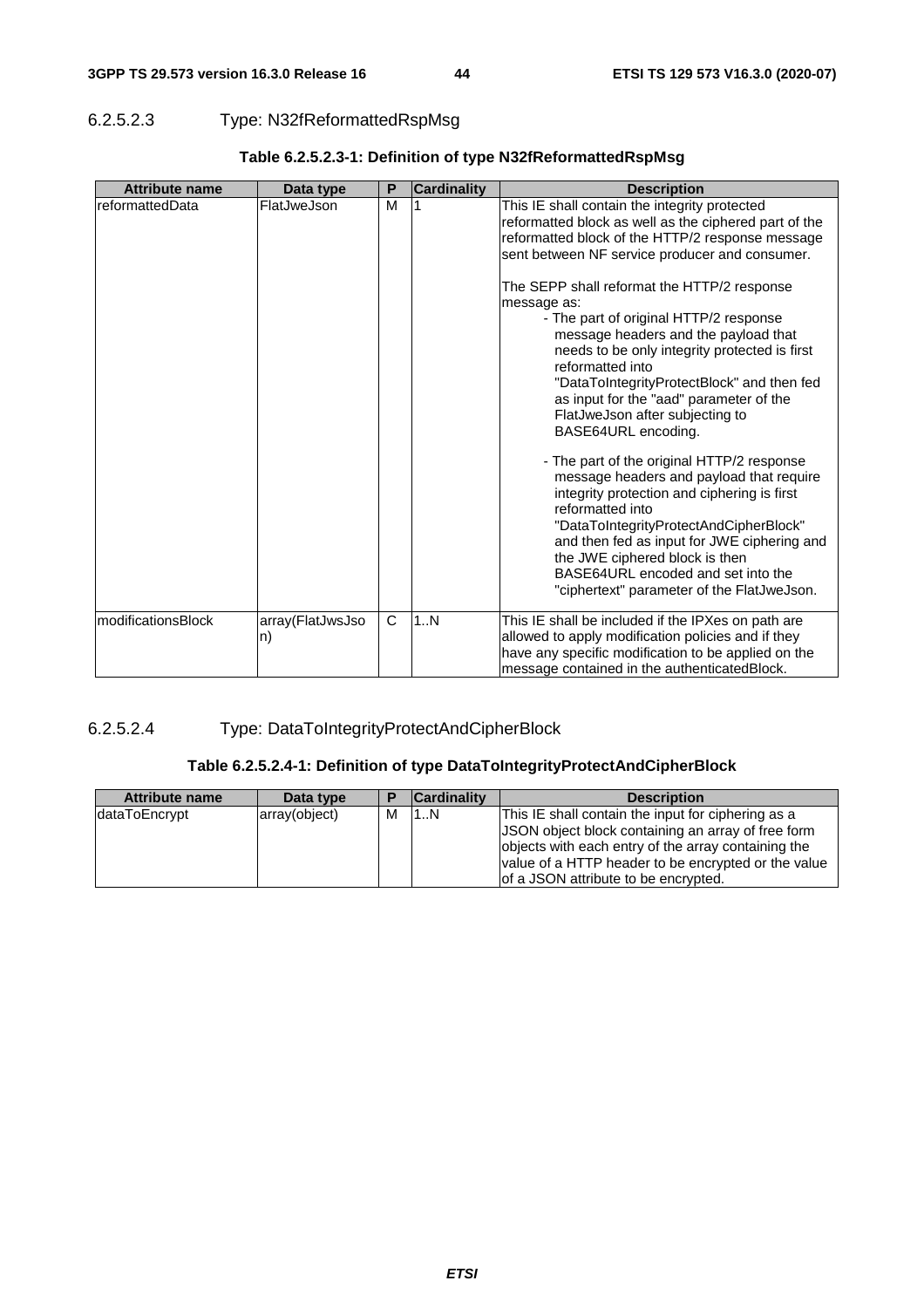#### 6.2.5.2.3 Type: N32fReformattedRspMsg

**Table 6.2.5.2.3-1: Definition of type N32fReformattedRspMsg**

| Attribute name | Data type | P | Cardinality | Description |
|---|---|---|---|---|
| reformattedData | FlatJweJson | M | 1 | This IE shall contain the integrity protected reformatted block as well as the ciphered part of the reformatted block of the HTTP/2 response message sent between NF service producer and consumer.<br><br>The SEPP shall reformat the HTTP/2 response message as:<br>- The part of original HTTP/2 response message headers and the payload that needs to be only integrity protected is first reformatted into "DataToIntegrityProtectBlock" and then fed as input for the "aad" parameter of the FlatJweJson after subjecting to BASE64URL encoding.<br><br>- The part of the original HTTP/2 response message headers and payload that require integrity protection and ciphering is first reformatted into "DataToIntegrityProtectAndCipherBlock" and then fed as input for JWE ciphering and the JWE ciphered block is then BASE64URL encoded and set into the "ciphertext" parameter of the FlatJweJson. |
| modificationsBlock | array(FlatJwsJson) | C | 1..N | This IE shall be included if the IPXes on path are allowed to apply modification policies and if they have any specific modification to be applied on the message contained in the authenticatedBlock. |

#### 6.2.5.2.4 Type: DataToIntegrityProtectAndCipherBlock

**Table 6.2.5.2.4-1: Definition of type DataToIntegrityProtectAndCipherBlock**

| Attribute name | Data type | P | Cardinality | Description |
|---|---|---|---|---|
| dataToEncrypt | array(object) | M | 1..N | This IE shall contain the input for ciphering as a JSON object block containing an array of free form objects with each entry of the array containing the value of a HTTP header to be encrypted or the value of a JSON attribute to be encrypted. |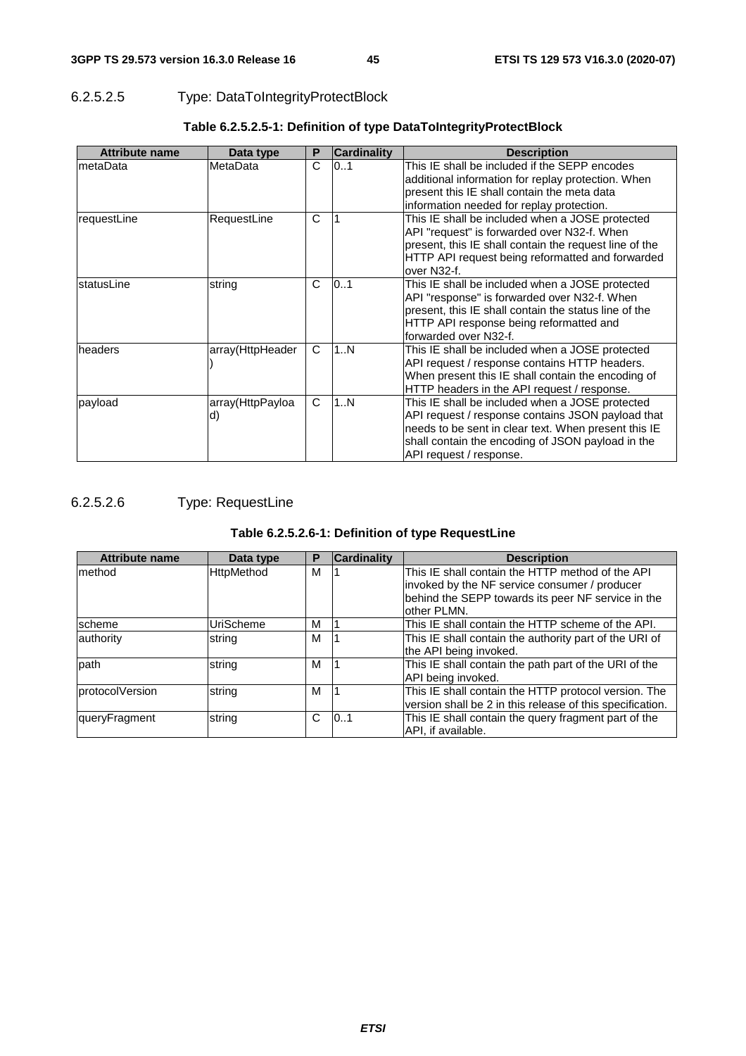#### 6.2.5.2.5 Type: DataToIntegrityProtectBlock

**Table 6.2.5.2.5-1: Definition of type DataToIntegrityProtectBlock**

| Attribute name | Data type | P | Cardinality | Description |
|---|---|---|---|---|
| metaData | MetaData | C | 0..1 | This IE shall be included if the SEPP encodes additional information for replay protection. When present this IE shall contain the meta data information needed for replay protection. |
| requestLine | RequestLine | C | 1 | This IE shall be included when a JOSE protected API "request" is forwarded over N32-f. When present, this IE shall contain the request line of the HTTP API request being reformatted and forwarded over N32-f. |
| statusLine | string | C | 0..1 | This IE shall be included when a JOSE protected API "response" is forwarded over N32-f. When present, this IE shall contain the status line of the HTTP API response being reformatted and forwarded over N32-f. |
| headers | array(HttpHeader) | C | 1..N | This IE shall be included when a JOSE protected API request / response contains HTTP headers. When present this IE shall contain the encoding of HTTP headers in the API request / response. |
| payload | array(HttpPayload) | C | 1..N | This IE shall be included when a JOSE protected API request / response contains JSON payload that needs to be sent in clear text. When present this IE shall contain the encoding of JSON payload in the API request / response. |

#### 6.2.5.2.6 Type: RequestLine

**Table 6.2.5.2.6-1: Definition of type RequestLine**

| Attribute name | Data type | P | Cardinality | Description |
|---|---|---|---|---|
| method | HttpMethod | M | 1 | This IE shall contain the HTTP method of the API invoked by the NF service consumer / producer behind the SEPP towards its peer NF service in the other PLMN. |
| scheme | UriScheme | M | 1 | This IE shall contain the HTTP scheme of the API. |
| authority | string | M | 1 | This IE shall contain the authority part of the URI of the API being invoked. |
| path | string | M | 1 | This IE shall contain the path part of the URI of the API being invoked. |
| protocolVersion | string | M | 1 | This IE shall contain the HTTP protocol version. The version shall be 2 in this release of this specification. |
| queryFragment | string | C | 0..1 | This IE shall contain the query fragment part of the API, if available. |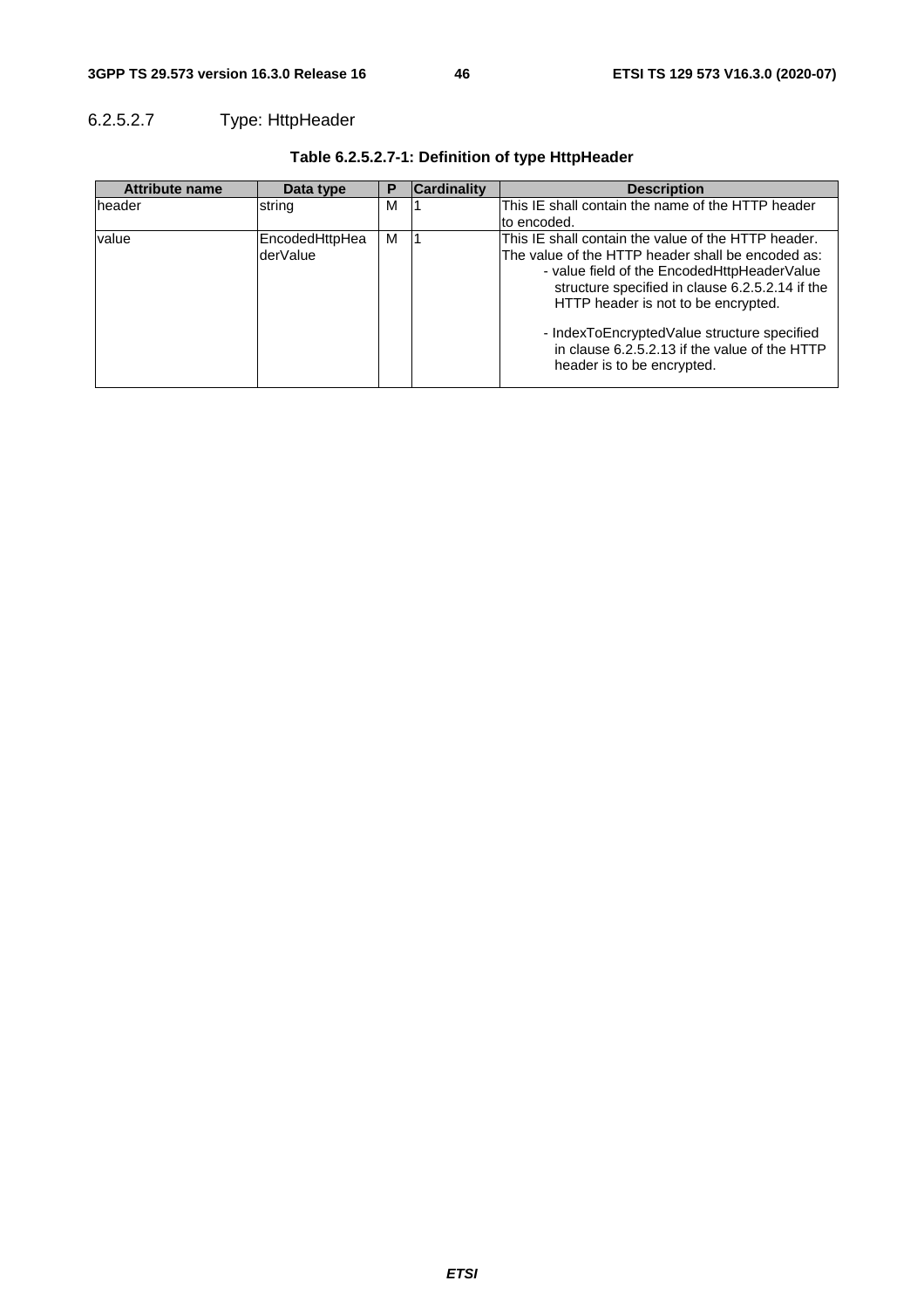#### 6.2.5.2.7 Type: HttpHeader

**Table 6.2.5.2.7-1: Definition of type HttpHeader**

| Attribute name | Data type | P | Cardinality | Description |
|---|---|---|---|---|
| header | string | M | 1 | This IE shall contain the name of the HTTP header to encoded. |
| value | EncodedHttpHeaderValue | M | 1 | This IE shall contain the value of the HTTP header. The value of the HTTP header shall be encoded as:<br>- value field of the EncodedHttpHeaderValue structure specified in clause 6.2.5.2.14 if the HTTP header is not to be encrypted.<br><br>- IndexToEncryptedValue structure specified in clause 6.2.5.2.13 if the value of the HTTP header is to be encrypted. |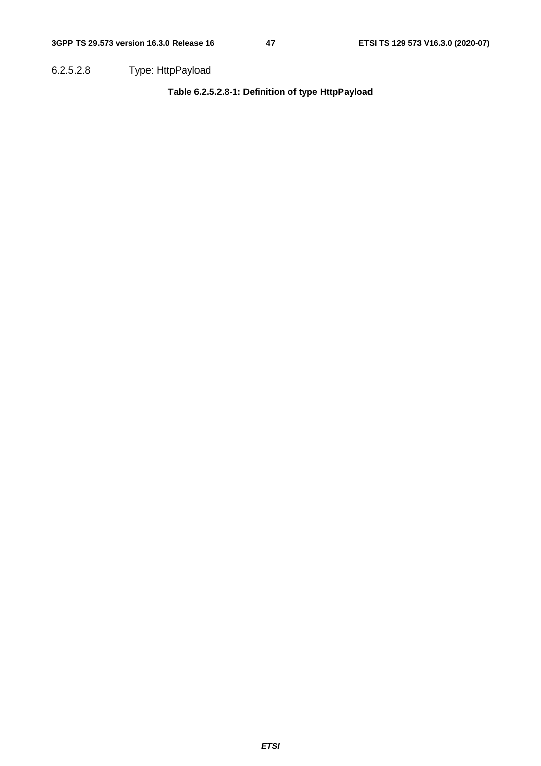#### 6.2.5.2.8 Type: HttpPayload

**Table 6.2.5.2.8-1: Definition of type HttpPayload**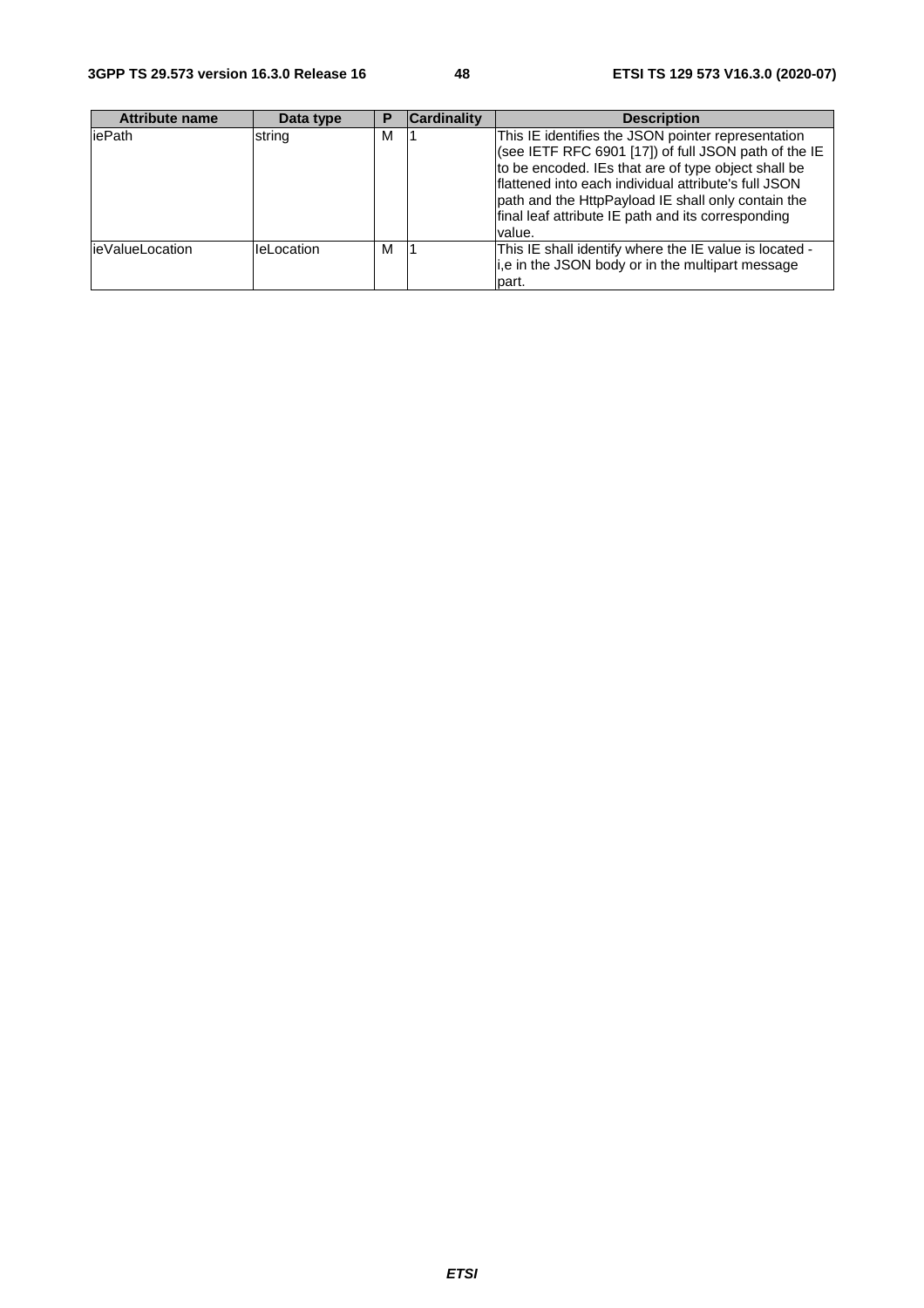| Attribute name | Data type | P | Cardinality | Description |
| --- | --- | --- | --- | --- |
| iePath | string | M | 1 | This IE identifies the JSON pointer representation (see IETF RFC 6901 [17]) of full JSON path of the IE to be encoded. IEs that are of type object shall be flattened into each individual attribute's full JSON path and the HttpPayload IE shall only contain the final leaf attribute IE path and its corresponding value. |
| ieValueLocation | IeLocation | M | 1 | This IE shall identify where the IE value is located - i,e in the JSON body or in the multipart message part. |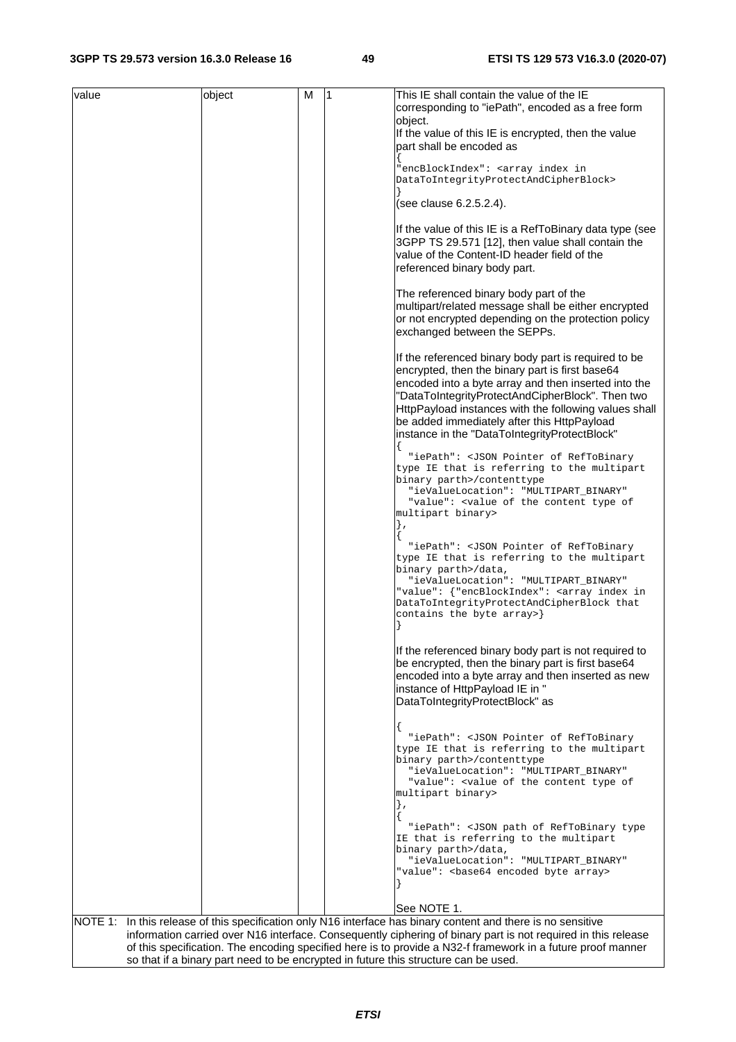| value | object | M | 1 | This IE shall contain the value of the IE corresponding to "iePath", encoded as a free form object.<br>If the value of this IE is encrypted, then the value part shall be encoded as<br>{<br>"encBlockIndex": <array index in DataToIntegrityProtectAndCipherBlock><br>}<br>(see clause 6.2.5.2.4).<br><br>If the value of this IE is a RefToBinary data type (see 3GPP TS 29.571 [12], then value shall contain the value of the Content-ID header field of the referenced binary body part.<br><br>The referenced binary body part of the multipart/related message shall be either encrypted or not encrypted depending on the protection policy exchanged between the SEPPs.<br><br>If the referenced binary body part is required to be encrypted, then the binary part is first base64 encoded into a byte array and then inserted into the "DataToIntegrityProtectAndCipherBlock". Then two HttpPayload instances with the following values shall be added immediately after this HttpPayload instance in the "DataToIntegrityProtectBlock"<br>{<br>  "iePath": <JSON Pointer of RefToBinary type IE that is referring to the multipart binary parth>/contenttype<br>  "ieValueLocation": "MULTIPART_BINARY"<br>  "value": <value of the content type of multipart binary><br>},<br>{<br>  "iePath": <JSON Pointer of RefToBinary type IE that is referring to the multipart binary parth>/data,<br>  "ieValueLocation": "MULTIPART_BINARY"<br>"value": {"encBlockIndex": <array index in DataToIntegrityProtectAndCipherBlock that contains the byte array>}<br>}<br><br>If the referenced binary body part is not required to be encrypted, then the binary part is first base64 encoded into a byte array and then inserted as new instance of HttpPayload IE in " DataToIntegrityProtectBlock" as<br><br>{<br>  "iePath": <JSON Pointer of RefToBinary type IE that is referring to the multipart binary parth>/contenttype<br>  "ieValueLocation": "MULTIPART_BINARY"<br>  "value": <value of the content type of multipart binary><br>},<br>{<br>  "iePath": <JSON path of RefToBinary type IE that is referring to the multipart binary parth>/data,<br>  "ieValueLocation": "MULTIPART_BINARY"<br>"value": <base64 encoded byte array><br>}<br><br>See NOTE 1. |
|---|---|---|---|---|
| NOTE 1: In this release of this specification only N16 interface has binary content and there is no sensitive information carried over N16 interface. Consequently ciphering of binary part is not required in this release of this specification. The encoding specified here is to provide a N32-f framework in a future proof manner so that if a binary part need to be encrypted in future this structure can be used. | | | | |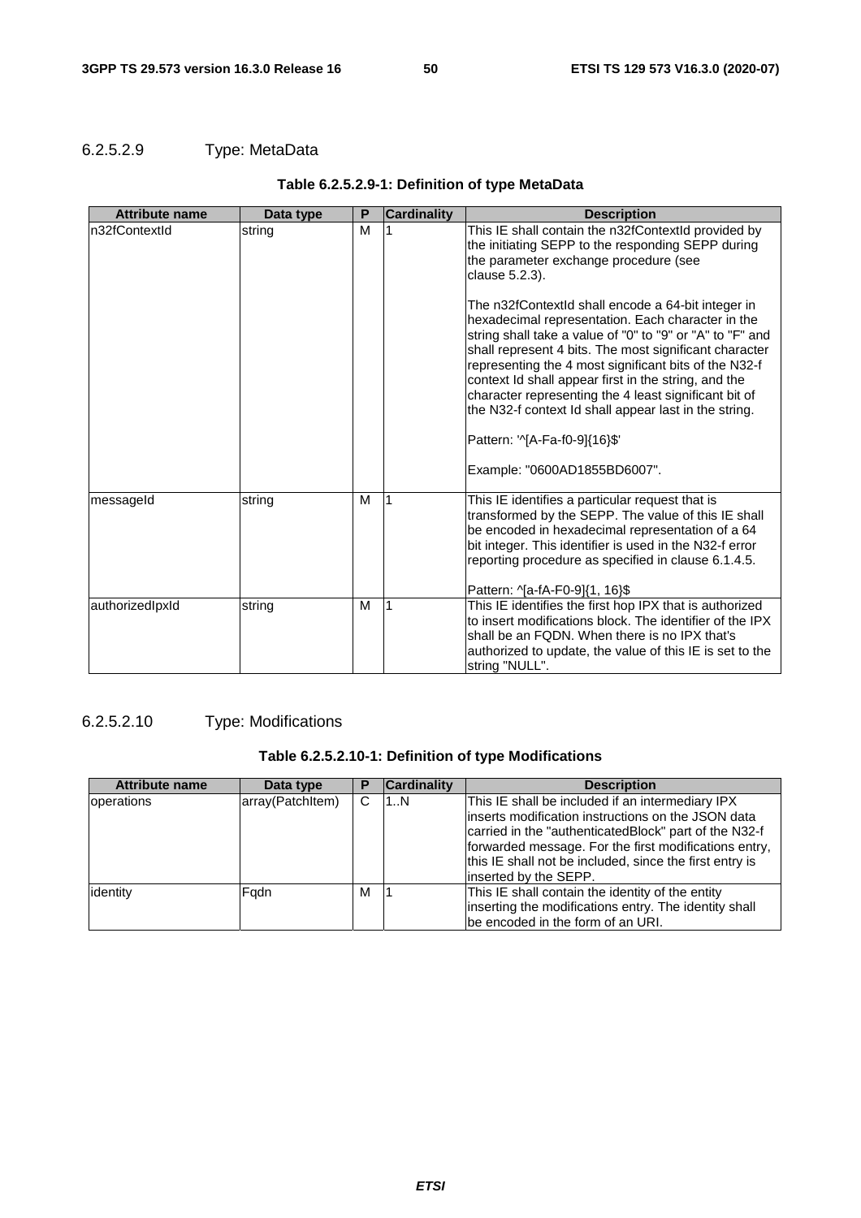#### 6.2.5.2.9 Type: MetaData

**Table 6.2.5.2.9-1: Definition of type MetaData**

| Attribute name | Data type | P | Cardinality | Description |
|---|---|---|---|---|
| n32fContextId | string | M | 1 | This IE shall contain the n32fContextId provided by the initiating SEPP to the responding SEPP during the parameter exchange procedure (see clause 5.2.3).<br><br>The n32fContextId shall encode a 64-bit integer in hexadecimal representation. Each character in the string shall take a value of "0" to "9" or "A" to "F" and shall represent 4 bits. The most significant character representing the 4 most significant bits of the N32-f context Id shall appear first in the string, and the character representing the 4 least significant bit of the N32-f context Id shall appear last in the string.<br><br>Pattern: '^[A-Fa-f0-9]{16}$'<br><br>Example: "0600AD1855BD6007". |
| messageId | string | M | 1 | This IE identifies a particular request that is transformed by the SEPP. The value of this IE shall be encoded in hexadecimal representation of a 64 bit integer. This identifier is used in the N32-f error reporting procedure as specified in clause 6.1.4.5.<br><br>Pattern: ^[a-fA-F0-9]{1, 16}$ |
| authorizedIpxId | string | M | 1 | This IE identifies the first hop IPX that is authorized to insert modifications block. The identifier of the IPX shall be an FQDN. When there is no IPX that's authorized to update, the value of this IE is set to the string "NULL". |

#### 6.2.5.2.10 Type: Modifications

**Table 6.2.5.2.10-1: Definition of type Modifications**

| Attribute name | Data type | P | Cardinality | Description |
|---|---|---|---|---|
| operations | array(PatchItem) | C | 1..N | This IE shall be included if an intermediary IPX inserts modification instructions on the JSON data carried in the "authenticatedBlock" part of the N32-f forwarded message. For the first modifications entry, this IE shall not be included, since the first entry is inserted by the SEPP. |
| identity | Fqdn | M | 1 | This IE shall contain the identity of the entity inserting the modifications entry. The identity shall be encoded in the form of an URI. |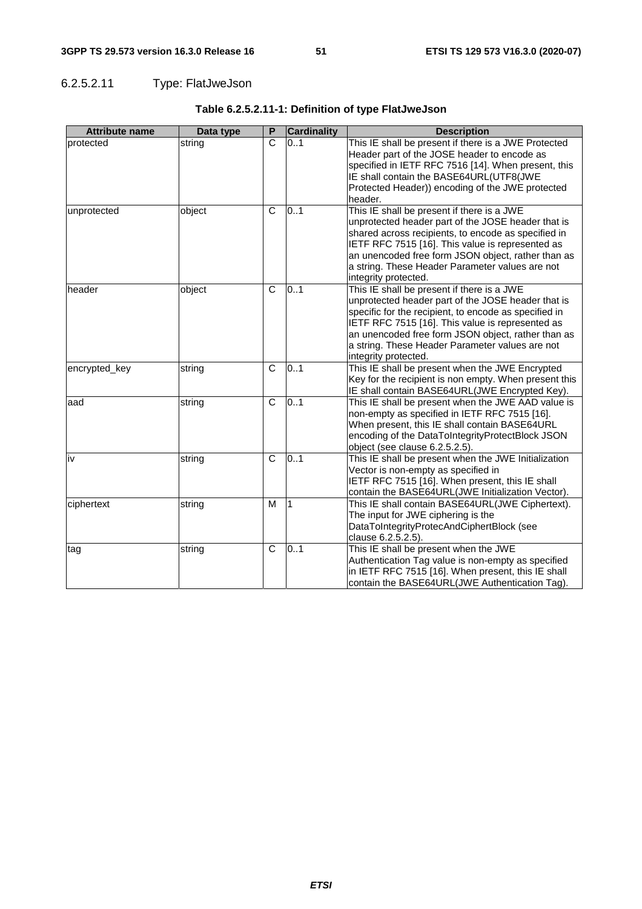#### 6.2.5.2.11 Type: FlatJweJson

**Table 6.2.5.2.11-1: Definition of type FlatJweJson**

| Attribute name | Data type | P | Cardinality | Description |
|---|---|---|---|---|
| protected | string | C | 0..1 | This IE shall be present if there is a JWE Protected Header part of the JOSE header to encode as specified in IETF RFC 7516 [14]. When present, this IE shall contain the BASE64URL(UTF8(JWE Protected Header)) encoding of the JWE protected header. |
| unprotected | object | C | 0..1 | This IE shall be present if there is a JWE unprotected header part of the JOSE header that is shared across recipients, to encode as specified in IETF RFC 7515 [16]. This value is represented as an unencoded free form JSON object, rather than as a string. These Header Parameter values are not integrity protected. |
| header | object | C | 0..1 | This IE shall be present if there is a JWE unprotected header part of the JOSE header that is specific for the recipient, to encode as specified in IETF RFC 7515 [16]. This value is represented as an unencoded free form JSON object, rather than as a string. These Header Parameter values are not integrity protected. |
| encrypted_key | string | C | 0..1 | This IE shall be present when the JWE Encrypted Key for the recipient is non empty. When present this IE shall contain BASE64URL(JWE Encrypted Key). |
| aad | string | C | 0..1 | This IE shall be present when the JWE AAD value is non-empty as specified in IETF RFC 7515 [16]. When present, this IE shall contain BASE64URL encoding of the DataToIntegrityProtectBlock JSON object (see clause 6.2.5.2.5). |
| iv | string | C | 0..1 | This IE shall be present when the JWE Initialization Vector is non-empty as specified in IETF RFC 7515 [16]. When present, this IE shall contain the BASE64URL(JWE Initialization Vector). |
| ciphertext | string | M | 1 | This IE shall contain BASE64URL(JWE Ciphertext). The input for JWE ciphering is the DataToIntegrityProtecAndCiphertBlock (see clause 6.2.5.2.5). |
| tag | string | C | 0..1 | This IE shall be present when the JWE Authentication Tag value is non-empty as specified in IETF RFC 7515 [16]. When present, this IE shall contain the BASE64URL(JWE Authentication Tag). |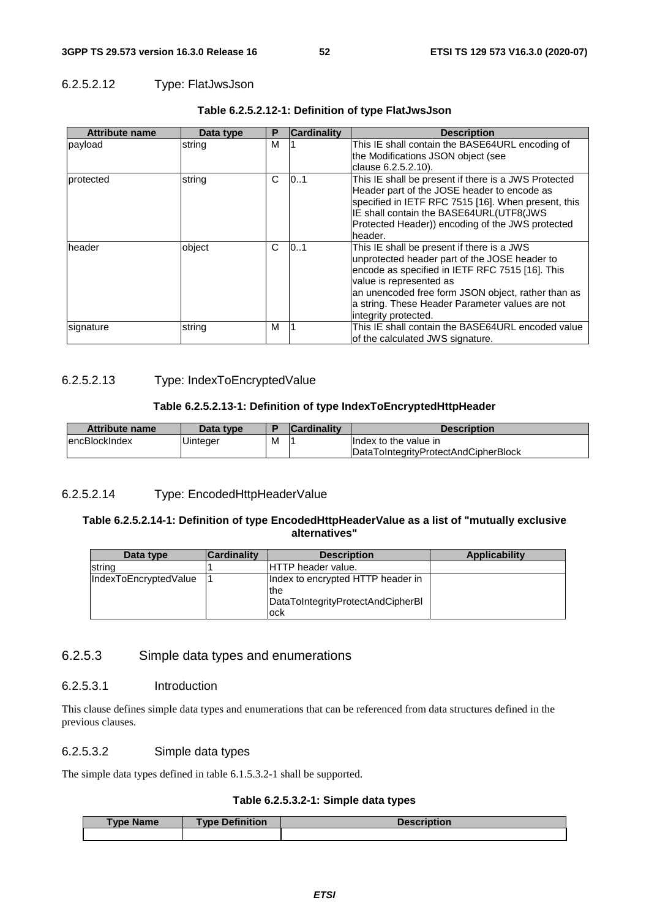#### 6.2.5.2.12 Type: FlatJwsJson

**Table 6.2.5.2.12-1: Definition of type FlatJwsJson**

| Attribute name | Data type | P | Cardinality | Description |
|---|---|---|---|---|
| payload | string | M | 1 | This IE shall contain the BASE64URL encoding of the Modifications JSON object (see clause 6.2.5.2.10). |
| protected | string | C | 0..1 | This IE shall be present if there is a JWS Protected Header part of the JOSE header to encode as specified in IETF RFC 7515 [16]. When present, this IE shall contain the BASE64URL(UTF8(JWS Protected Header)) encoding of the JWS protected header. |
| header | object | C | 0..1 | This IE shall be present if there is a JWS unprotected header part of the JOSE header to encode as specified in IETF RFC 7515 [16]. This value is represented as an unencoded free form JSON object, rather than as a string. These Header Parameter values are not integrity protected. |
| signature | string | M | 1 | This IE shall contain the BASE64URL encoded value of the calculated JWS signature. |

#### 6.2.5.2.13 Type: IndexToEncryptedValue

**Table 6.2.5.2.13-1: Definition of type IndexToEncryptedHttpHeader**

| Attribute name | Data type | P | Cardinality | Description |
|---|---|---|---|---|
| encBlockIndex | Uinteger | M | 1 | Index to the value in DataToIntegrityProtectAndCipherBlock |

#### 6.2.5.2.14 Type: EncodedHttpHeaderValue

**Table 6.2.5.2.14-1: Definition of type EncodedHttpHeaderValue as a list of "mutually exclusive alternatives"**

| Data type | Cardinality | Description | Applicability |
|---|---|---|---|
| string | 1 | HTTP header value. | |
| IndexToEncryptedValue | 1 | Index to encrypted HTTP header in the DataToIntegrityProtectAndCipherBlock | |

### 6.2.5.3 Simple data types and enumerations

#### 6.2.5.3.1 Introduction

This clause defines simple data types and enumerations that can be referenced from data structures defined in the previous clauses.

#### 6.2.5.3.2 Simple data types

The simple data types defined in table 6.1.5.3.2-1 shall be supported.

**Table 6.2.5.3.2-1: Simple data types**

| Type Name | Type Definition | Description |
|---|---|---|
| | | |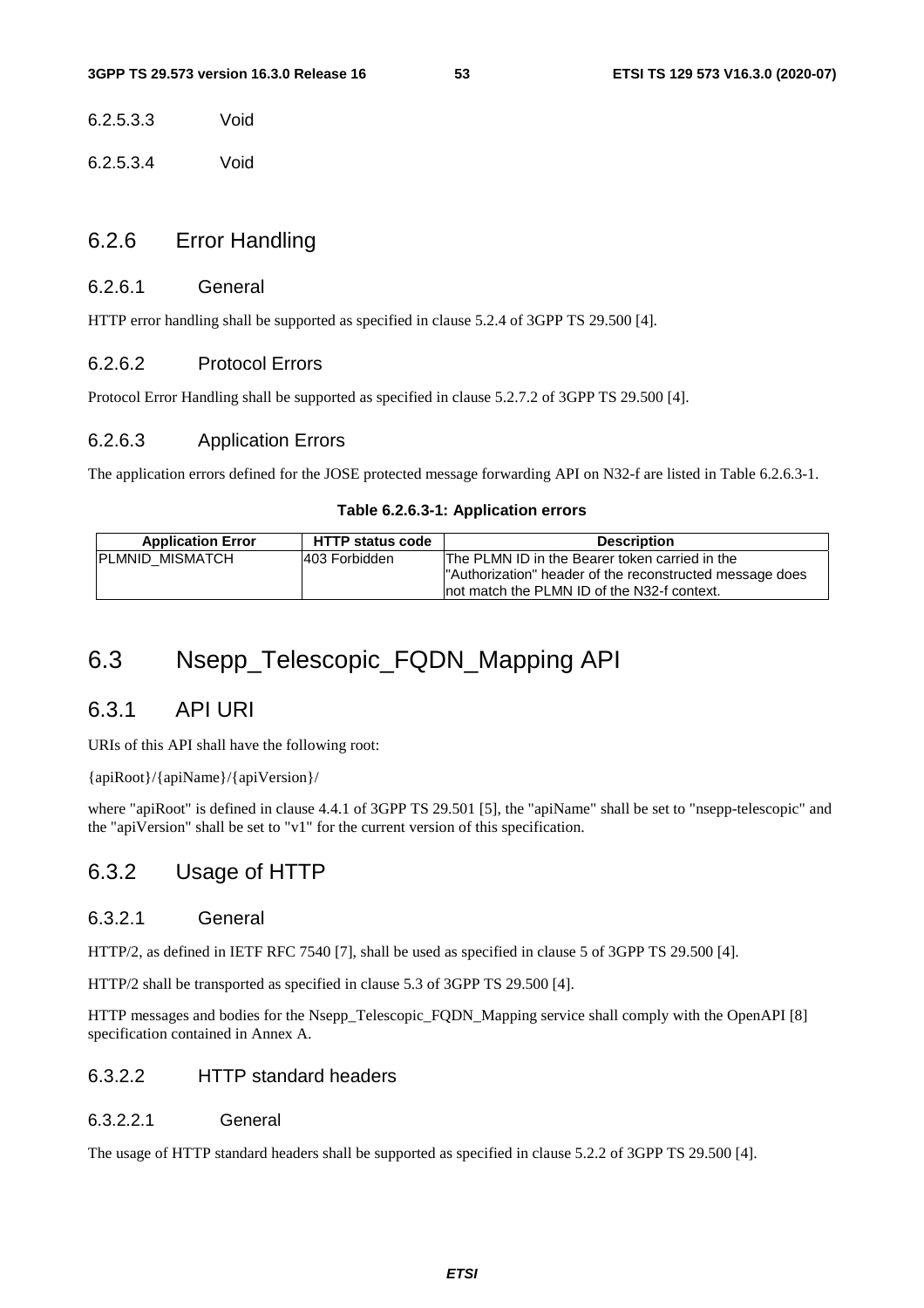###### 6.2.5.3.3 Void

###### 6.2.5.3.4 Void

### 6.2.6 Error Handling

#### 6.2.6.1 General

HTTP error handling shall be supported as specified in clause 5.2.4 of 3GPP TS 29.500 [4].

#### 6.2.6.2 Protocol Errors

Protocol Error Handling shall be supported as specified in clause 5.2.7.2 of 3GPP TS 29.500 [4].

#### 6.2.6.3 Application Errors

The application errors defined for the JOSE protected message forwarding API on N32-f are listed in Table 6.2.6.3-1.

**Table 6.2.6.3-1: Application errors**

| Application Error | HTTP status code | Description |
|---|---|---|
| PLMNID_MISMATCH | 403 Forbidden | The PLMN ID in the Bearer token carried in the "Authorization" header of the reconstructed message does not match the PLMN ID of the N32-f context. |

## 6.3 Nsepp_Telescopic_FQDN_Mapping API

### 6.3.1 API URI

URIs of this API shall have the following root:

{apiRoot}/{apiName}/{apiVersion}/

where "apiRoot" is defined in clause 4.4.1 of 3GPP TS 29.501 [5], the "apiName" shall be set to "nsepp-telescopic" and the "apiVersion" shall be set to "v1" for the current version of this specification.

### 6.3.2 Usage of HTTP

#### 6.3.2.1 General

HTTP/2, as defined in IETF RFC 7540 [7], shall be used as specified in clause 5 of 3GPP TS 29.500 [4].

HTTP/2 shall be transported as specified in clause 5.3 of 3GPP TS 29.500 [4].

HTTP messages and bodies for the Nsepp_Telescopic_FQDN_Mapping service shall comply with the OpenAPI [8] specification contained in Annex A.

#### 6.3.2.2 HTTP standard headers

##### 6.3.2.2.1 General

The usage of HTTP standard headers shall be supported as specified in clause 5.2.2 of 3GPP TS 29.500 [4].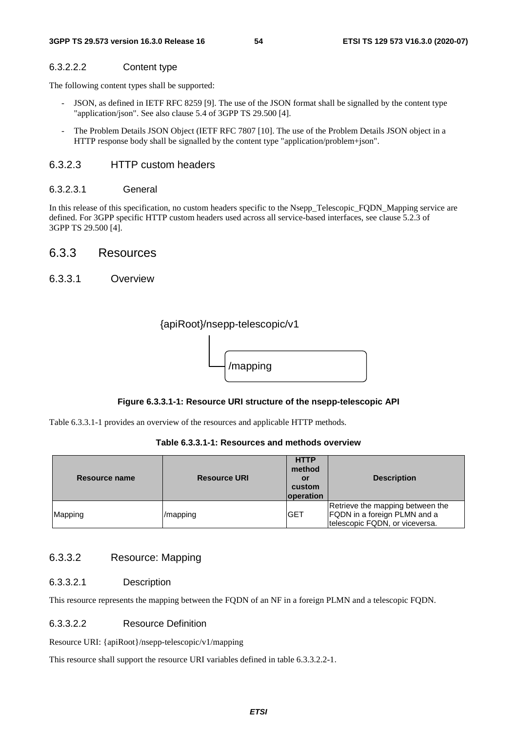#### 6.3.2.2.2 Content type

The following content types shall be supported:

- JSON, as defined in IETF RFC 8259 [9]. The use of the JSON format shall be signalled by the content type "application/json". See also clause 5.4 of 3GPP TS 29.500 [4].
- The Problem Details JSON Object (IETF RFC 7807 [10]. The use of the Problem Details JSON object in a HTTP response body shall be signalled by the content type "application/problem+json".

### 6.3.2.3 HTTP custom headers

#### 6.3.2.3.1 General

In this release of this specification, no custom headers specific to the Nsepp_Telescopic_FQDN_Mapping service are defined. For 3GPP specific HTTP custom headers used across all service-based interfaces, see clause 5.2.3 of 3GPP TS 29.500 [4].

## 6.3.3 Resources

### 6.3.3.1 Overview

```
{apiRoot}/nsepp-telescopic/v1
    |
    └── /mapping
```

**Figure 6.3.3.1-1: Resource URI structure of the nsepp-telescopic API**

Table 6.3.3.1-1 provides an overview of the resources and applicable HTTP methods.

**Table 6.3.3.1-1: Resources and methods overview**

| Resource name | Resource URI | HTTP method or custom operation | Description |
| --- | --- | --- | --- |
| Mapping | /mapping | GET | Retrieve the mapping between the FQDN in a foreign PLMN and a telescopic FQDN, or viceversa. |

### 6.3.3.2 Resource: Mapping

#### 6.3.3.2.1 Description

This resource represents the mapping between the FQDN of an NF in a foreign PLMN and a telescopic FQDN.

#### 6.3.3.2.2 Resource Definition

Resource URI: {apiRoot}/nsepp-telescopic/v1/mapping

This resource shall support the resource URI variables defined in table 6.3.3.2.2-1.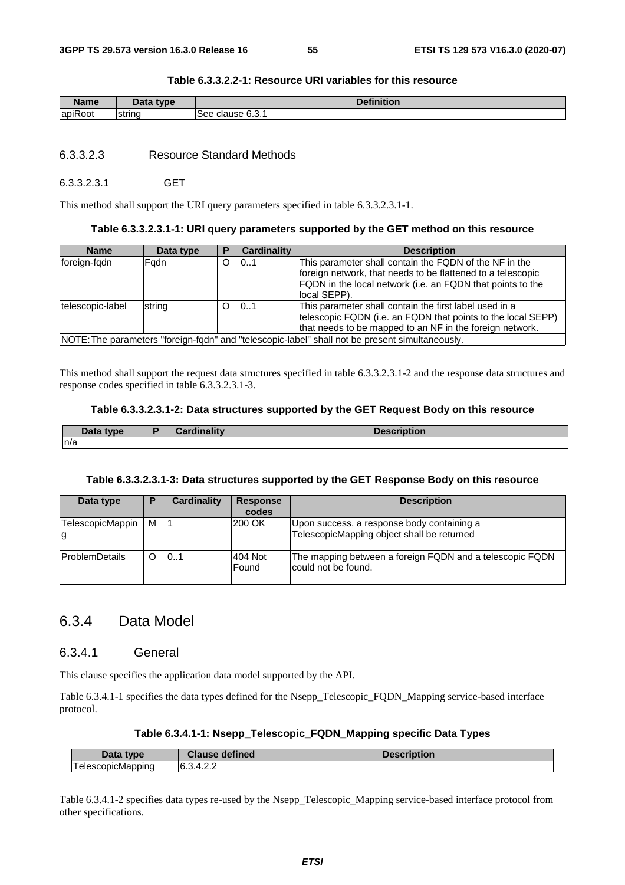**Table 6.3.3.2.2-1: Resource URI variables for this resource**

| Name | Data type | Definition |
|---|---|---|
| apiRoot | string | See clause 6.3.1 |

#### 6.3.3.2.3 Resource Standard Methods

##### 6.3.3.2.3.1 GET

This method shall support the URI query parameters specified in table 6.3.3.2.3.1-1.

**Table 6.3.3.2.3.1-1: URI query parameters supported by the GET method on this resource**

| Name | Data type | P | Cardinality | Description |
|---|---|---|---|---|
| foreign-fqdn | Fqdn | O | 0..1 | This parameter shall contain the FQDN of the NF in the foreign network, that needs to be flattened to a telescopic FQDN in the local network (i.e. an FQDN that points to the local SEPP). |
| telescopic-label | string | O | 0..1 | This parameter shall contain the first label used in a telescopic FQDN (i.e. an FQDN that points to the local SEPP) that needs to be mapped to an NF in the foreign network. |
| NOTE: The parameters "foreign-fqdn" and "telescopic-label" shall not be present simultaneously. | | | | |

This method shall support the request data structures specified in table 6.3.3.2.3.1-2 and the response data structures and response codes specified in table 6.3.3.2.3.1-3.

**Table 6.3.3.2.3.1-2: Data structures supported by the GET Request Body on this resource**

| Data type | P | Cardinality | Description |
|---|---|---|---|
| n/a | | | |

**Table 6.3.3.2.3.1-3: Data structures supported by the GET Response Body on this resource**

| Data type | P | Cardinality | Response codes | Description |
|---|---|---|---|---|
| TelescopicMapping | M | 1 | 200 OK | Upon success, a response body containing a TelescopicMapping object shall be returned |
| ProblemDetails | O | 0..1 | 404 Not Found | The mapping between a foreign FQDN and a telescopic FQDN could not be found. |

## 6.3.4 Data Model

### 6.3.4.1 General

This clause specifies the application data model supported by the API.

Table 6.3.4.1-1 specifies the data types defined for the Nsepp_Telescopic_FQDN_Mapping service-based interface protocol.

**Table 6.3.4.1-1: Nsepp_Telescopic_FQDN_Mapping specific Data Types**

| Data type | Clause defined | Description |
|---|---|---|
| TelescopicMapping | 6.3.4.2.2 | |

Table 6.3.4.1-2 specifies data types re-used by the Nsepp_Telescopic_Mapping service-based interface protocol from other specifications.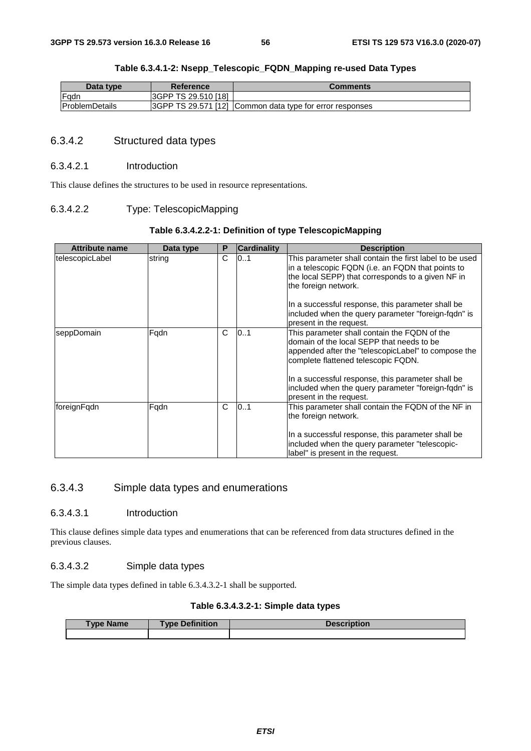**Table 6.3.4.1-2: Nsepp_Telescopic_FQDN_Mapping re-used Data Types**

| Data type | Reference | Comments |
| --- | --- | --- |
| Fqdn | 3GPP TS 29.510 [18] | |
| ProblemDetails | 3GPP TS 29.571 [12] | Common data type for error responses |

### 6.3.4.2 Structured data types

#### 6.3.4.2.1 Introduction

This clause defines the structures to be used in resource representations.

#### 6.3.4.2.2 Type: TelescopicMapping

**Table 6.3.4.2.2-1: Definition of type TelescopicMapping**

| Attribute name | Data type | P | Cardinality | Description |
| --- | --- | --- | --- | --- |
| telescopicLabel | string | C | 0..1 | This parameter shall contain the first label to be used in a telescopic FQDN (i.e. an FQDN that points to the local SEPP) that corresponds to a given NF in the foreign network.<br><br>In a successful response, this parameter shall be included when the query parameter "foreign-fqdn" is present in the request. |
| seppDomain | Fqdn | C | 0..1 | This parameter shall contain the FQDN of the domain of the local SEPP that needs to be appended after the "telescopicLabel" to compose the complete flattened telescopic FQDN.<br><br>In a successful response, this parameter shall be included when the query parameter "foreign-fqdn" is present in the request. |
| foreignFqdn | Fqdn | C | 0..1 | This parameter shall contain the FQDN of the NF in the foreign network.<br><br>In a successful response, this parameter shall be included when the query parameter "telescopic-label" is present in the request. |

### 6.3.4.3 Simple data types and enumerations

#### 6.3.4.3.1 Introduction

This clause defines simple data types and enumerations that can be referenced from data structures defined in the previous clauses.

#### 6.3.4.3.2 Simple data types

The simple data types defined in table 6.3.4.3.2-1 shall be supported.

**Table 6.3.4.3.2-1: Simple data types**

| Type Name | Type Definition | Description |
| --- | --- | --- |
| | | |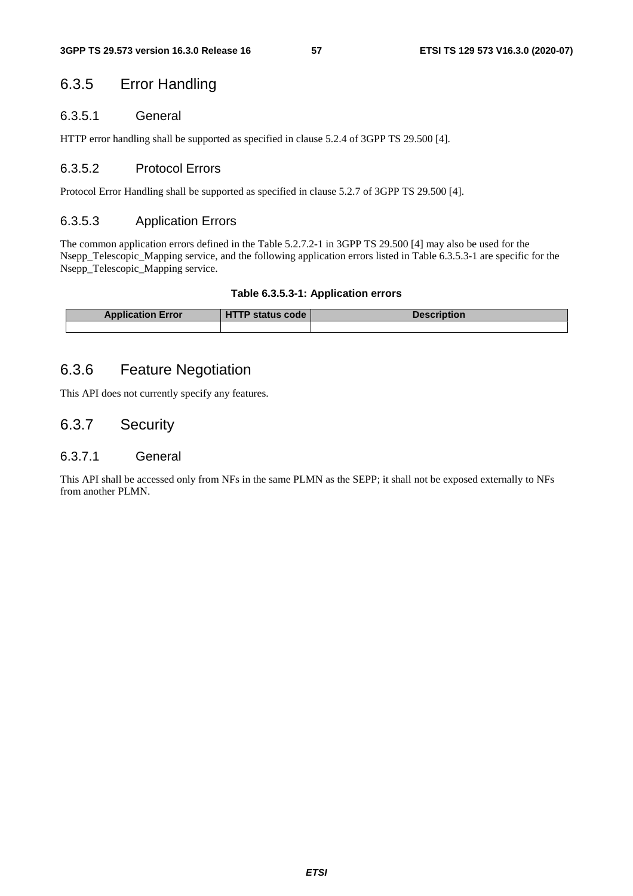### 6.3.5 Error Handling

#### 6.3.5.1 General

HTTP error handling shall be supported as specified in clause 5.2.4 of 3GPP TS 29.500 [4].

#### 6.3.5.2 Protocol Errors

Protocol Error Handling shall be supported as specified in clause 5.2.7 of 3GPP TS 29.500 [4].

#### 6.3.5.3 Application Errors

The common application errors defined in the Table 5.2.7.2-1 in 3GPP TS 29.500 [4] may also be used for the Nsepp_Telescopic_Mapping service, and the following application errors listed in Table 6.3.5.3-1 are specific for the Nsepp_Telescopic_Mapping service.

**Table 6.3.5.3-1: Application errors**

| Application Error | HTTP status code | Description |
| --- | --- | --- |
| | | |

### 6.3.6 Feature Negotiation

This API does not currently specify any features.

### 6.3.7 Security

#### 6.3.7.1 General

This API shall be accessed only from NFs in the same PLMN as the SEPP; it shall not be exposed externally to NFs from another PLMN.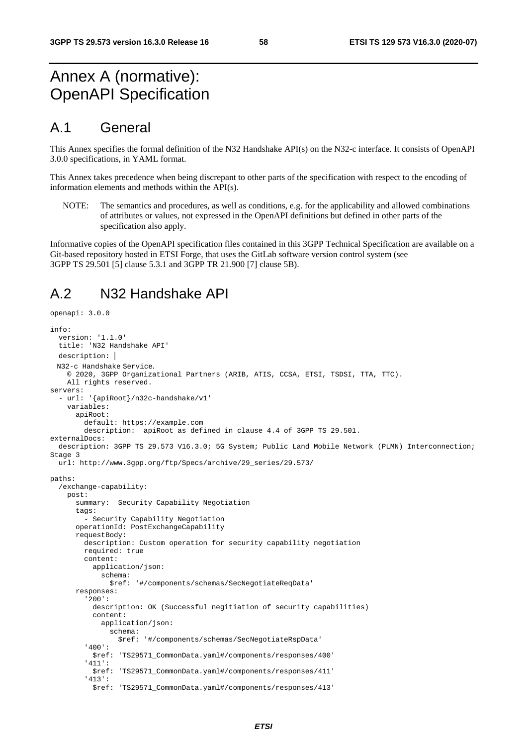# Annex A (normative): OpenAPI Specification

## A.1 General

This Annex specifies the formal definition of the N32 Handshake API(s) on the N32-c interface. It consists of OpenAPI 3.0.0 specifications, in YAML format.

This Annex takes precedence when being discrepant to other parts of the specification with respect to the encoding of information elements and methods within the API(s).

NOTE: The semantics and procedures, as well as conditions, e.g. for the applicability and allowed combinations of attributes or values, not expressed in the OpenAPI definitions but defined in other parts of the specification also apply.

Informative copies of the OpenAPI specification files contained in this 3GPP Technical Specification are available on a Git-based repository hosted in ETSI Forge, that uses the GitLab software version control system (see 3GPP TS 29.501 [5] clause 5.3.1 and 3GPP TR 21.900 [7] clause 5B).

## A.2 N32 Handshake API

```
openapi: 3.0.0

info:
  version: '1.1.0'
  title: 'N32 Handshake API'
  description: |
  N32-c Handshake Service.
    © 2020, 3GPP Organizational Partners (ARIB, ATIS, CCSA, ETSI, TSDSI, TTA, TTC).
    All rights reserved.
servers:
  - url: '{apiRoot}/n32c-handshake/v1'
    variables:
      apiRoot:
        default: https://example.com
        description:  apiRoot as defined in clause 4.4 of 3GPP TS 29.501.
externalDocs:
  description: 3GPP TS 29.573 V16.3.0; 5G System; Public Land Mobile Network (PLMN) Interconnection; Stage 3
  url: http://www.3gpp.org/ftp/Specs/archive/29_series/29.573/

paths:
  /exchange-capability:
    post:
      summary:  Security Capability Negotiation
      tags:
        - Security Capability Negotiation
      operationId: PostExchangeCapability
      requestBody:
        description: Custom operation for security capability negotiation
        required: true
        content:
          application/json:
            schema:
              $ref: '#/components/schemas/SecNegotiateReqData'
      responses:
        '200':
          description: OK (Successful negitiation of security capabilities)
          content:
            application/json:
              schema:
                $ref: '#/components/schemas/SecNegotiateRspData'
        '400':
          $ref: 'TS29571_CommonData.yaml#/components/responses/400'
        '411':
          $ref: 'TS29571_CommonData.yaml#/components/responses/411'
        '413':
          $ref: 'TS29571_CommonData.yaml#/components/responses/413'
```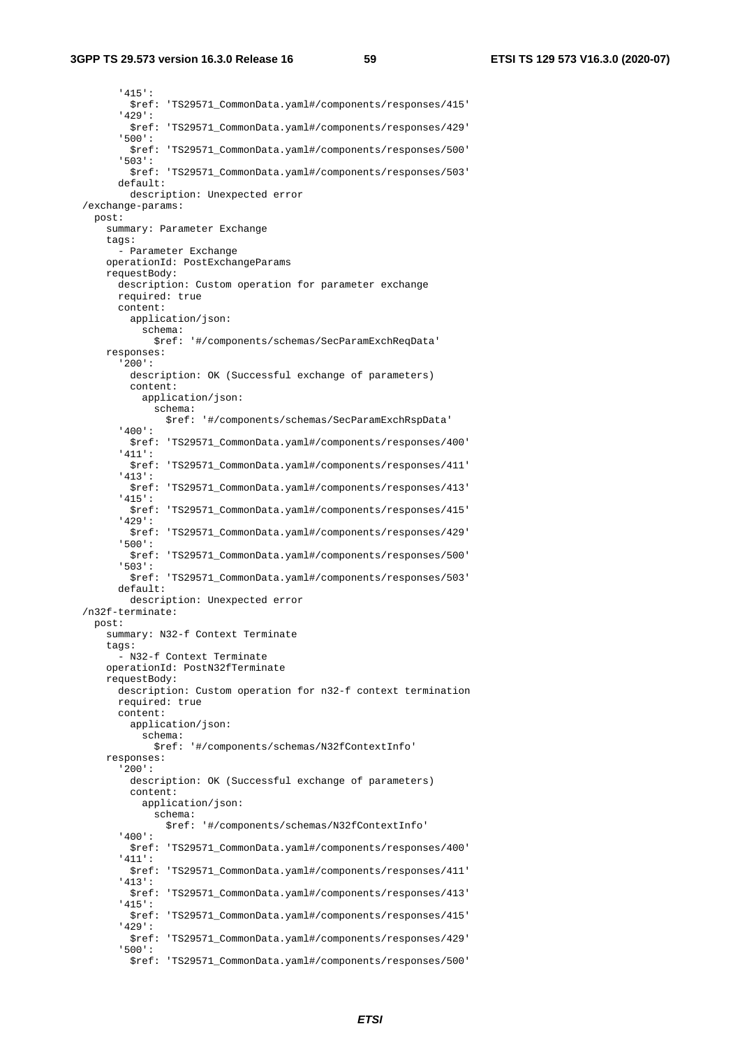```
        '415':
          $ref: 'TS29571_CommonData.yaml#/components/responses/415'
        '429':
          $ref: 'TS29571_CommonData.yaml#/components/responses/429'
        '500':
          $ref: 'TS29571_CommonData.yaml#/components/responses/500'
        '503':
          $ref: 'TS29571_CommonData.yaml#/components/responses/503'
        default:
          description: Unexpected error
  /exchange-params:
    post:
      summary: Parameter Exchange
      tags:
        - Parameter Exchange
      operationId: PostExchangeParams
      requestBody:
        description: Custom operation for parameter exchange
        required: true
        content:
          application/json:
            schema:
              $ref: '#/components/schemas/SecParamExchReqData'
      responses:
        '200':
          description: OK (Successful exchange of parameters)
          content:
            application/json:
              schema:
                $ref: '#/components/schemas/SecParamExchRspData'
        '400':
          $ref: 'TS29571_CommonData.yaml#/components/responses/400'
        '411':
          $ref: 'TS29571_CommonData.yaml#/components/responses/411'
        '413':
          $ref: 'TS29571_CommonData.yaml#/components/responses/413'
        '415':
          $ref: 'TS29571_CommonData.yaml#/components/responses/415'
        '429':
          $ref: 'TS29571_CommonData.yaml#/components/responses/429'
        '500':
          $ref: 'TS29571_CommonData.yaml#/components/responses/500'
        '503':
          $ref: 'TS29571_CommonData.yaml#/components/responses/503'
        default:
          description: Unexpected error
  /n32f-terminate:
    post:
      summary: N32-f Context Terminate
      tags:
        - N32-f Context Terminate
      operationId: PostN32fTerminate
      requestBody:
        description: Custom operation for n32-f context termination
        required: true
        content:
          application/json:
            schema:
              $ref: '#/components/schemas/N32fContextInfo'
      responses:
        '200':
          description: OK (Successful exchange of parameters)
          content:
            application/json:
              schema:
                $ref: '#/components/schemas/N32fContextInfo'
        '400':
          $ref: 'TS29571_CommonData.yaml#/components/responses/400'
        '411':
          $ref: 'TS29571_CommonData.yaml#/components/responses/411'
        '413':
          $ref: 'TS29571_CommonData.yaml#/components/responses/413'
        '415':
          $ref: 'TS29571_CommonData.yaml#/components/responses/415'
        '429':
          $ref: 'TS29571_CommonData.yaml#/components/responses/429'
        '500':
          $ref: 'TS29571_CommonData.yaml#/components/responses/500'
```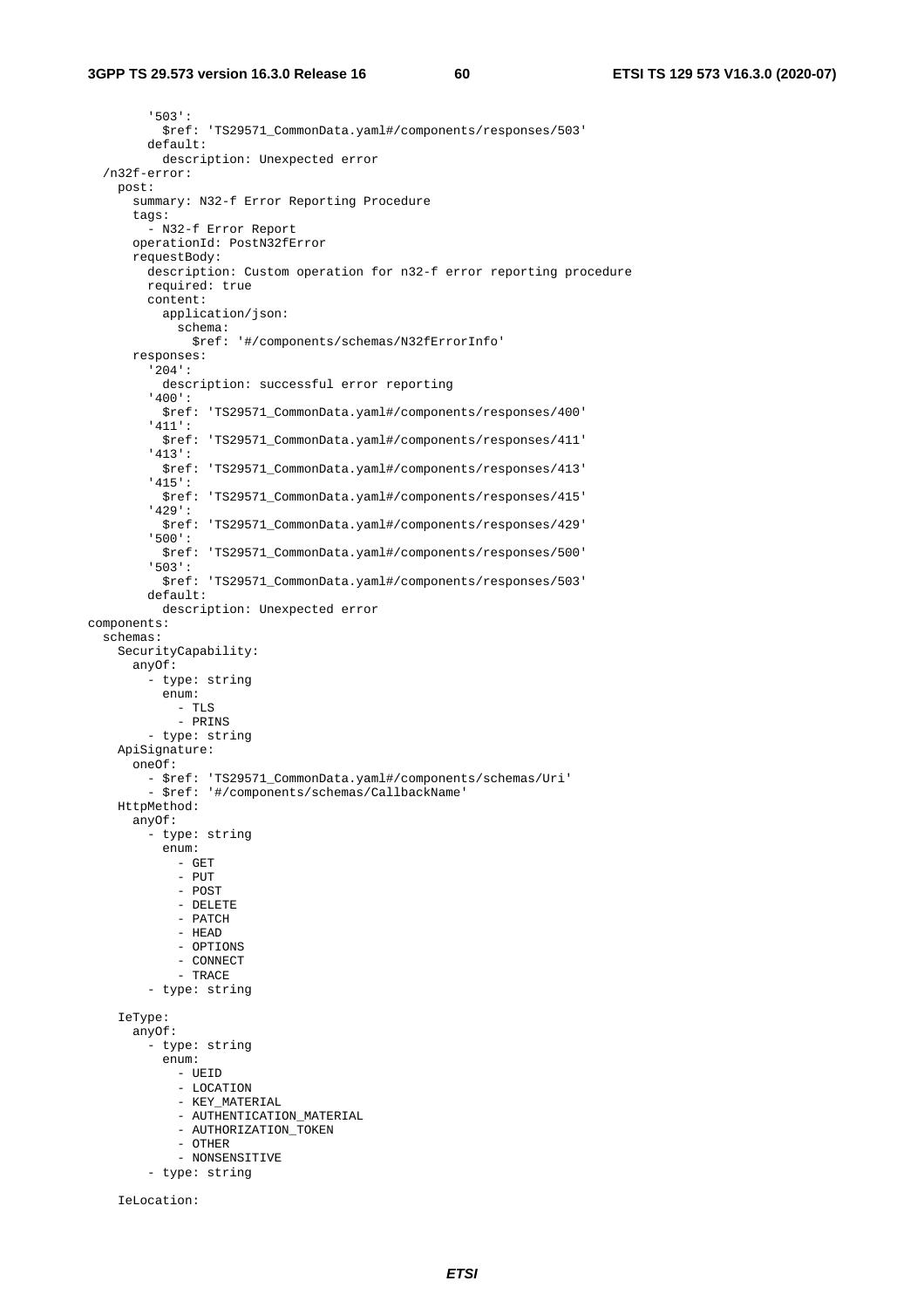```
        '503':
          $ref: 'TS29571_CommonData.yaml#/components/responses/503'
        default:
          description: Unexpected error
  /n32f-error:
    post:
      summary: N32-f Error Reporting Procedure
      tags:
        - N32-f Error Report
      operationId: PostN32fError
      requestBody:
        description: Custom operation for n32-f error reporting procedure
        required: true
        content:
          application/json:
            schema:
              $ref: '#/components/schemas/N32fErrorInfo'
      responses:
        '204':
          description: successful error reporting
        '400':
          $ref: 'TS29571_CommonData.yaml#/components/responses/400'
        '411':
          $ref: 'TS29571_CommonData.yaml#/components/responses/411'
        '413':
          $ref: 'TS29571_CommonData.yaml#/components/responses/413'
        '415':
          $ref: 'TS29571_CommonData.yaml#/components/responses/415'
        '429':
          $ref: 'TS29571_CommonData.yaml#/components/responses/429'
        '500':
          $ref: 'TS29571_CommonData.yaml#/components/responses/500'
        '503':
          $ref: 'TS29571_CommonData.yaml#/components/responses/503'
        default:
          description: Unexpected error
components:
  schemas:
    SecurityCapability:
      anyOf:
        - type: string
          enum:
            - TLS
            - PRINS
        - type: string
    ApiSignature:
      oneOf:
        - $ref: 'TS29571_CommonData.yaml#/components/schemas/Uri'
        - $ref: '#/components/schemas/CallbackName'
    HttpMethod:
      anyOf:
        - type: string
          enum:
            - GET
            - PUT
            - POST
            - DELETE
            - PATCH
            - HEAD
            - OPTIONS
            - CONNECT
            - TRACE
        - type: string

    IeType:
      anyOf:
        - type: string
          enum:
            - UEID
            - LOCATION
            - KEY_MATERIAL
            - AUTHENTICATION_MATERIAL
            - AUTHORIZATION_TOKEN
            - OTHER
            - NONSENSITIVE
        - type: string

    IeLocation:
```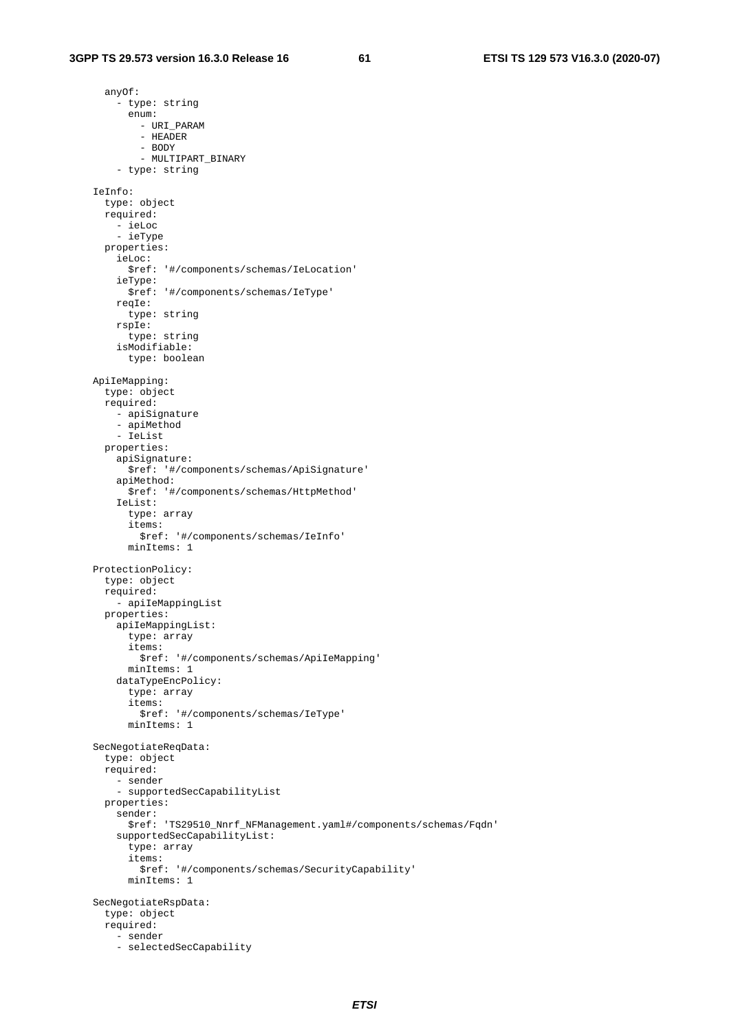```
      anyOf:
        - type: string
          enum:
            - URI_PARAM
            - HEADER
            - BODY
            - MULTIPART_BINARY
        - type: string

    IeInfo:
      type: object
      required:
        - ieLoc
        - ieType
      properties:
        ieLoc:
          $ref: '#/components/schemas/IeLocation'
        ieType:
          $ref: '#/components/schemas/IeType'
        reqIe:
          type: string
        rspIe:
          type: string
        isModifiable:
          type: boolean

    ApiIeMapping:
      type: object
      required:
        - apiSignature
        - apiMethod
        - IeList
      properties:
        apiSignature:
          $ref: '#/components/schemas/ApiSignature'
        apiMethod:
          $ref: '#/components/schemas/HttpMethod'
        IeList:
          type: array
          items:
            $ref: '#/components/schemas/IeInfo'
          minItems: 1

    ProtectionPolicy:
      type: object
      required:
        - apiIeMappingList
      properties:
        apiIeMappingList:
          type: array
          items:
            $ref: '#/components/schemas/ApiIeMapping'
          minItems: 1
        dataTypeEncPolicy:
          type: array
          items:
            $ref: '#/components/schemas/IeType'
          minItems: 1

    SecNegotiateReqData:
      type: object
      required:
        - sender
        - supportedSecCapabilityList
      properties:
        sender:
          $ref: 'TS29510_Nnrf_NFManagement.yaml#/components/schemas/Fqdn'
        supportedSecCapabilityList:
          type: array
          items:
            $ref: '#/components/schemas/SecurityCapability'
          minItems: 1

    SecNegotiateRspData:
      type: object
      required:
        - sender
        - selectedSecCapability
```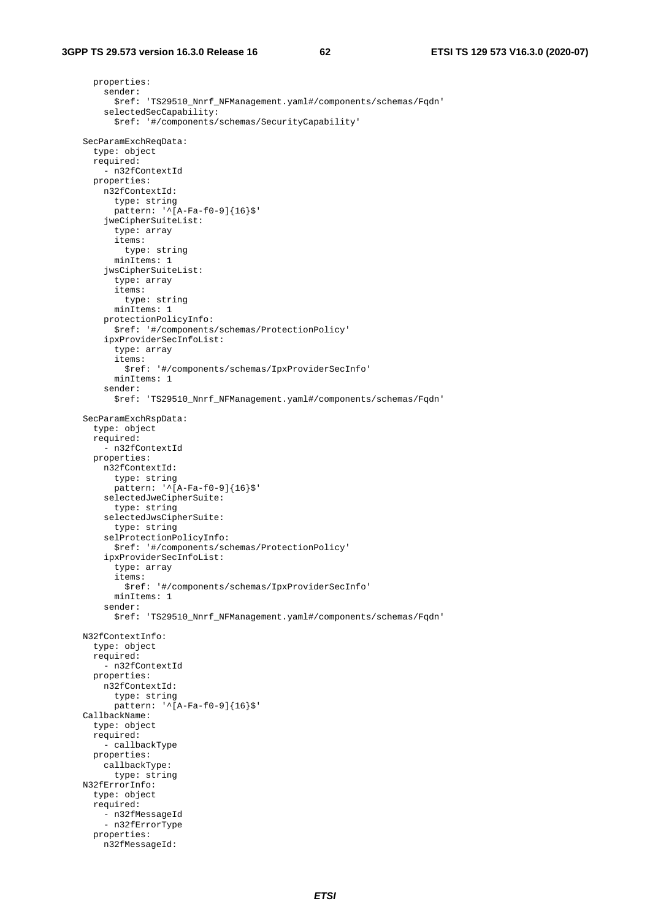```
      properties:
        sender:
          $ref: 'TS29510_Nnrf_NFManagement.yaml#/components/schemas/Fqdn'
        selectedSecCapability:
          $ref: '#/components/schemas/SecurityCapability'

    SecParamExchReqData:
      type: object
      required:
        - n32fContextId
      properties:
        n32fContextId:
          type: string
          pattern: '^[A-Fa-f0-9]{16}$'
        jweCipherSuiteList:
          type: array
          items:
            type: string
          minItems: 1
        jwsCipherSuiteList:
          type: array
          items:
            type: string
          minItems: 1
        protectionPolicyInfo:
          $ref: '#/components/schemas/ProtectionPolicy'
        ipxProviderSecInfoList:
          type: array
          items:
            $ref: '#/components/schemas/IpxProviderSecInfo'
          minItems: 1
        sender:
          $ref: 'TS29510_Nnrf_NFManagement.yaml#/components/schemas/Fqdn'

    SecParamExchRspData:
      type: object
      required:
        - n32fContextId
      properties:
        n32fContextId:
          type: string
          pattern: '^[A-Fa-f0-9]{16}$'
        selectedJweCipherSuite:
          type: string
        selectedJwsCipherSuite:
          type: string
        selProtectionPolicyInfo:
          $ref: '#/components/schemas/ProtectionPolicy'
        ipxProviderSecInfoList:
          type: array
          items:
            $ref: '#/components/schemas/IpxProviderSecInfo'
          minItems: 1
        sender:
          $ref: 'TS29510_Nnrf_NFManagement.yaml#/components/schemas/Fqdn'

    N32fContextInfo:
      type: object
      required:
        - n32fContextId
      properties:
        n32fContextId:
          type: string
          pattern: '^[A-Fa-f0-9]{16}$'
    CallbackName:
      type: object
      required:
        - callbackType
      properties:
        callbackType:
          type: string
    N32fErrorInfo:
      type: object
      required:
        - n32fMessageId
        - n32fErrorType
      properties:
        n32fMessageId:
```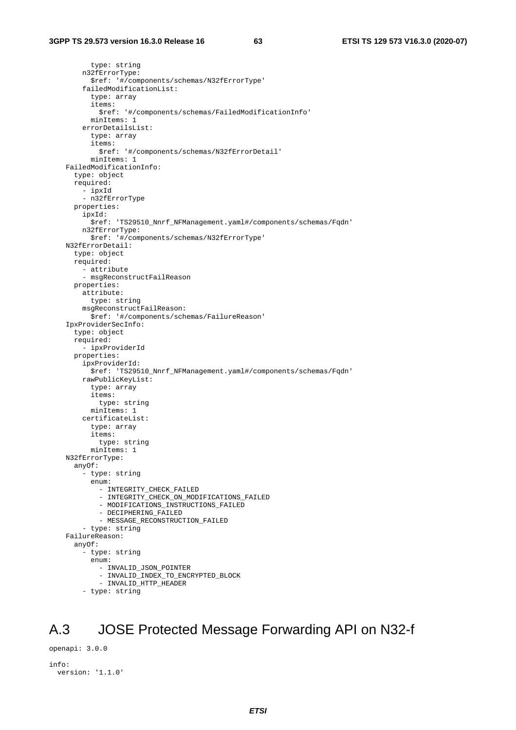```
          type: string
        n32fErrorType:
          $ref: '#/components/schemas/N32fErrorType'
        failedModificationList:
          type: array
          items:
            $ref: '#/components/schemas/FailedModificationInfo'
          minItems: 1
        errorDetailsList:
          type: array
          items:
            $ref: '#/components/schemas/N32fErrorDetail'
          minItems: 1
    FailedModificationInfo:
      type: object
      required:
        - ipxId
        - n32fErrorType
      properties:
        ipxId:
          $ref: 'TS29510_Nnrf_NFManagement.yaml#/components/schemas/Fqdn'
        n32fErrorType:
          $ref: '#/components/schemas/N32fErrorType'
    N32fErrorDetail:
      type: object
      required:
        - attribute
        - msgReconstructFailReason
      properties:
        attribute:
          type: string
        msgReconstructFailReason:
          $ref: '#/components/schemas/FailureReason'
    IpxProviderSecInfo:
      type: object
      required:
        - ipxProviderId
      properties:
        ipxProviderId:
          $ref: 'TS29510_Nnrf_NFManagement.yaml#/components/schemas/Fqdn'
        rawPublicKeyList:
          type: array
          items:
            type: string
          minItems: 1
        certificateList:
          type: array
          items:
            type: string
          minItems: 1
    N32fErrorType:
      anyOf:
        - type: string
          enum:
            - INTEGRITY_CHECK_FAILED
            - INTEGRITY_CHECK_ON_MODIFICATIONS_FAILED
            - MODIFICATIONS_INSTRUCTIONS_FAILED
            - DECIPHERING_FAILED
            - MESSAGE_RECONSTRUCTION_FAILED
        - type: string
    FailureReason:
      anyOf:
        - type: string
          enum:
            - INVALID_JSON_POINTER
            - INVALID_INDEX_TO_ENCRYPTED_BLOCK
            - INVALID_HTTP_HEADER
        - type: string
```

# A.3 JOSE Protected Message Forwarding API on N32-f

```
openapi: 3.0.0

info:
  version: '1.1.0'
```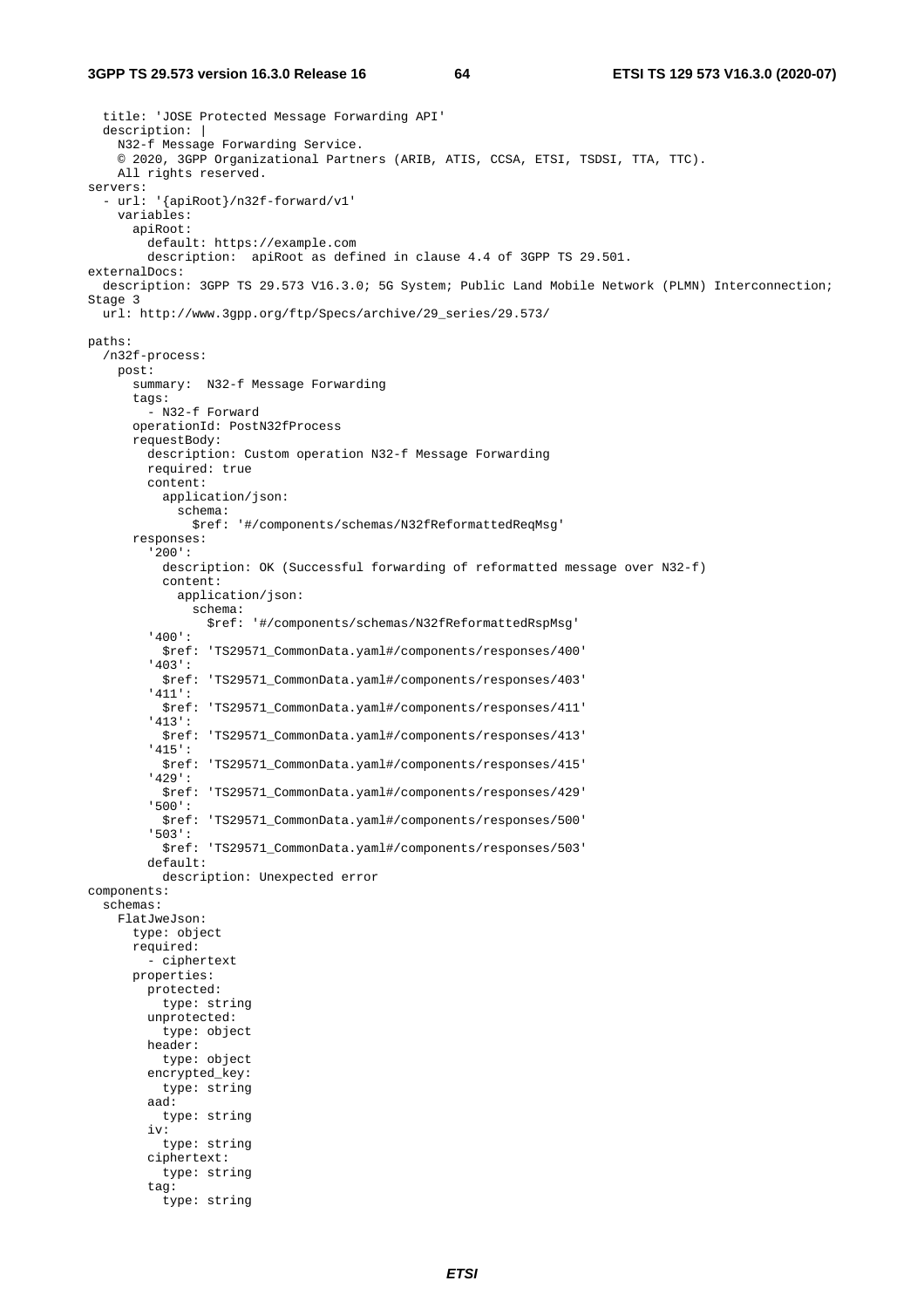```
  title: 'JOSE Protected Message Forwarding API'
  description: |
    N32-f Message Forwarding Service.
    © 2020, 3GPP Organizational Partners (ARIB, ATIS, CCSA, ETSI, TSDSI, TTA, TTC).
    All rights reserved.
servers:
  - url: '{apiRoot}/n32f-forward/v1'
    variables:
      apiRoot:
        default: https://example.com
        description:  apiRoot as defined in clause 4.4 of 3GPP TS 29.501.
externalDocs:
  description: 3GPP TS 29.573 V16.3.0; 5G System; Public Land Mobile Network (PLMN) Interconnection; 
Stage 3
  url: http://www.3gpp.org/ftp/Specs/archive/29_series/29.573/

paths:
  /n32f-process:
    post:
      summary:  N32-f Message Forwarding
      tags:
        - N32-f Forward
      operationId: PostN32fProcess
      requestBody:
        description: Custom operation N32-f Message Forwarding
        required: true
        content:
          application/json:
            schema:
              $ref: '#/components/schemas/N32fReformattedReqMsg'
      responses:
        '200':
          description: OK (Successful forwarding of reformatted message over N32-f)
          content:
            application/json:
              schema:
                $ref: '#/components/schemas/N32fReformattedRspMsg'
        '400':
          $ref: 'TS29571_CommonData.yaml#/components/responses/400'
        '403':
          $ref: 'TS29571_CommonData.yaml#/components/responses/403'
        '411':
          $ref: 'TS29571_CommonData.yaml#/components/responses/411'
        '413':
          $ref: 'TS29571_CommonData.yaml#/components/responses/413'
        '415':
          $ref: 'TS29571_CommonData.yaml#/components/responses/415'
        '429':
          $ref: 'TS29571_CommonData.yaml#/components/responses/429'
        '500':
          $ref: 'TS29571_CommonData.yaml#/components/responses/500'
        '503':
          $ref: 'TS29571_CommonData.yaml#/components/responses/503'
        default:
          description: Unexpected error
components:
  schemas:
    FlatJweJson:
      type: object
      required:
        - ciphertext
      properties:
        protected:
          type: string
        unprotected:
          type: object
        header:
          type: object
        encrypted_key:
          type: string
        aad:
          type: string
        iv:
          type: string
        ciphertext:
          type: string
        tag:
          type: string
```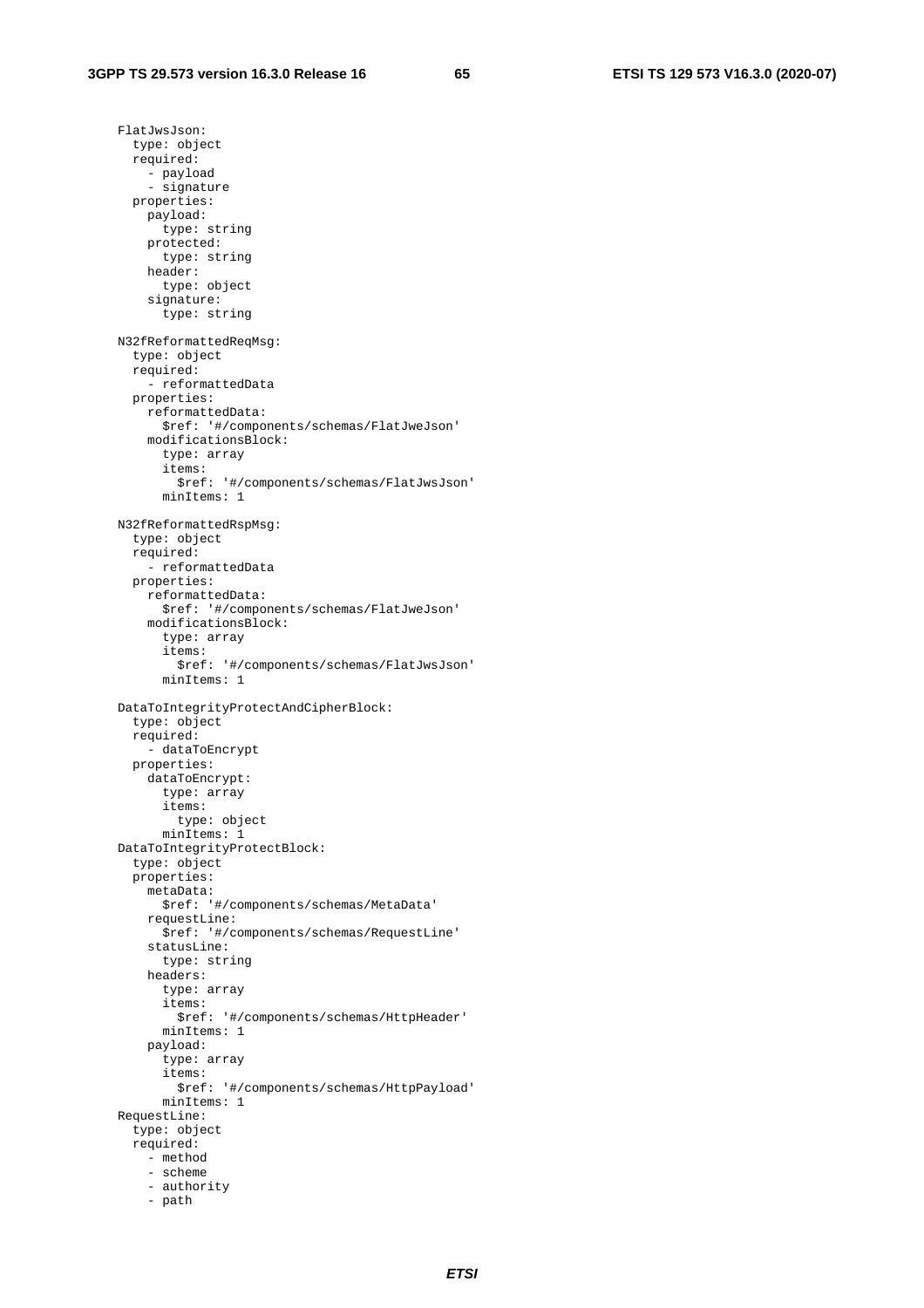```
    FlatJwsJson:
      type: object
      required:
        - payload
        - signature
      properties:
        payload:
          type: string
        protected:
          type: string
        header:
          type: object
        signature:
          type: string

    N32fReformattedReqMsg:
      type: object
      required:
        - reformattedData
      properties:
        reformattedData:
          $ref: '#/components/schemas/FlatJweJson'
        modificationsBlock:
          type: array
          items:
            $ref: '#/components/schemas/FlatJwsJson'
          minItems: 1

    N32fReformattedRspMsg:
      type: object
      required:
        - reformattedData
      properties:
        reformattedData:
          $ref: '#/components/schemas/FlatJweJson'
        modificationsBlock:
          type: array
          items:
            $ref: '#/components/schemas/FlatJwsJson'
          minItems: 1

    DataToIntegrityProtectAndCipherBlock:
      type: object
      required:
        - dataToEncrypt
      properties:
        dataToEncrypt:
          type: array
          items:
            type: object
          minItems: 1
    DataToIntegrityProtectBlock:
      type: object
      properties:
        metaData:
          $ref: '#/components/schemas/MetaData'
        requestLine:
          $ref: '#/components/schemas/RequestLine'
        statusLine:
          type: string
        headers:
          type: array
          items:
            $ref: '#/components/schemas/HttpHeader'
          minItems: 1
        payload:
          type: array
          items:
            $ref: '#/components/schemas/HttpPayload'
          minItems: 1
    RequestLine:
      type: object
      required:
        - method
        - scheme
        - authority
        - path
```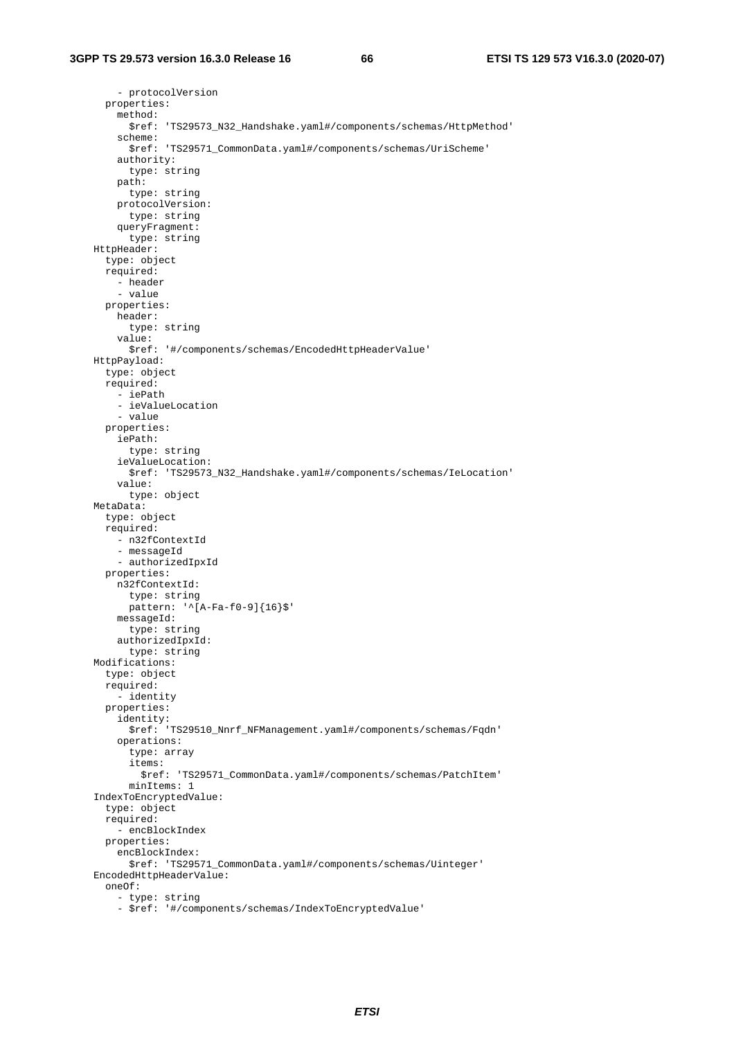```
        - protocolVersion
      properties:
        method:
          $ref: 'TS29573_N32_Handshake.yaml#/components/schemas/HttpMethod'
        scheme:
          $ref: 'TS29571_CommonData.yaml#/components/schemas/UriScheme'
        authority:
          type: string
        path:
          type: string
        protocolVersion:
          type: string
        queryFragment:
          type: string
    HttpHeader:
      type: object
      required:
        - header
        - value
      properties:
        header:
          type: string
        value:
          $ref: '#/components/schemas/EncodedHttpHeaderValue'
    HttpPayload:
      type: object
      required:
        - iePath
        - ieValueLocation
        - value
      properties:
        iePath:
          type: string
        ieValueLocation:
          $ref: 'TS29573_N32_Handshake.yaml#/components/schemas/IeLocation'
        value:
          type: object
    MetaData:
      type: object
      required:
        - n32fContextId
        - messageId
        - authorizedIpxId
      properties:
        n32fContextId:
          type: string
          pattern: '^[A-Fa-f0-9]{16}$'
        messageId:
          type: string
        authorizedIpxId:
          type: string
    Modifications:
      type: object
      required:
        - identity
      properties:
        identity:
          $ref: 'TS29510_Nnrf_NFManagement.yaml#/components/schemas/Fqdn'
        operations:
          type: array
          items:
            $ref: 'TS29571_CommonData.yaml#/components/schemas/PatchItem'
          minItems: 1
    IndexToEncryptedValue:
      type: object
      required:
        - encBlockIndex
      properties:
        encBlockIndex:
          $ref: 'TS29571_CommonData.yaml#/components/schemas/Uinteger'
    EncodedHttpHeaderValue:
      oneOf:
        - type: string
        - $ref: '#/components/schemas/IndexToEncryptedValue'
```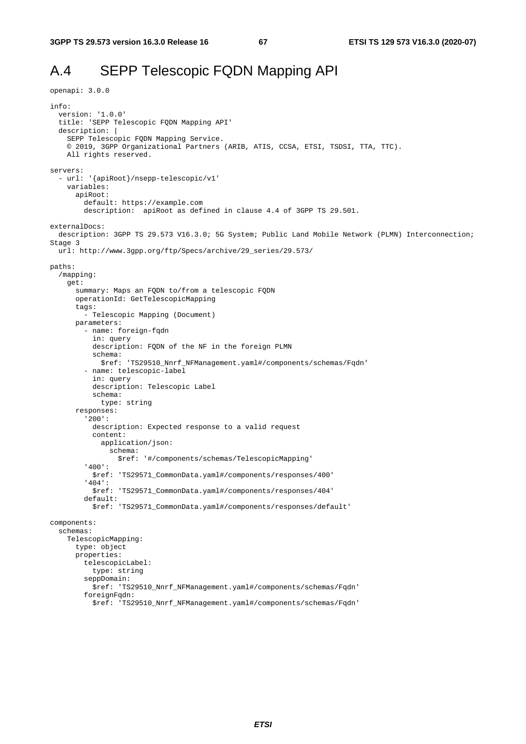# A.4 SEPP Telescopic FQDN Mapping API

```
openapi: 3.0.0

info:
  version: '1.0.0'
  title: 'SEPP Telescopic FQDN Mapping API'
  description: |
    SEPP Telescopic FQDN Mapping Service.
    © 2019, 3GPP Organizational Partners (ARIB, ATIS, CCSA, ETSI, TSDSI, TTA, TTC).
    All rights reserved.

servers:
  - url: '{apiRoot}/nsepp-telescopic/v1'
    variables:
      apiRoot:
        default: https://example.com
        description:  apiRoot as defined in clause 4.4 of 3GPP TS 29.501.

externalDocs:
  description: 3GPP TS 29.573 V16.3.0; 5G System; Public Land Mobile Network (PLMN) Interconnection; 
Stage 3
  url: http://www.3gpp.org/ftp/Specs/archive/29_series/29.573/

paths:
  /mapping:
    get:
      summary: Maps an FQDN to/from a telescopic FQDN
      operationId: GetTelescopicMapping
      tags:
        - Telescopic Mapping (Document)
      parameters:
        - name: foreign-fqdn
          in: query
          description: FQDN of the NF in the foreign PLMN
          schema:
            $ref: 'TS29510_Nnrf_NFManagement.yaml#/components/schemas/Fqdn'
        - name: telescopic-label
          in: query
          description: Telescopic Label
          schema:
            type: string
      responses:
        '200':
          description: Expected response to a valid request
          content:
            application/json:
              schema:
                $ref: '#/components/schemas/TelescopicMapping'
        '400':
          $ref: 'TS29571_CommonData.yaml#/components/responses/400'
        '404':
          $ref: 'TS29571_CommonData.yaml#/components/responses/404'
        default:
          $ref: 'TS29571_CommonData.yaml#/components/responses/default'

components:
  schemas:
    TelescopicMapping:
      type: object
      properties:
        telescopicLabel:
          type: string
        seppDomain:
          $ref: 'TS29510_Nnrf_NFManagement.yaml#/components/schemas/Fqdn'
        foreignFqdn:
          $ref: 'TS29510_Nnrf_NFManagement.yaml#/components/schemas/Fqdn'
```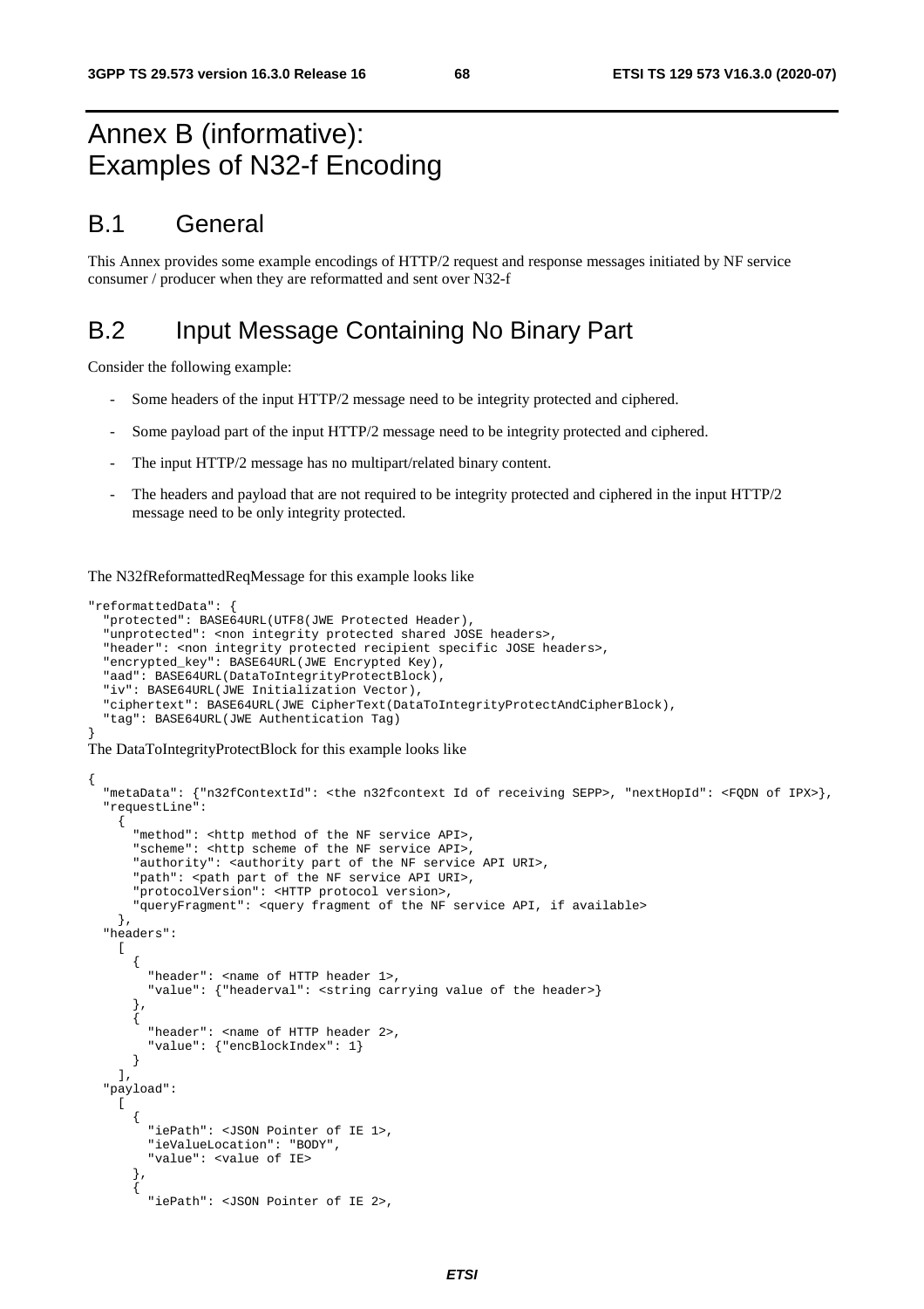# Annex B (informative): Examples of N32-f Encoding

## B.1 General

This Annex provides some example encodings of HTTP/2 request and response messages initiated by NF service consumer / producer when they are reformatted and sent over N32-f

## B.2 Input Message Containing No Binary Part

Consider the following example:

- Some headers of the input HTTP/2 message need to be integrity protected and ciphered.
- Some payload part of the input HTTP/2 message need to be integrity protected and ciphered.
- The input HTTP/2 message has no multipart/related binary content.
- The headers and payload that are not required to be integrity protected and ciphered in the input HTTP/2 message need to be only integrity protected.

The N32fReformattedReqMessage for this example looks like

```
"reformattedData": {
  "protected": BASE64URL(UTF8(JWE Protected Header),
  "unprotected": <non integrity protected shared JOSE headers>,
  "header": <non integrity protected recipient specific JOSE headers>,
  "encrypted_key": BASE64URL(JWE Encrypted Key),
  "aad": BASE64URL(DataToIntegrityProtectBlock),
  "iv": BASE64URL(JWE Initialization Vector),
  "ciphertext": BASE64URL(JWE CipherText(DataToIntegrityProtectAndCipherBlock),
  "tag": BASE64URL(JWE Authentication Tag)
}
```

The DataToIntegrityProtectBlock for this example looks like

```
{
  "metaData": {"n32fContextId": <the n32fcontext Id of receiving SEPP>, "nextHopId": <FQDN of IPX>},
  "requestLine":
    {
      "method": <http method of the NF service API>,
      "scheme": <http scheme of the NF service API>,
      "authority": <authority part of the NF service API URI>,
      "path": <path part of the NF service API URI>,
      "protocolVersion": <HTTP protocol version>,
      "queryFragment": <query fragment of the NF service API, if available>
    },
  "headers":
    [
      {
        "header": <name of HTTP header 1>,
        "value": {"headerval": <string carrying value of the header>}
      },
      {
        "header": <name of HTTP header 2>,
        "value": {"encBlockIndex": 1}
      }
    ],
  "payload":
    [
      {
        "iePath": <JSON Pointer of IE 1>,
        "ieValueLocation": "BODY",
        "value": <value of IE>
      },
      {
        "iePath": <JSON Pointer of IE 2>,
```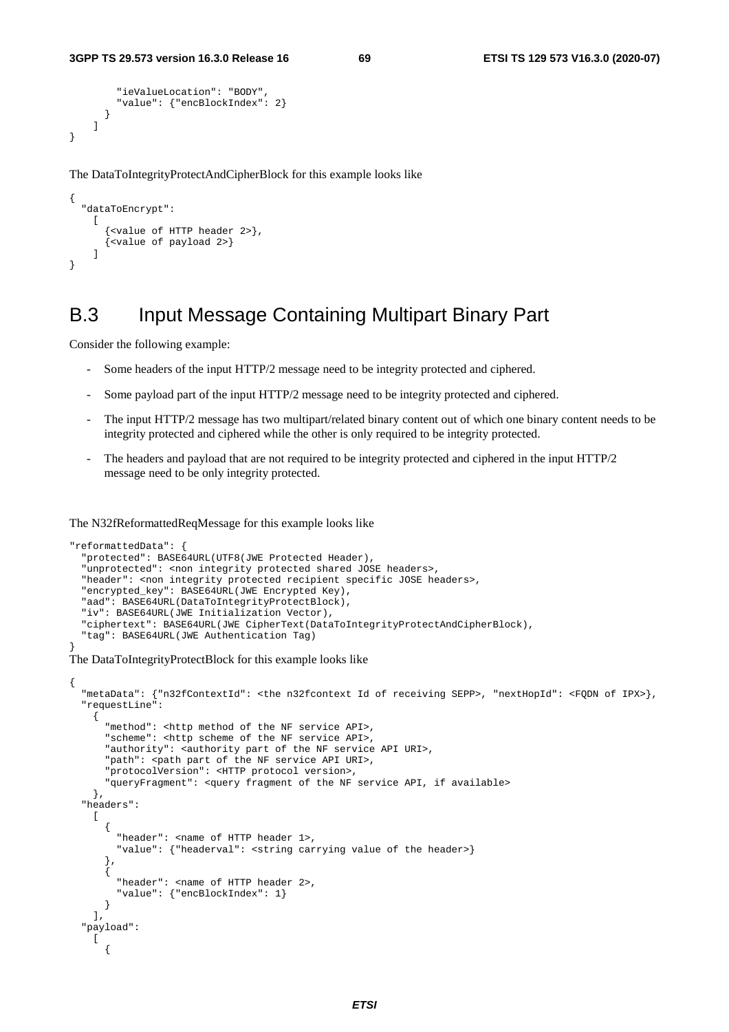```
        "ieValueLocation": "BODY",
        "value": {"encBlockIndex": 2}
      }
    ]
}
```

The DataToIntegrityProtectAndCipherBlock for this example looks like

```
{
  "dataToEncrypt":
    [
      {<value of HTTP header 2>},
      {<value of payload 2>}
    ]
}
```

# B.3 Input Message Containing Multipart Binary Part

Consider the following example:

- Some headers of the input HTTP/2 message need to be integrity protected and ciphered.
- Some payload part of the input HTTP/2 message need to be integrity protected and ciphered.
- The input HTTP/2 message has two multipart/related binary content out of which one binary content needs to be integrity protected and ciphered while the other is only required to be integrity protected.
- The headers and payload that are not required to be integrity protected and ciphered in the input HTTP/2 message need to be only integrity protected.

The N32fReformattedReqMessage for this example looks like

```
"reformattedData": {
  "protected": BASE64URL(UTF8(JWE Protected Header),
  "unprotected": <non integrity protected shared JOSE headers>,
  "header": <non integrity protected recipient specific JOSE headers>,
  "encrypted_key": BASE64URL(JWE Encrypted Key),
  "aad": BASE64URL(DataToIntegrityProtectBlock),
  "iv": BASE64URL(JWE Initialization Vector),
  "ciphertext": BASE64URL(JWE CipherText(DataToIntegrityProtectAndCipherBlock),
  "tag": BASE64URL(JWE Authentication Tag)
}
```

The DataToIntegrityProtectBlock for this example looks like

```
{
  "metaData": {"n32fContextId": <the n32fcontext Id of receiving SEPP>, "nextHopId": <FQDN of IPX>},
  "requestLine":
    {
      "method": <http method of the NF service API>,
      "scheme": <http scheme of the NF service API>,
      "authority": <authority part of the NF service API URI>,
      "path": <path part of the NF service API URI>,
      "protocolVersion": <HTTP protocol version>,
      "queryFragment": <query fragment of the NF service API, if available>
    },
  "headers":
    [
      {
        "header": <name of HTTP header 1>,
        "value": {"headerval": <string carrying value of the header>}
      },
      {
        "header": <name of HTTP header 2>,
        "value": {"encBlockIndex": 1}
      }
    ],
  "payload":
    [
      {
```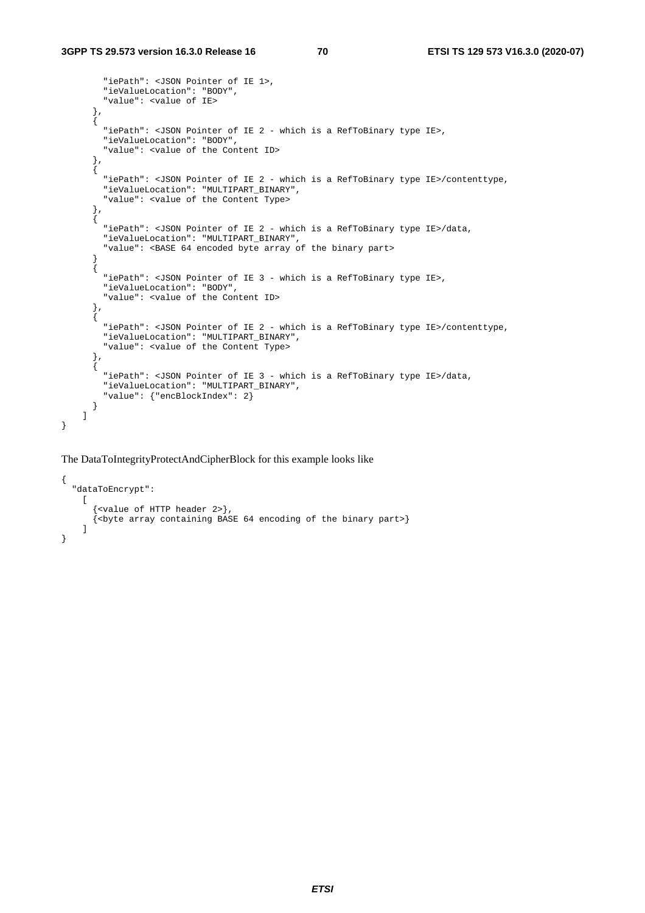```
        "iePath": <JSON Pointer of IE 1>,
        "ieValueLocation": "BODY",
        "value": <value of IE>
      },
      {
        "iePath": <JSON Pointer of IE 2 - which is a RefToBinary type IE>,
        "ieValueLocation": "BODY",
        "value": <value of the Content ID>
      },
      {
        "iePath": <JSON Pointer of IE 2 - which is a RefToBinary type IE>/contenttype,
        "ieValueLocation": "MULTIPART_BINARY",
        "value": <value of the Content Type>
      },
      {
        "iePath": <JSON Pointer of IE 2 - which is a RefToBinary type IE>/data,
        "ieValueLocation": "MULTIPART_BINARY",
        "value": <BASE 64 encoded byte array of the binary part>
      }
      {
        "iePath": <JSON Pointer of IE 3 - which is a RefToBinary type IE>,
        "ieValueLocation": "BODY",
        "value": <value of the Content ID>
      },
      {
        "iePath": <JSON Pointer of IE 2 - which is a RefToBinary type IE>/contenttype,
        "ieValueLocation": "MULTIPART_BINARY",
        "value": <value of the Content Type>
      },
      {
        "iePath": <JSON Pointer of IE 3 - which is a RefToBinary type IE>/data,
        "ieValueLocation": "MULTIPART_BINARY",
        "value": {"encBlockIndex": 2}
      }
    ]
}
```

The DataToIntegrityProtectAndCipherBlock for this example looks like

```
{
  "dataToEncrypt":
    [
      {<value of HTTP header 2>},
      {<byte array containing BASE 64 encoding of the binary part>}
    ]
}
```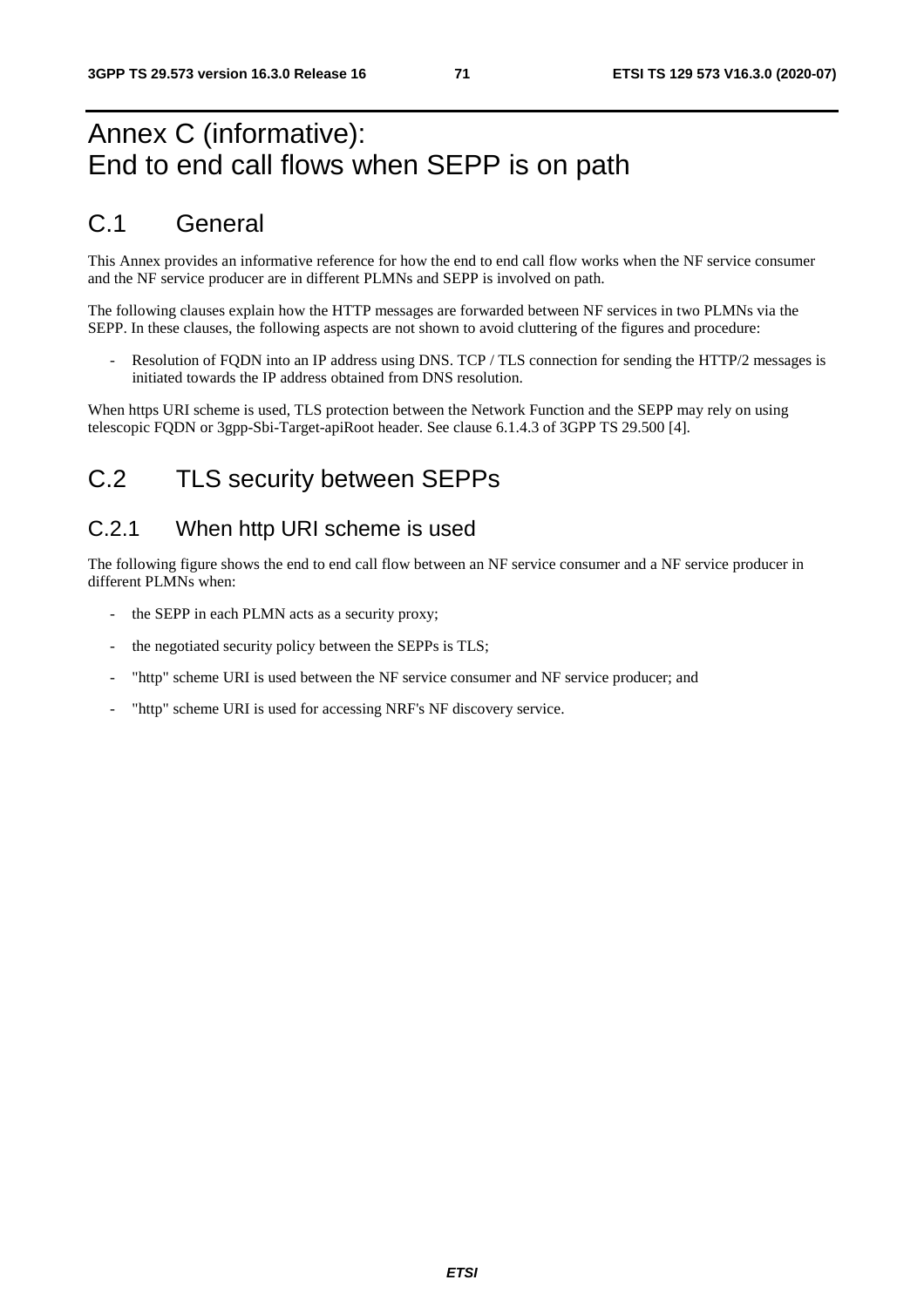# Annex C (informative): End to end call flows when SEPP is on path

## C.1 General

This Annex provides an informative reference for how the end to end call flow works when the NF service consumer and the NF service producer are in different PLMNs and SEPP is involved on path.

The following clauses explain how the HTTP messages are forwarded between NF services in two PLMNs via the SEPP. In these clauses, the following aspects are not shown to avoid cluttering of the figures and procedure:

- Resolution of FQDN into an IP address using DNS. TCP / TLS connection for sending the HTTP/2 messages is initiated towards the IP address obtained from DNS resolution.

When https URI scheme is used, TLS protection between the Network Function and the SEPP may rely on using telescopic FQDN or 3gpp-Sbi-Target-apiRoot header. See clause 6.1.4.3 of 3GPP TS 29.500 [4].

## C.2 TLS security between SEPPs

### C.2.1 When http URI scheme is used

The following figure shows the end to end call flow between an NF service consumer and a NF service producer in different PLMNs when:

- the SEPP in each PLMN acts as a security proxy;
- the negotiated security policy between the SEPPs is TLS;
- "http" scheme URI is used between the NF service consumer and NF service producer; and
- "http" scheme URI is used for accessing NRF's NF discovery service.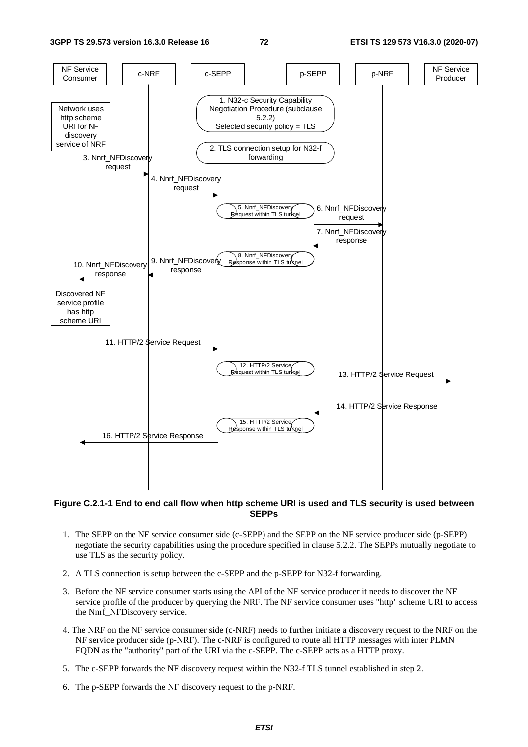**Figure C.2.1-1 End to end call flow when http scheme URI is used and TLS security is used between SEPPs**

1. The SEPP on the NF service consumer side (c-SEPP) and the SEPP on the NF service producer side (p-SEPP) negotiate the security capabilities using the procedure specified in clause 5.2.2. The SEPPs mutually negotiate to use TLS as the security policy.

2. A TLS connection is setup between the c-SEPP and the p-SEPP for N32-f forwarding.

3. Before the NF service consumer starts using the API of the NF service producer it needs to discover the NF service profile of the producer by querying the NRF. The NF service consumer uses "http" scheme URI to access the Nnrf_NFDiscovery service.

4. The NRF on the NF service consumer side (c-NRF) needs to further initiate a discovery request to the NRF on the NF service producer side (p-NRF). The c-NRF is configured to route all HTTP messages with inter PLMN FQDN as the "authority" part of the URI via the c-SEPP. The c-SEPP acts as a HTTP proxy.

5. The c-SEPP forwards the NF discovery request within the N32-f TLS tunnel established in step 2.

6. The p-SEPP forwards the NF discovery request to the p-NRF.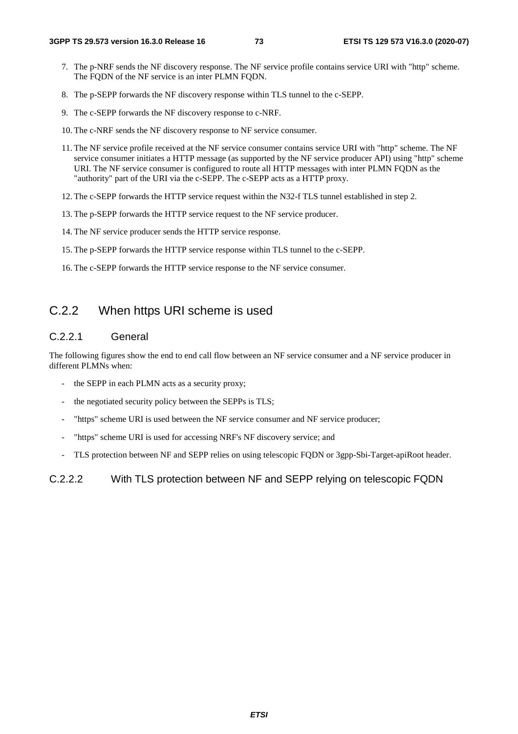7. The p-NRF sends the NF discovery response. The NF service profile contains service URI with "http" scheme. The FQDN of the NF service is an inter PLMN FQDN.

8. The p-SEPP forwards the NF discovery response within TLS tunnel to the c-SEPP.

9. The c-SEPP forwards the NF discovery response to c-NRF.

10. The c-NRF sends the NF discovery response to NF service consumer.

11. The NF service profile received at the NF service consumer contains service URI with "http" scheme. The NF service consumer initiates a HTTP message (as supported by the NF service producer API) using "http" scheme URI. The NF service consumer is configured to route all HTTP messages with inter PLMN FQDN as the "authority" part of the URI via the c-SEPP. The c-SEPP acts as a HTTP proxy.

12. The c-SEPP forwards the HTTP service request within the N32-f TLS tunnel established in step 2.

13. The p-SEPP forwards the HTTP service request to the NF service producer.

14. The NF service producer sends the HTTP service response.

15. The p-SEPP forwards the HTTP service response within TLS tunnel to the c-SEPP.

16. The c-SEPP forwards the HTTP service response to the NF service consumer.

## C.2.2 When https URI scheme is used

### C.2.2.1 General

The following figures show the end to end call flow between an NF service consumer and a NF service producer in different PLMNs when:

- the SEPP in each PLMN acts as a security proxy;
- the negotiated security policy between the SEPPs is TLS;
- "https" scheme URI is used between the NF service consumer and NF service producer;
- "https" scheme URI is used for accessing NRF's NF discovery service; and
- TLS protection between NF and SEPP relies on using telescopic FQDN or 3gpp-Sbi-Target-apiRoot header.

### C.2.2.2 With TLS protection between NF and SEPP relying on telescopic FQDN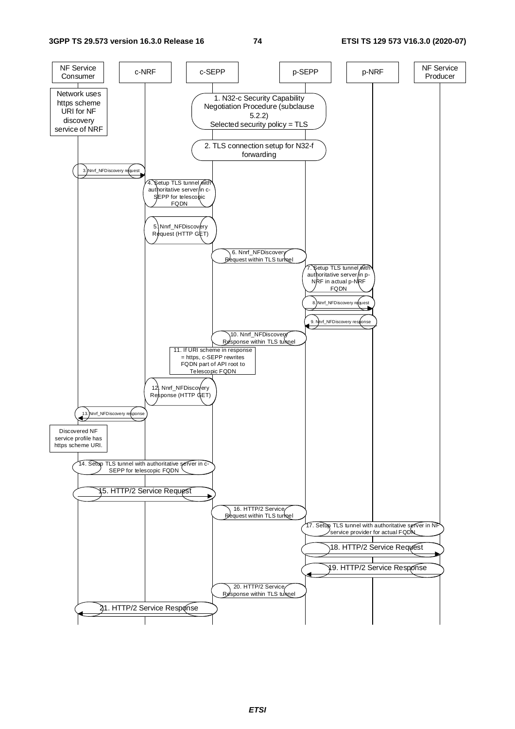| NF Service Consumer | c-NRF | c-SEPP | p-SEPP | p-NRF | NF Service Producer |
|---|---|---|---|---|---|

Network uses https scheme URI for NF discovery service of NRF

1. N32-c Security Capability Negotiation Procedure (subclause 5.2.2)
Selected security policy = TLS

2. TLS connection setup for N32-f forwarding

3. Nnrf_NFDiscovery request

4. Setup TLS tunnel with authoritative server in c-SEPP for telescopic FQDN

5. Nnrf_NFDiscovery Request (HTTP GET)

6. Nnrf_NFDiscovery Request within TLS tunnel

7. Setup TLS tunnel with authoritative server in p-NRF in actual p-NRF FQDN

8. Nnrf_NFDiscovery request

9. Nnrf_NFDiscovery response

10. Nnrf_NFDiscovery Response within TLS tunnel

11. If URI scheme in response = https, c-SEPP rewrites FQDN part of API root to Telescopic FQDN

12. Nnrf_NFDiscovery Response (HTTP GET)

13. Nnrf_NFDiscovery response

Discovered NF service profile has https scheme URI.

14. Setup TLS tunnel with authoritative server in c-SEPP for telescopic FQDN

15. HTTP/2 Service Request

16. HTTP/2 Service Request within TLS tunnel

17. Setup TLS tunnel with authoritative server in NF service provider for actual FQDN

18. HTTP/2 Service Request

19. HTTP/2 Service Response

20. HTTP/2 Service Response within TLS tunnel

21. HTTP/2 Service Response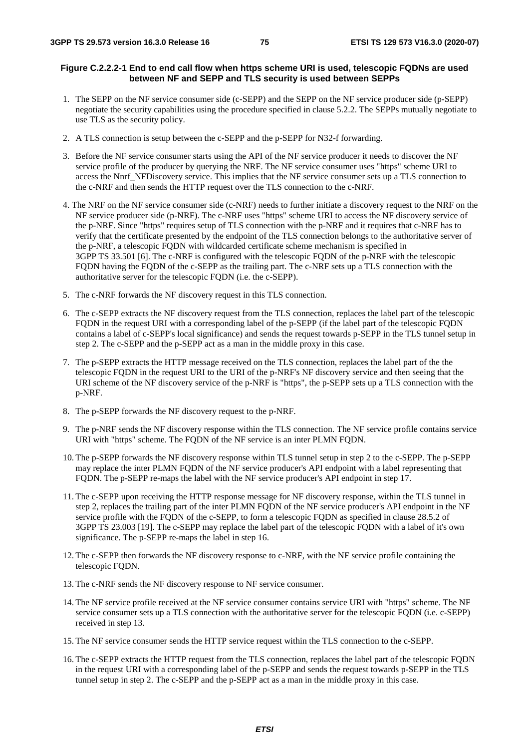**Figure C.2.2.2-1 End to end call flow when https scheme URI is used, telescopic FQDNs are used between NF and SEPP and TLS security is used between SEPPs**

1. The SEPP on the NF service consumer side (c-SEPP) and the SEPP on the NF service producer side (p-SEPP) negotiate the security capabilities using the procedure specified in clause 5.2.2. The SEPPs mutually negotiate to use TLS as the security policy.

2. A TLS connection is setup between the c-SEPP and the p-SEPP for N32-f forwarding.

3. Before the NF service consumer starts using the API of the NF service producer it needs to discover the NF service profile of the producer by querying the NRF. The NF service consumer uses "https" scheme URI to access the Nnrf_NFDiscovery service. This implies that the NF service consumer sets up a TLS connection to the c-NRF and then sends the HTTP request over the TLS connection to the c-NRF.

4. The NRF on the NF service consumer side (c-NRF) needs to further initiate a discovery request to the NRF on the NF service producer side (p-NRF). The c-NRF uses "https" scheme URI to access the NF discovery service of the p-NRF. Since "https" requires setup of TLS connection with the p-NRF and it requires that c-NRF has to verify that the certificate presented by the endpoint of the TLS connection belongs to the authoritative server of the p-NRF, a telescopic FQDN with wildcarded certificate scheme mechanism is specified in 3GPP TS 33.501 [6]. The c-NRF is configured with the telescopic FQDN of the p-NRF with the telescopic FQDN having the FQDN of the c-SEPP as the trailing part. The c-NRF sets up a TLS connection with the authoritative server for the telescopic FQDN (i.e. the c-SEPP).

5. The c-NRF forwards the NF discovery request in this TLS connection.

6. The c-SEPP extracts the NF discovery request from the TLS connection, replaces the label part of the telescopic FQDN in the request URI with a corresponding label of the p-SEPP (if the label part of the telescopic FQDN contains a label of c-SEPP's local significance) and sends the request towards p-SEPP in the TLS tunnel setup in step 2. The c-SEPP and the p-SEPP act as a man in the middle proxy in this case.

7. The p-SEPP extracts the HTTP message received on the TLS connection, replaces the label part of the the telescopic FQDN in the request URI to the URI of the p-NRF's NF discovery service and then seeing that the URI scheme of the NF discovery service of the p-NRF is "https", the p-SEPP sets up a TLS connection with the p-NRF.

8. The p-SEPP forwards the NF discovery request to the p-NRF.

9. The p-NRF sends the NF discovery response within the TLS connection. The NF service profile contains service URI with "https" scheme. The FQDN of the NF service is an inter PLMN FQDN.

10. The p-SEPP forwards the NF discovery response within TLS tunnel setup in step 2 to the c-SEPP. The p-SEPP may replace the inter PLMN FQDN of the NF service producer's API endpoint with a label representing that FQDN. The p-SEPP re-maps the label with the NF service producer's API endpoint in step 17.

11. The c-SEPP upon receiving the HTTP response message for NF discovery response, within the TLS tunnel in step 2, replaces the trailing part of the inter PLMN FQDN of the NF service producer's API endpoint in the NF service profile with the FQDN of the c-SEPP, to form a telescopic FQDN as specified in clause 28.5.2 of 3GPP TS 23.003 [19]. The c-SEPP may replace the label part of the telescopic FQDN with a label of it's own significance. The p-SEPP re-maps the label in step 16.

12. The c-SEPP then forwards the NF discovery response to c-NRF, with the NF service profile containing the telescopic FQDN.

13. The c-NRF sends the NF discovery response to NF service consumer.

14. The NF service profile received at the NF service consumer contains service URI with "https" scheme. The NF service consumer sets up a TLS connection with the authoritative server for the telescopic FQDN (i.e. c-SEPP) received in step 13.

15. The NF service consumer sends the HTTP service request within the TLS connection to the c-SEPP.

16. The c-SEPP extracts the HTTP request from the TLS connection, replaces the label part of the telescopic FQDN in the request URI with a corresponding label of the p-SEPP and sends the request towards p-SEPP in the TLS tunnel setup in step 2. The c-SEPP and the p-SEPP act as a man in the middle proxy in this case.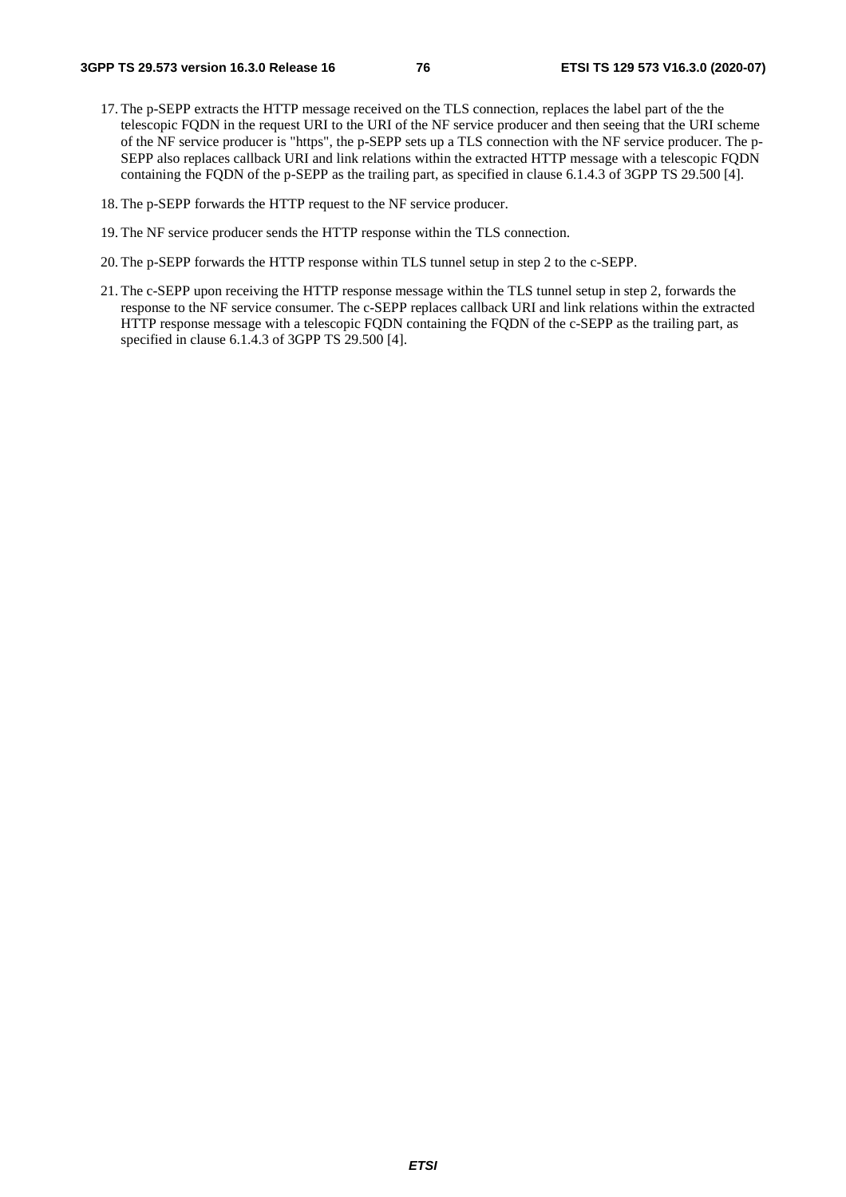17. The p-SEPP extracts the HTTP message received on the TLS connection, replaces the label part of the the telescopic FQDN in the request URI to the URI of the NF service producer and then seeing that the URI scheme of the NF service producer is "https", the p-SEPP sets up a TLS connection with the NF service producer. The p-SEPP also replaces callback URI and link relations within the extracted HTTP message with a telescopic FQDN containing the FQDN of the p-SEPP as the trailing part, as specified in clause 6.1.4.3 of 3GPP TS 29.500 [4].

18. The p-SEPP forwards the HTTP request to the NF service producer.

19. The NF service producer sends the HTTP response within the TLS connection.

20. The p-SEPP forwards the HTTP response within TLS tunnel setup in step 2 to the c-SEPP.

21. The c-SEPP upon receiving the HTTP response message within the TLS tunnel setup in step 2, forwards the response to the NF service consumer. The c-SEPP replaces callback URI and link relations within the extracted HTTP response message with a telescopic FQDN containing the FQDN of the c-SEPP as the trailing part, as specified in clause 6.1.4.3 of 3GPP TS 29.500 [4].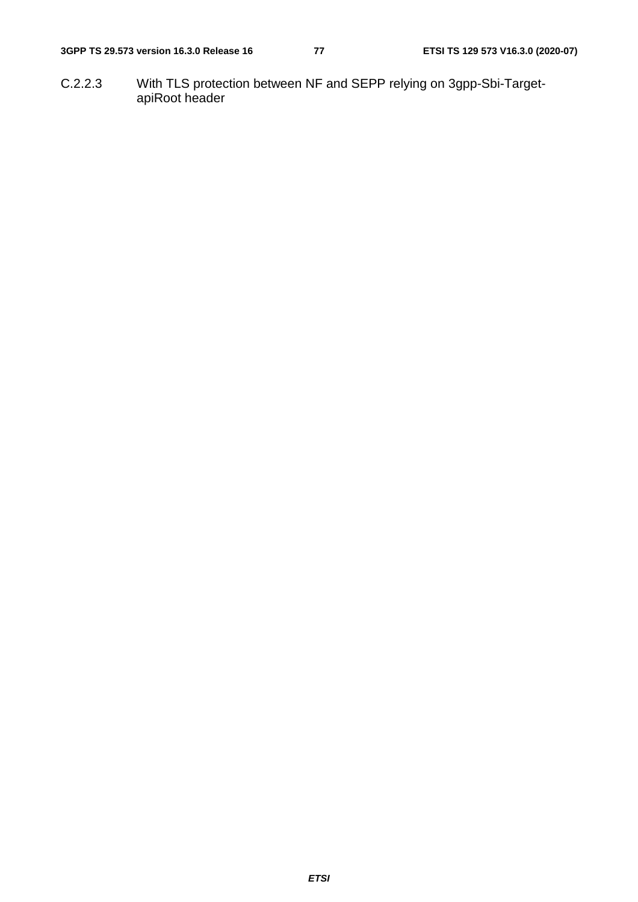#### C.2.2.3 With TLS protection between NF and SEPP relying on 3gpp-Sbi-Target-apiRoot header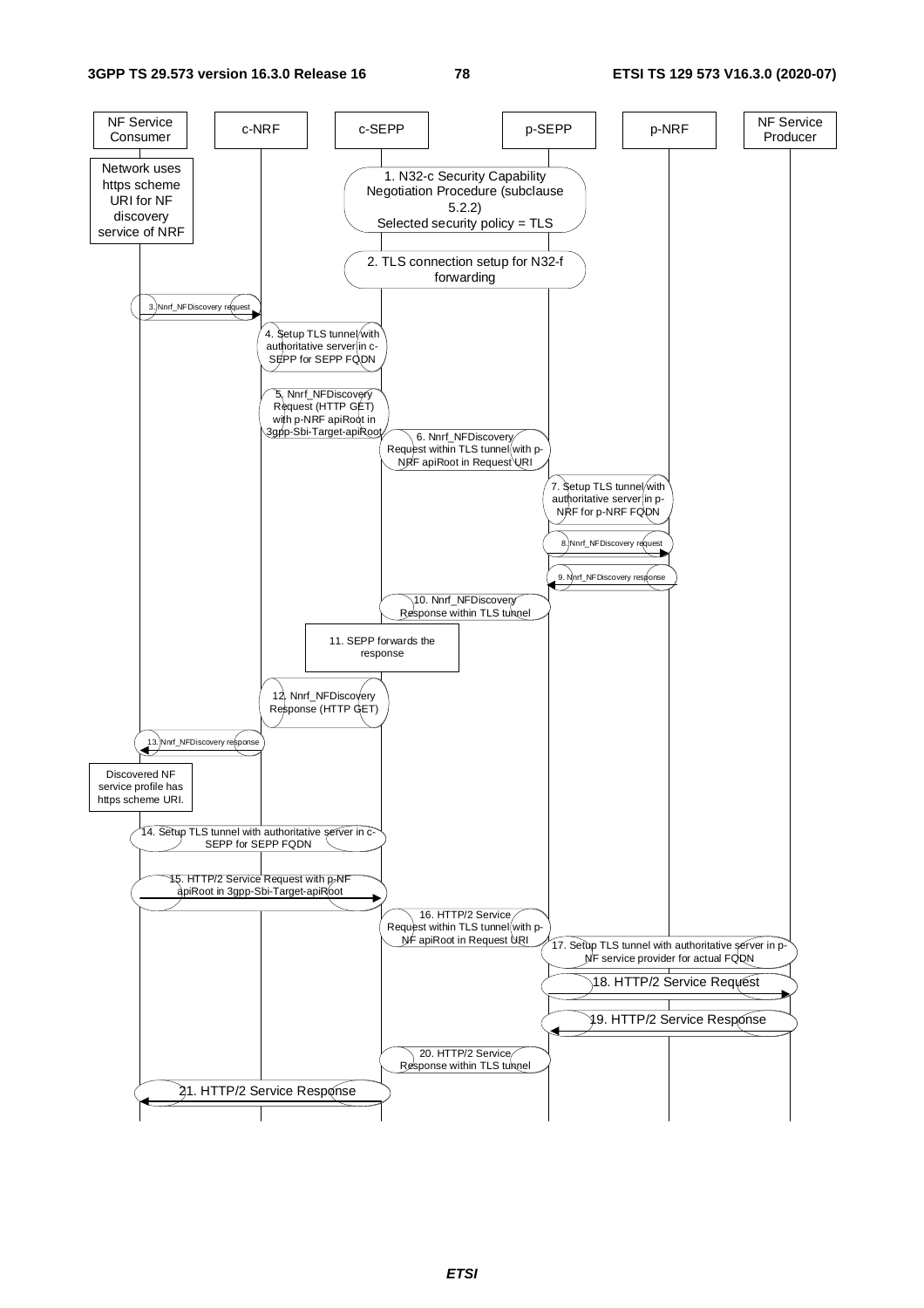NF Service Consumer | c-NRF | c-SEPP | p-SEPP | p-NRF | NF Service Producer

Network uses https scheme URI for NF discovery service of NRF

1. N32-c Security Capability Negotiation Procedure (subclause 5.2.2)
Selected security policy = TLS

2. TLS connection setup for N32-f forwarding

3. Nnrf_NFDiscovery request

4. Setup TLS tunnel with authoritative server in c-SEPP for SEPP FQDN

5. Nnrf_NFDiscovery Request (HTTP GET) with p-NRF apiRoot in 3gpp-Sbi-Target-apiRoot

6. Nnrf_NFDiscovery Request within TLS tunnel with p-NRF apiRoot in Request URI

7. Setup TLS tunnel with authoritative server in p-NRF for p-NRF FQDN

8. Nnrf_NFDiscovery request

9. Nnrf_NFDiscovery response

10. Nnrf_NFDiscovery Response within TLS tunnel

11. SEPP forwards the response

12. Nnrf_NFDiscovery Response (HTTP GET)

13. Nnrf_NFDiscovery response

Discovered NF service profile has https scheme URI.

14. Setup TLS tunnel with authoritative server in c-SEPP for SEPP FQDN

15. HTTP/2 Service Request with p-NF apiRoot in 3gpp-Sbi-Target-apiRoot

16. HTTP/2 Service Request within TLS tunnel with p-NF apiRoot in Request URI

17. Setup TLS tunnel with authoritative server in p-NF service provider for actual FQDN

18. HTTP/2 Service Request

19. HTTP/2 Service Response

20. HTTP/2 Service Response within TLS tunnel

21. HTTP/2 Service Response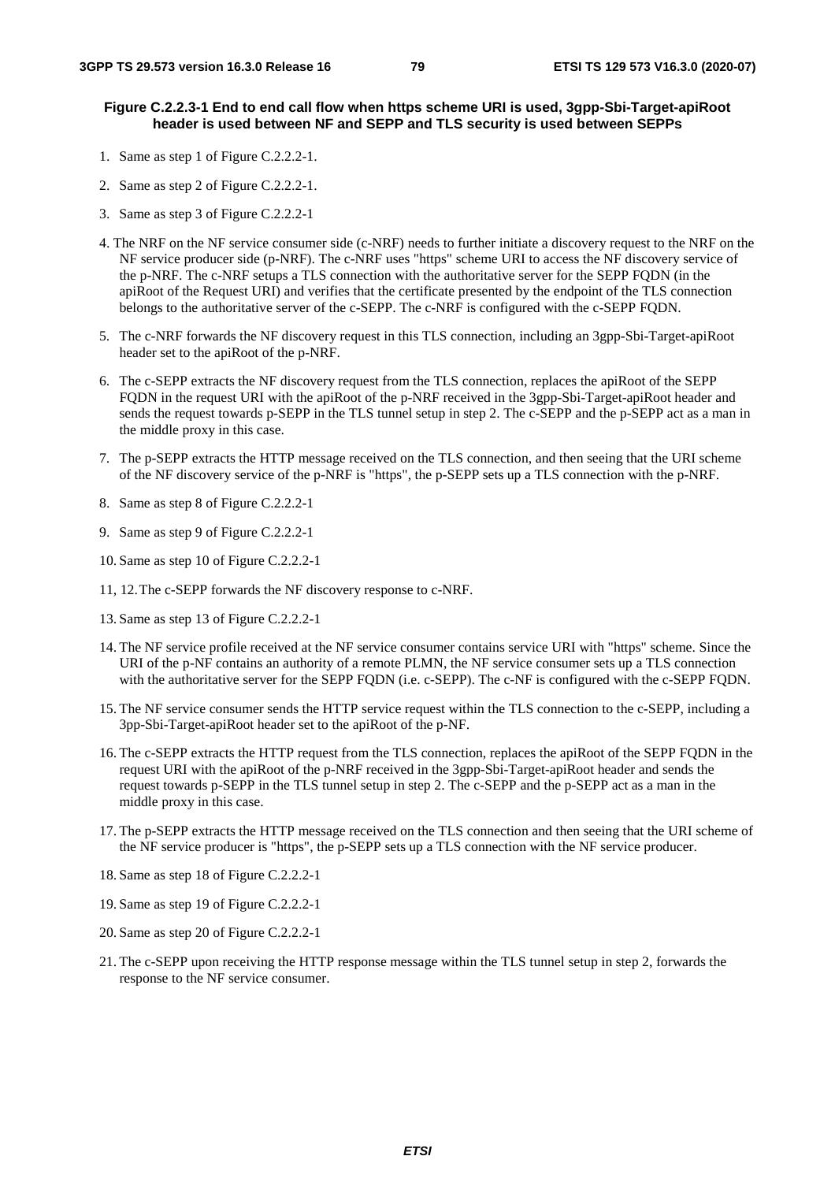**Figure C.2.2.3-1 End to end call flow when https scheme URI is used, 3gpp-Sbi-Target-apiRoot header is used between NF and SEPP and TLS security is used between SEPPs**

1. Same as step 1 of Figure C.2.2.2-1.
2. Same as step 2 of Figure C.2.2.2-1.
3. Same as step 3 of Figure C.2.2.2-1
4. The NRF on the NF service consumer side (c-NRF) needs to further initiate a discovery request to the NRF on the NF service producer side (p-NRF). The c-NRF uses "https" scheme URI to access the NF discovery service of the p-NRF. The c-NRF setups a TLS connection with the authoritative server for the SEPP FQDN (in the apiRoot of the Request URI) and verifies that the certificate presented by the endpoint of the TLS connection belongs to the authoritative server of the c-SEPP. The c-NRF is configured with the c-SEPP FQDN.
5. The c-NRF forwards the NF discovery request in this TLS connection, including an 3gpp-Sbi-Target-apiRoot header set to the apiRoot of the p-NRF.
6. The c-SEPP extracts the NF discovery request from the TLS connection, replaces the apiRoot of the SEPP FQDN in the request URI with the apiRoot of the p-NRF received in the 3gpp-Sbi-Target-apiRoot header and sends the request towards p-SEPP in the TLS tunnel setup in step 2. The c-SEPP and the p-SEPP act as a man in the middle proxy in this case.
7. The p-SEPP extracts the HTTP message received on the TLS connection, and then seeing that the URI scheme of the NF discovery service of the p-NRF is "https", the p-SEPP sets up a TLS connection with the p-NRF.
8. Same as step 8 of Figure C.2.2.2-1
9. Same as step 9 of Figure C.2.2.2-1
10. Same as step 10 of Figure C.2.2.2-1

11, 12. The c-SEPP forwards the NF discovery response to c-NRF.

13. Same as step 13 of Figure C.2.2.2-1
14. The NF service profile received at the NF service consumer contains service URI with "https" scheme. Since the URI of the p-NF contains an authority of a remote PLMN, the NF service consumer sets up a TLS connection with the authoritative server for the SEPP FQDN (i.e. c-SEPP). The c-NF is configured with the c-SEPP FQDN.
15. The NF service consumer sends the HTTP service request within the TLS connection to the c-SEPP, including a 3pp-Sbi-Target-apiRoot header set to the apiRoot of the p-NF.
16. The c-SEPP extracts the HTTP request from the TLS connection, replaces the apiRoot of the SEPP FQDN in the request URI with the apiRoot of the p-NRF received in the 3gpp-Sbi-Target-apiRoot header and sends the request towards p-SEPP in the TLS tunnel setup in step 2. The c-SEPP and the p-SEPP act as a man in the middle proxy in this case.
17. The p-SEPP extracts the HTTP message received on the TLS connection and then seeing that the URI scheme of the NF service producer is "https", the p-SEPP sets up a TLS connection with the NF service producer.
18. Same as step 18 of Figure C.2.2.2-1
19. Same as step 19 of Figure C.2.2.2-1
20. Same as step 20 of Figure C.2.2.2-1
21. The c-SEPP upon receiving the HTTP response message within the TLS tunnel setup in step 2, forwards the response to the NF service consumer.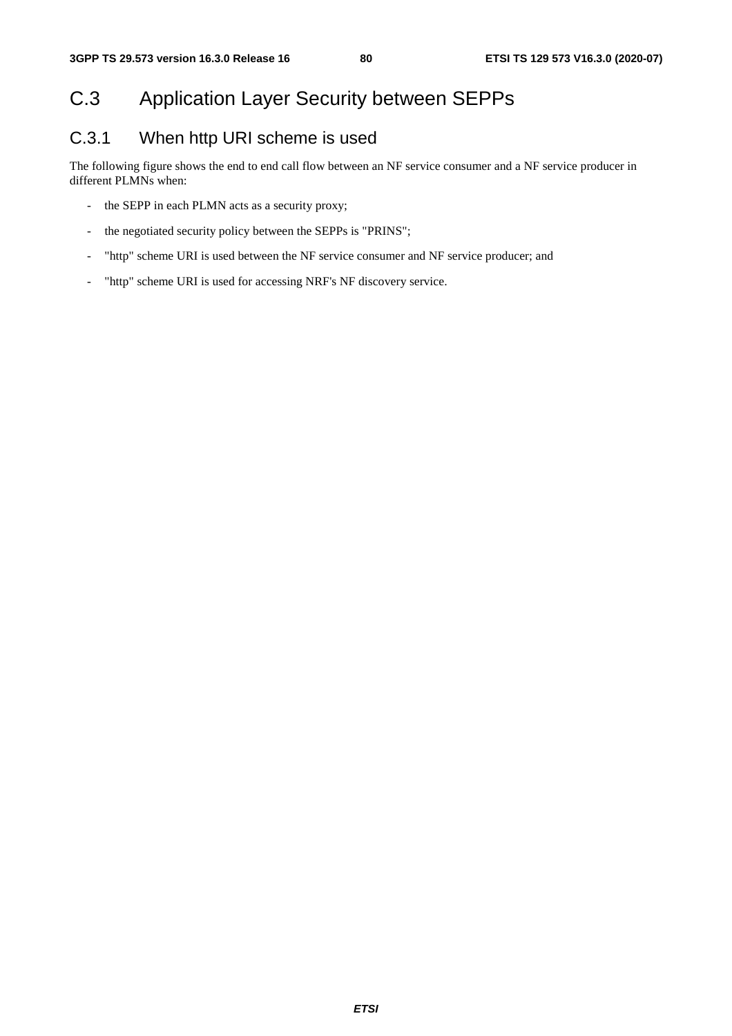# C.3 Application Layer Security between SEPPs

## C.3.1 When http URI scheme is used

The following figure shows the end to end call flow between an NF service consumer and a NF service producer in different PLMNs when:

- the SEPP in each PLMN acts as a security proxy;
- the negotiated security policy between the SEPPs is "PRINS";
- "http" scheme URI is used between the NF service consumer and NF service producer; and
- "http" scheme URI is used for accessing NRF's NF discovery service.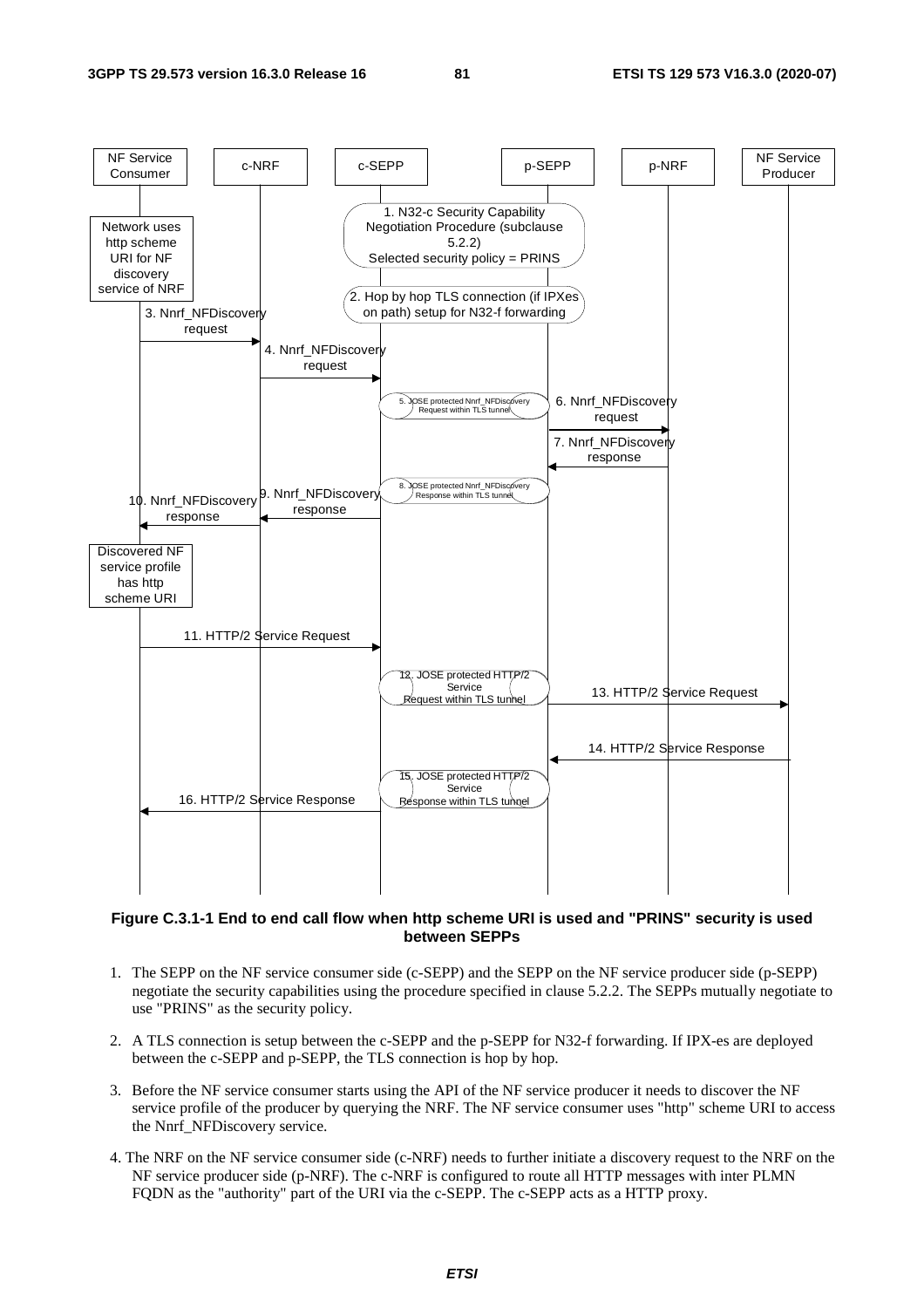**Figure C.3.1-1 End to end call flow when http scheme URI is used and "PRINS" security is used between SEPPs**

1. The SEPP on the NF service consumer side (c-SEPP) and the SEPP on the NF service producer side (p-SEPP) negotiate the security capabilities using the procedure specified in clause 5.2.2. The SEPPs mutually negotiate to use "PRINS" as the security policy.

2. A TLS connection is setup between the c-SEPP and the p-SEPP for N32-f forwarding. If IPX-es are deployed between the c-SEPP and p-SEPP, the TLS connection is hop by hop.

3. Before the NF service consumer starts using the API of the NF service producer it needs to discover the NF service profile of the producer by querying the NRF. The NF service consumer uses "http" scheme URI to access the Nnrf_NFDiscovery service.

4. The NRF on the NF service consumer side (c-NRF) needs to further initiate a discovery request to the NRF on the NF service producer side (p-NRF). The c-NRF is configured to route all HTTP messages with inter PLMN FQDN as the "authority" part of the URI via the c-SEPP. The c-SEPP acts as a HTTP proxy.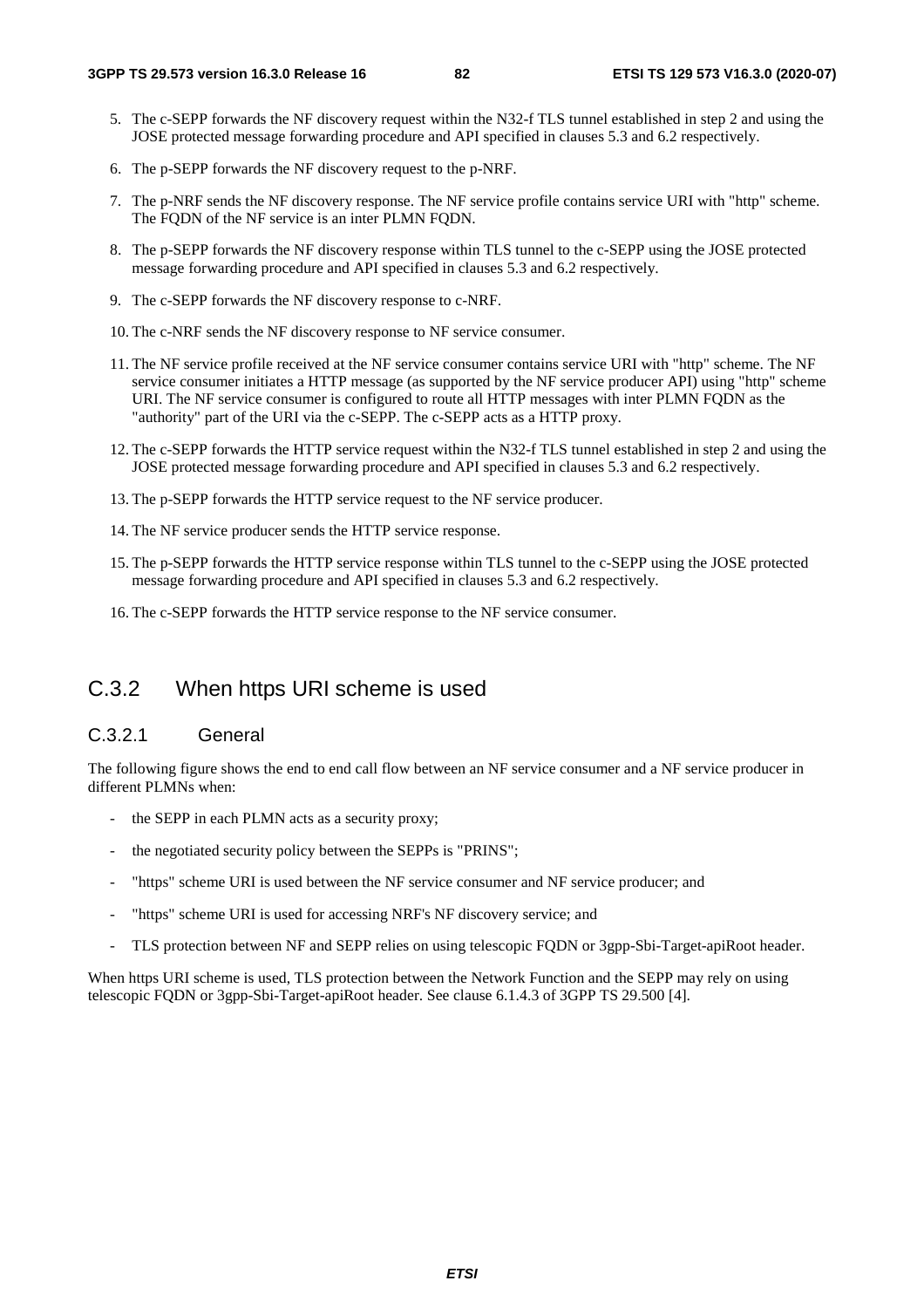5. The c-SEPP forwards the NF discovery request within the N32-f TLS tunnel established in step 2 and using the JOSE protected message forwarding procedure and API specified in clauses 5.3 and 6.2 respectively.
6. The p-SEPP forwards the NF discovery request to the p-NRF.
7. The p-NRF sends the NF discovery response. The NF service profile contains service URI with "http" scheme. The FQDN of the NF service is an inter PLMN FQDN.
8. The p-SEPP forwards the NF discovery response within TLS tunnel to the c-SEPP using the JOSE protected message forwarding procedure and API specified in clauses 5.3 and 6.2 respectively.
9. The c-SEPP forwards the NF discovery response to c-NRF.
10. The c-NRF sends the NF discovery response to NF service consumer.
11. The NF service profile received at the NF service consumer contains service URI with "http" scheme. The NF service consumer initiates a HTTP message (as supported by the NF service producer API) using "http" scheme URI. The NF service consumer is configured to route all HTTP messages with inter PLMN FQDN as the "authority" part of the URI via the c-SEPP. The c-SEPP acts as a HTTP proxy.
12. The c-SEPP forwards the HTTP service request within the N32-f TLS tunnel established in step 2 and using the JOSE protected message forwarding procedure and API specified in clauses 5.3 and 6.2 respectively.
13. The p-SEPP forwards the HTTP service request to the NF service producer.
14. The NF service producer sends the HTTP service response.
15. The p-SEPP forwards the HTTP service response within TLS tunnel to the c-SEPP using the JOSE protected message forwarding procedure and API specified in clauses 5.3 and 6.2 respectively.
16. The c-SEPP forwards the HTTP service response to the NF service consumer.

## C.3.2 When https URI scheme is used

### C.3.2.1 General

The following figure shows the end to end call flow between an NF service consumer and a NF service producer in different PLMNs when:

- the SEPP in each PLMN acts as a security proxy;
- the negotiated security policy between the SEPPs is "PRINS";
- "https" scheme URI is used between the NF service consumer and NF service producer; and
- "https" scheme URI is used for accessing NRF's NF discovery service; and
- TLS protection between NF and SEPP relies on using telescopic FQDN or 3gpp-Sbi-Target-apiRoot header.

When https URI scheme is used, TLS protection between the Network Function and the SEPP may rely on using telescopic FQDN or 3gpp-Sbi-Target-apiRoot header. See clause 6.1.4.3 of 3GPP TS 29.500 [4].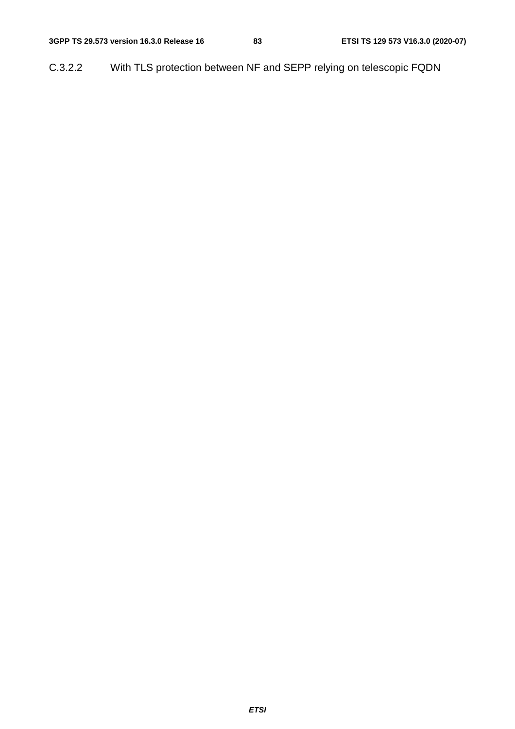#### C.3.2.2 With TLS protection between NF and SEPP relying on telescopic FQDN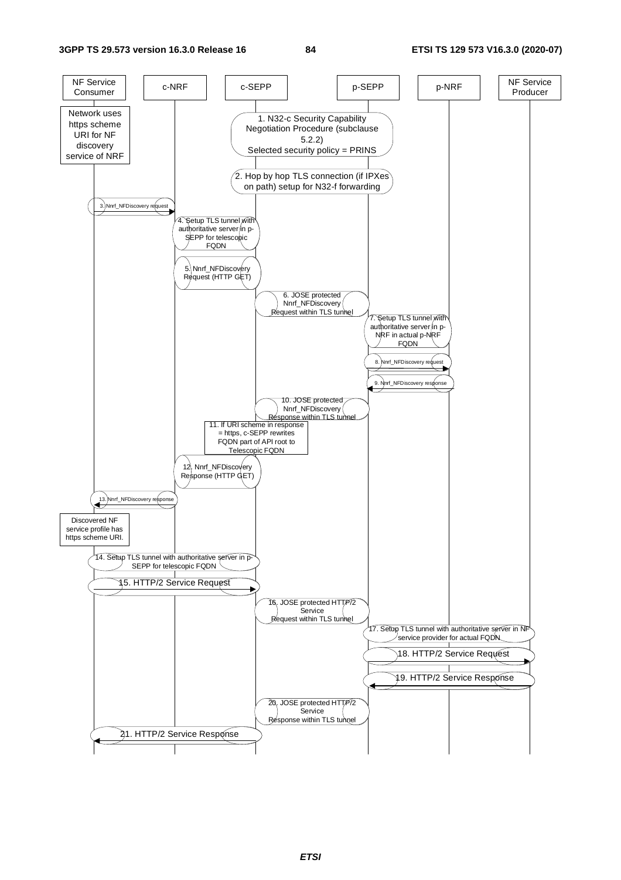NF Service Consumer | c-NRF | c-SEPP | p-SEPP | p-NRF | NF Service Producer

Network uses https scheme URI for NF discovery service of NRF

1. N32-c Security Capability Negotiation Procedure (subclause 5.2.2)
Selected security policy = PRINS

2. Hop by hop TLS connection (if IPXes on path) setup for N32-f forwarding

3. Nnrf_NFDiscovery request

4. Setup TLS tunnel with authoritative server in p-SEPP for telescopic FQDN

5. Nnrf_NFDiscovery Request (HTTP GET)

6. JOSE protected Nnrf_NFDiscovery Request within TLS tunnel

7. Setup TLS tunnel with authoritative server in p-NRF in actual p-NRF FQDN

8. Nnrf_NFDiscovery request

9. Nnrf_NFDiscovery response

10. JOSE protected Nnrf_NFDiscovery Response within TLS tunnel

11. If URI scheme in response = https, c-SEPP rewrites FQDN part of API root to Telescopic FQDN

12. Nnrf_NFDiscovery Response (HTTP GET)

13. Nnrf_NFDiscovery response

Discovered NF service profile has https scheme URI.

14. Setup TLS tunnel with authoritative server in p-SEPP for telescopic FQDN

15. HTTP/2 Service Request

16. JOSE protected HTTP/2 Service Request within TLS tunnel

17. Setup TLS tunnel with authoritative server in NF service provider for actual FQDN

18. HTTP/2 Service Request

19. HTTP/2 Service Response

20. JOSE protected HTTP/2 Service Response within TLS tunnel

21. HTTP/2 Service Response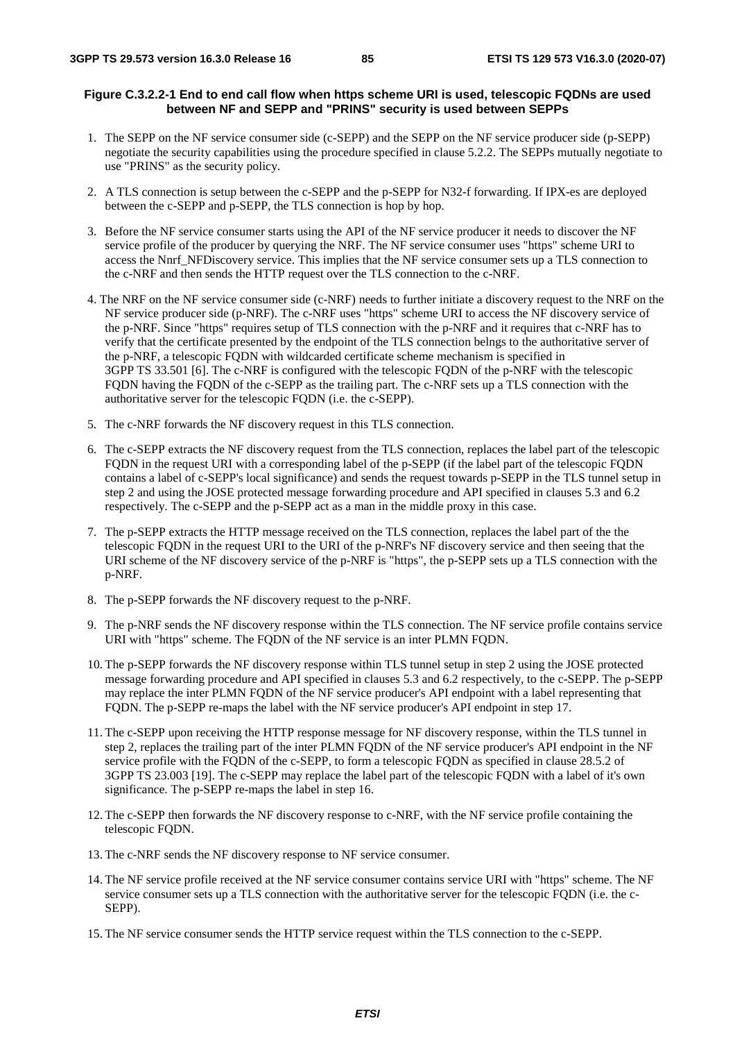**Figure C.3.2.2-1 End to end call flow when https scheme URI is used, telescopic FQDNs are used between NF and SEPP and "PRINS" security is used between SEPPs**

1. The SEPP on the NF service consumer side (c-SEPP) and the SEPP on the NF service producer side (p-SEPP) negotiate the security capabilities using the procedure specified in clause 5.2.2. The SEPPs mutually negotiate to use "PRINS" as the security policy.

2. A TLS connection is setup between the c-SEPP and the p-SEPP for N32-f forwarding. If IPX-es are deployed between the c-SEPP and p-SEPP, the TLS connection is hop by hop.

3. Before the NF service consumer starts using the API of the NF service producer it needs to discover the NF service profile of the producer by querying the NRF. The NF service consumer uses "https" scheme URI to access the Nnrf_NFDiscovery service. This implies that the NF service consumer sets up a TLS connection to the c-NRF and then sends the HTTP request over the TLS connection to the c-NRF.

4. The NRF on the NF service consumer side (c-NRF) needs to further initiate a discovery request to the NRF on the NF service producer side (p-NRF). The c-NRF uses "https" scheme URI to access the NF discovery service of the p-NRF. Since "https" requires setup of TLS connection with the p-NRF and it requires that c-NRF has to verify that the certificate presented by the endpoint of the TLS connection belngs to the authoritative server of the p-NRF, a telescopic FQDN with wildcarded certificate scheme mechanism is specified in 3GPP TS 33.501 [6]. The c-NRF is configured with the telescopic FQDN of the p-NRF with the telescopic FQDN having the FQDN of the c-SEPP as the trailing part. The c-NRF sets up a TLS connection with the authoritative server for the telescopic FQDN (i.e. the c-SEPP).

5. The c-NRF forwards the NF discovery request in this TLS connection.

6. The c-SEPP extracts the NF discovery request from the TLS connection, replaces the label part of the telescopic FQDN in the request URI with a corresponding label of the p-SEPP (if the label part of the telescopic FQDN contains a label of c-SEPP's local significance) and sends the request towards p-SEPP in the TLS tunnel setup in step 2 and using the JOSE protected message forwarding procedure and API specified in clauses 5.3 and 6.2 respectively. The c-SEPP and the p-SEPP act as a man in the middle proxy in this case.

7. The p-SEPP extracts the HTTP message received on the TLS connection, replaces the label part of the the telescopic FQDN in the request URI to the URI of the p-NRF's NF discovery service and then seeing that the URI scheme of the NF discovery service of the p-NRF is "https", the p-SEPP sets up a TLS connection with the p-NRF.

8. The p-SEPP forwards the NF discovery request to the p-NRF.

9. The p-NRF sends the NF discovery response within the TLS connection. The NF service profile contains service URI with "https" scheme. The FQDN of the NF service is an inter PLMN FQDN.

10. The p-SEPP forwards the NF discovery response within TLS tunnel setup in step 2 using the JOSE protected message forwarding procedure and API specified in clauses 5.3 and 6.2 respectively, to the c-SEPP. The p-SEPP may replace the inter PLMN FQDN of the NF service producer's API endpoint with a label representing that FQDN. The p-SEPP re-maps the label with the NF service producer's API endpoint in step 17.

11. The c-SEPP upon receiving the HTTP response message for NF discovery response, within the TLS tunnel in step 2, replaces the trailing part of the inter PLMN FQDN of the NF service producer's API endpoint in the NF service profile with the FQDN of the c-SEPP, to form a telescopic FQDN as specified in clause 28.5.2 of 3GPP TS 23.003 [19]. The c-SEPP may replace the label part of the telescopic FQDN with a label of it's own significance. The p-SEPP re-maps the label in step 16.

12. The c-SEPP then forwards the NF discovery response to c-NRF, with the NF service profile containing the telescopic FQDN.

13. The c-NRF sends the NF discovery response to NF service consumer.

14. The NF service profile received at the NF service consumer contains service URI with "https" scheme. The NF service consumer sets up a TLS connection with the authoritative server for the telescopic FQDN (i.e. the c-SEPP).

15. The NF service consumer sends the HTTP service request within the TLS connection to the c-SEPP.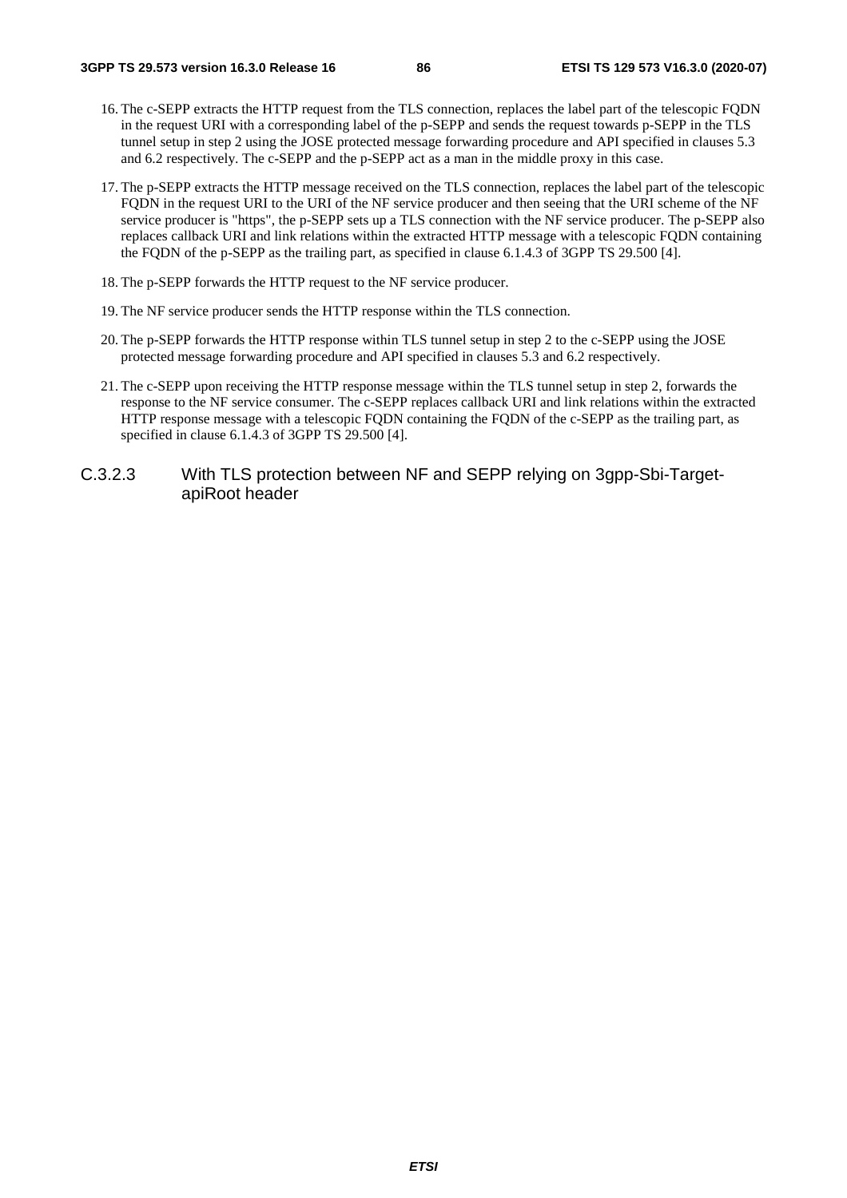16. The c-SEPP extracts the HTTP request from the TLS connection, replaces the label part of the telescopic FQDN in the request URI with a corresponding label of the p-SEPP and sends the request towards p-SEPP in the TLS tunnel setup in step 2 using the JOSE protected message forwarding procedure and API specified in clauses 5.3 and 6.2 respectively. The c-SEPP and the p-SEPP act as a man in the middle proxy in this case.

17. The p-SEPP extracts the HTTP message received on the TLS connection, replaces the label part of the telescopic FQDN in the request URI to the URI of the NF service producer and then seeing that the URI scheme of the NF service producer is "https", the p-SEPP sets up a TLS connection with the NF service producer. The p-SEPP also replaces callback URI and link relations within the extracted HTTP message with a telescopic FQDN containing the FQDN of the p-SEPP as the trailing part, as specified in clause 6.1.4.3 of 3GPP TS 29.500 [4].

18. The p-SEPP forwards the HTTP request to the NF service producer.

19. The NF service producer sends the HTTP response within the TLS connection.

20. The p-SEPP forwards the HTTP response within TLS tunnel setup in step 2 to the c-SEPP using the JOSE protected message forwarding procedure and API specified in clauses 5.3 and 6.2 respectively.

21. The c-SEPP upon receiving the HTTP response message within the TLS tunnel setup in step 2, forwards the response to the NF service consumer. The c-SEPP replaces callback URI and link relations within the extracted HTTP response message with a telescopic FQDN containing the FQDN of the c-SEPP as the trailing part, as specified in clause 6.1.4.3 of 3GPP TS 29.500 [4].

### C.3.2.3 With TLS protection between NF and SEPP relying on 3gpp-Sbi-Target-apiRoot header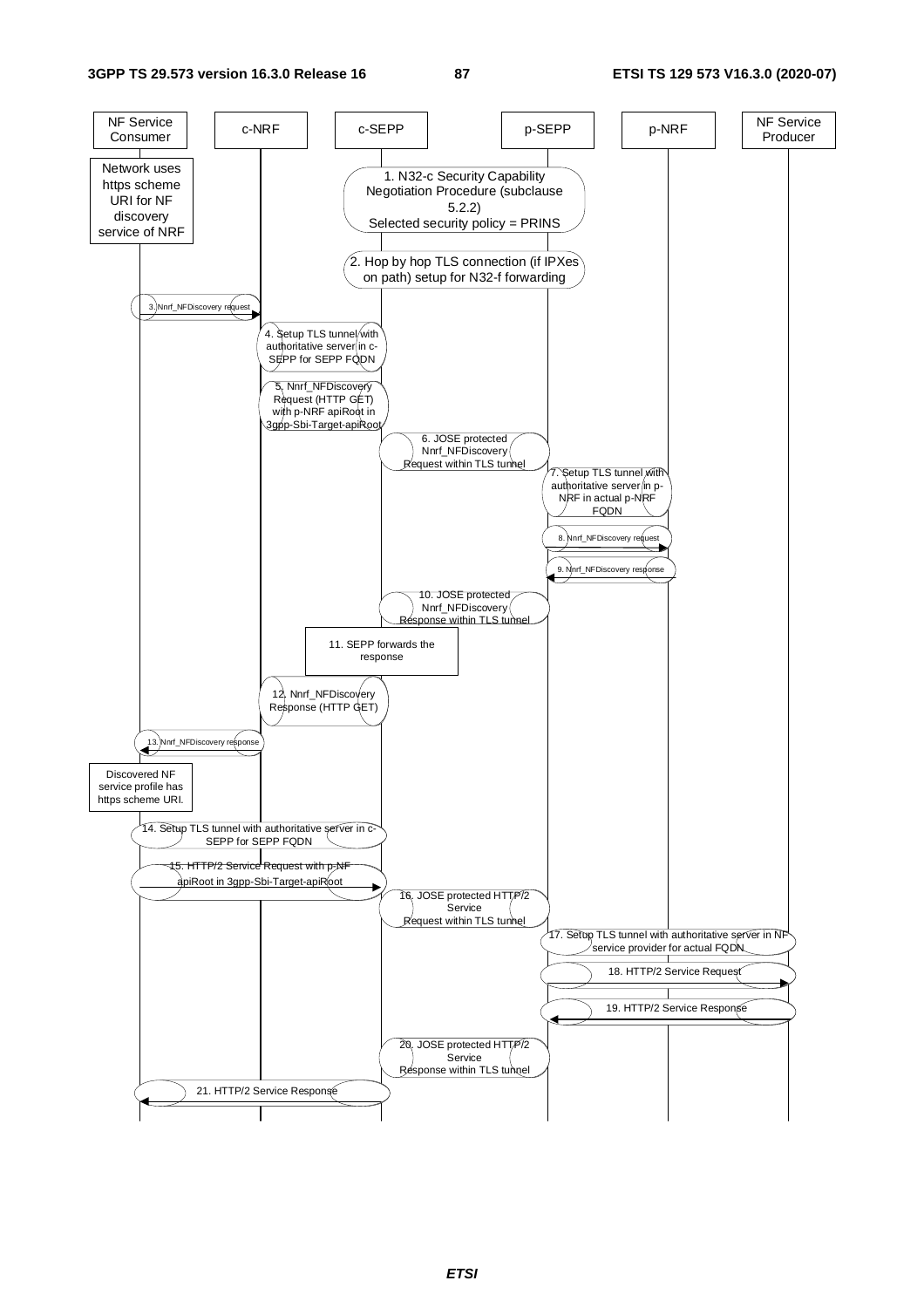NF Service Consumer | c-NRF | c-SEPP | p-SEPP | p-NRF | NF Service Producer

Network uses https scheme URI for NF discovery service of NRF

1. N32-c Security Capability Negotiation Procedure (subclause 5.2.2)
Selected security policy = PRINS

2. Hop by hop TLS connection (if IPXes on path) setup for N32-f forwarding

3. Nnrf_NFDiscovery request

4. Setup TLS tunnel with authoritative server in c-SEPP for SEPP FQDN

5. Nnrf_NFDiscovery Request (HTTP GET) with p-NRF apiRoot in 3gpp-Sbi-Target-apiRoot

6. JOSE protected Nnrf_NFDiscovery Request within TLS tunnel

7. Setup TLS tunnel with authoritative server in p-NRF in actual p-NRF FQDN

8. Nnrf_NFDiscovery request

9. Nnrf_NFDiscovery response

10. JOSE protected Nnrf_NFDiscovery Response within TLS tunnel

11. SEPP forwards the response

12. Nnrf_NFDiscovery Response (HTTP GET)

13. Nnrf_NFDiscovery response

Discovered NF service profile has https scheme URI.

14. Setup TLS tunnel with authoritative server in c-SEPP for SEPP FQDN

15. HTTP/2 Service Request with p-NF apiRoot in 3gpp-Sbi-Target-apiRoot

16. JOSE protected HTTP/2 Service Request within TLS tunnel

17. Setup TLS tunnel with authoritative server in NF service provider for actual FQDN.

18. HTTP/2 Service Request

19. HTTP/2 Service Response

20. JOSE protected HTTP/2 Service Response within TLS tunnel

21. HTTP/2 Service Response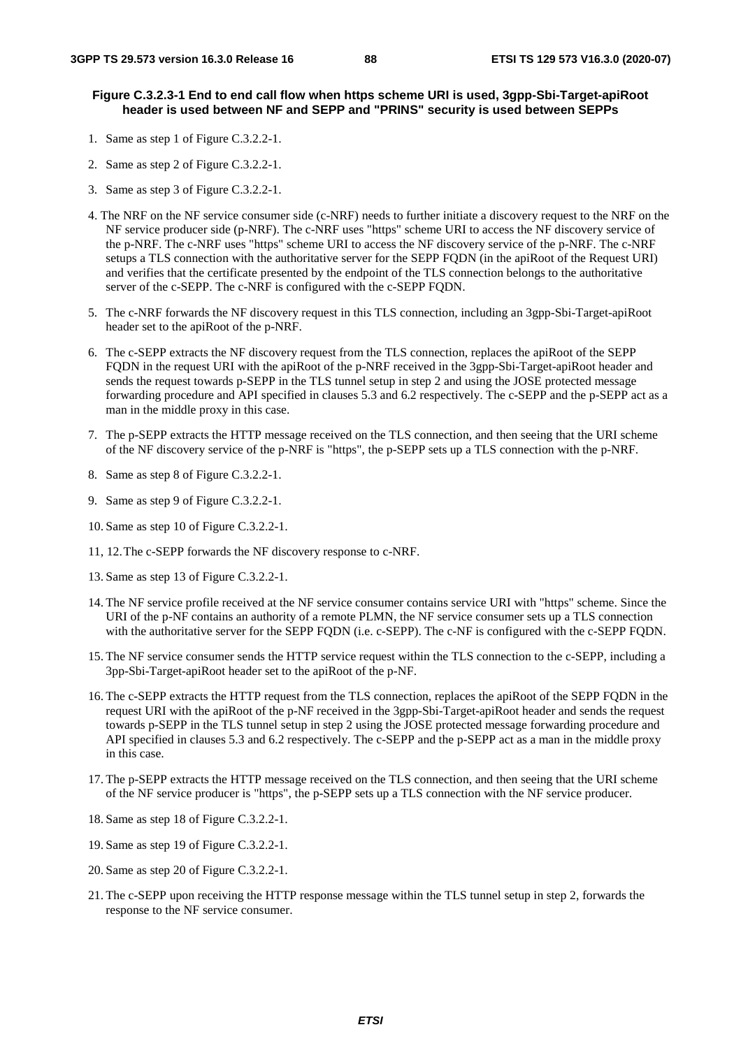**Figure C.3.2.3-1 End to end call flow when https scheme URI is used, 3gpp-Sbi-Target-apiRoot header is used between NF and SEPP and "PRINS" security is used between SEPPs**

1. Same as step 1 of Figure C.3.2.2-1.
2. Same as step 2 of Figure C.3.2.2-1.
3. Same as step 3 of Figure C.3.2.2-1.
4. The NRF on the NF service consumer side (c-NRF) needs to further initiate a discovery request to the NRF on the NF service producer side (p-NRF). The c-NRF uses "https" scheme URI to access the NF discovery service of the p-NRF. The c-NRF uses "https" scheme URI to access the NF discovery service of the p-NRF. The c-NRF setups a TLS connection with the authoritative server for the SEPP FQDN (in the apiRoot of the Request URI) and verifies that the certificate presented by the endpoint of the TLS connection belongs to the authoritative server of the c-SEPP. The c-NRF is configured with the c-SEPP FQDN.
5. The c-NRF forwards the NF discovery request in this TLS connection, including an 3gpp-Sbi-Target-apiRoot header set to the apiRoot of the p-NRF.
6. The c-SEPP extracts the NF discovery request from the TLS connection, replaces the apiRoot of the SEPP FQDN in the request URI with the apiRoot of the p-NRF received in the 3gpp-Sbi-Target-apiRoot header and sends the request towards p-SEPP in the TLS tunnel setup in step 2 and using the JOSE protected message forwarding procedure and API specified in clauses 5.3 and 6.2 respectively. The c-SEPP and the p-SEPP act as a man in the middle proxy in this case.
7. The p-SEPP extracts the HTTP message received on the TLS connection, and then seeing that the URI scheme of the NF discovery service of the p-NRF is "https", the p-SEPP sets up a TLS connection with the p-NRF.
8. Same as step 8 of Figure C.3.2.2-1.
9. Same as step 9 of Figure C.3.2.2-1.
10. Same as step 10 of Figure C.3.2.2-1.

11, 12. The c-SEPP forwards the NF discovery response to c-NRF.

13. Same as step 13 of Figure C.3.2.2-1.
14. The NF service profile received at the NF service consumer contains service URI with "https" scheme. Since the URI of the p-NF contains an authority of a remote PLMN, the NF service consumer sets up a TLS connection with the authoritative server for the SEPP FQDN (i.e. c-SEPP). The c-NF is configured with the c-SEPP FQDN.
15. The NF service consumer sends the HTTP service request within the TLS connection to the c-SEPP, including a 3pp-Sbi-Target-apiRoot header set to the apiRoot of the p-NF.
16. The c-SEPP extracts the HTTP request from the TLS connection, replaces the apiRoot of the SEPP FQDN in the request URI with the apiRoot of the p-NF received in the 3gpp-Sbi-Target-apiRoot header and sends the request towards p-SEPP in the TLS tunnel setup in step 2 using the JOSE protected message forwarding procedure and API specified in clauses 5.3 and 6.2 respectively. The c-SEPP and the p-SEPP act as a man in the middle proxy in this case.
17. The p-SEPP extracts the HTTP message received on the TLS connection, and then seeing that the URI scheme of the NF service producer is "https", the p-SEPP sets up a TLS connection with the NF service producer.
18. Same as step 18 of Figure C.3.2.2-1.
19. Same as step 19 of Figure C.3.2.2-1.
20. Same as step 20 of Figure C.3.2.2-1.
21. The c-SEPP upon receiving the HTTP response message within the TLS tunnel setup in step 2, forwards the response to the NF service consumer.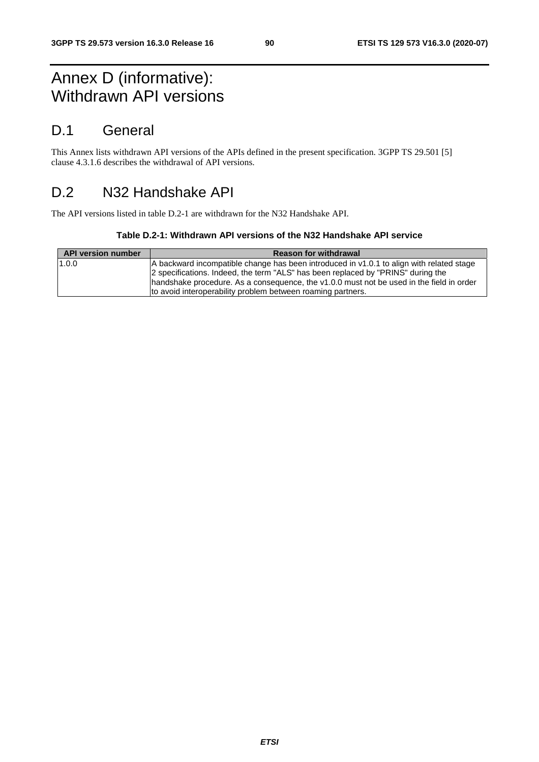# Annex D (informative): Withdrawn API versions

## D.1 General

This Annex lists withdrawn API versions of the APIs defined in the present specification. 3GPP TS 29.501 [5] clause 4.3.1.6 describes the withdrawal of API versions.

## D.2 N32 Handshake API

The API versions listed in table D.2-1 are withdrawn for the N32 Handshake API.

**Table D.2-1: Withdrawn API versions of the N32 Handshake API service**

| API version number | Reason for withdrawal |
| --- | --- |
| 1.0.0 | A backward incompatible change has been introduced in v1.0.1 to align with related stage 2 specifications. Indeed, the term "ALS" has been replaced by "PRINS" during the handshake procedure. As a consequence, the v1.0.0 must not be used in the field in order to avoid interoperability problem between roaming partners. |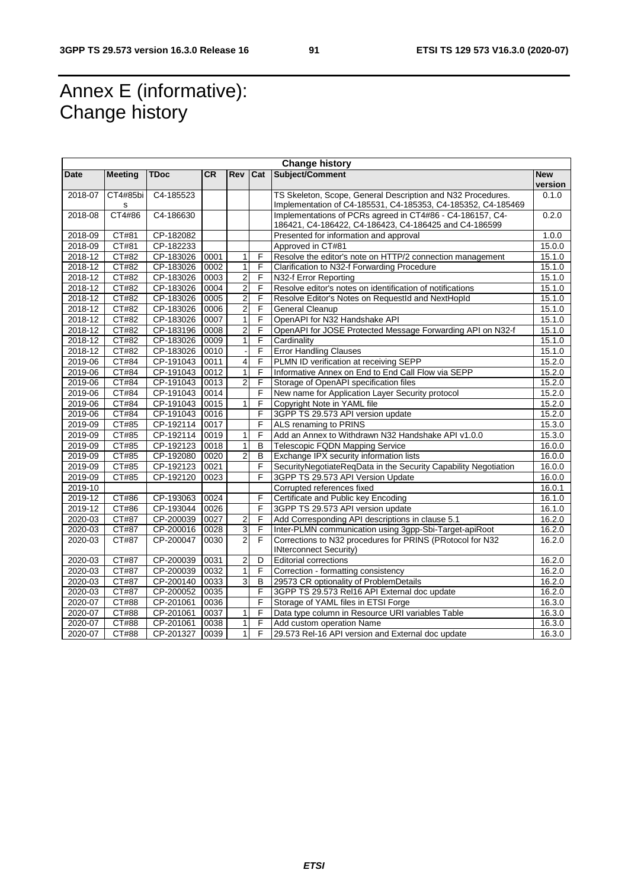# Annex E (informative): Change history

| Change history | | | | | | | |
|---|---|---|---|---|---|---|---|
| **Date** | **Meeting** | **TDoc** | **CR** | **Rev** | **Cat** | **Subject/Comment** | **New version** |
| 2018-07 | CT4#85bis | C4-185523 | | | | TS Skeleton, Scope, General Description and N32 Procedures. Implementation of C4-185531, C4-185353, C4-185352, C4-185469 | 0.1.0 |
| 2018-08 | CT4#86 | C4-186630 | | | | Implementations of PCRs agreed in CT4#86 - C4-186157, C4-186421, C4-186422, C4-186423, C4-186425 and C4-186599 | 0.2.0 |
| 2018-09 | CT#81 | CP-182082 | | | | Presented for information and approval | 1.0.0 |
| 2018-09 | CT#81 | CP-182233 | | | | Approved in CT#81 | 15.0.0 |
| 2018-12 | CT#82 | CP-183026 | 0001 | 1 | F | Resolve the editor's note on HTTP/2 connection management | 15.1.0 |
| 2018-12 | CT#82 | CP-183026 | 0002 | 1 | F | Clarification to N32-f Forwarding Procedure | 15.1.0 |
| 2018-12 | CT#82 | CP-183026 | 0003 | 2 | F | N32-f Error Reporting | 15.1.0 |
| 2018-12 | CT#82 | CP-183026 | 0004 | 2 | F | Resolve editor's notes on identification of notifications | 15.1.0 |
| 2018-12 | CT#82 | CP-183026 | 0005 | 2 | F | Resolve Editor's Notes on RequestId and NextHopId | 15.1.0 |
| 2018-12 | CT#82 | CP-183026 | 0006 | 2 | F | General Cleanup | 15.1.0 |
| 2018-12 | CT#82 | CP-183026 | 0007 | 1 | F | OpenAPI for N32 Handshake API | 15.1.0 |
| 2018-12 | CT#82 | CP-183196 | 0008 | 2 | F | OpenAPI for JOSE Protected Message Forwarding API on N32-f | 15.1.0 |
| 2018-12 | CT#82 | CP-183026 | 0009 | 1 | F | Cardinality | 15.1.0 |
| 2018-12 | CT#82 | CP-183026 | 0010 | - | F | Error Handling Clauses | 15.1.0 |
| 2019-06 | CT#84 | CP-191043 | 0011 | 4 | F | PLMN ID verification at receiving SEPP | 15.2.0 |
| 2019-06 | CT#84 | CP-191043 | 0012 | 1 | F | Informative Annex on End to End Call Flow via SEPP | 15.2.0 |
| 2019-06 | CT#84 | CP-191043 | 0013 | 2 | F | Storage of OpenAPI specification files | 15.2.0 |
| 2019-06 | CT#84 | CP-191043 | 0014 | | F | New name for Application Layer Security protocol | 15.2.0 |
| 2019-06 | CT#84 | CP-191043 | 0015 | 1 | F | Copyright Note in YAML file | 15.2.0 |
| 2019-06 | CT#84 | CP-191043 | 0016 | | F | 3GPP TS 29.573 API version update | 15.2.0 |
| 2019-09 | CT#85 | CP-192114 | 0017 | | F | ALS renaming to PRINS | 15.3.0 |
| 2019-09 | CT#85 | CP-192114 | 0019 | 1 | F | Add an Annex to Withdrawn N32 Handshake API v1.0.0 | 15.3.0 |
| 2019-09 | CT#85 | CP-192123 | 0018 | 1 | B | Telescopic FQDN Mapping Service | 16.0.0 |
| 2019-09 | CT#85 | CP-192080 | 0020 | 2 | B | Exchange IPX security information lists | 16.0.0 |
| 2019-09 | CT#85 | CP-192123 | 0021 | | F | SecurityNegotiateReqData in the Security Capability Negotiation | 16.0.0 |
| 2019-09 | CT#85 | CP-192120 | 0023 | | F | 3GPP TS 29.573 API Version Update | 16.0.0 |
| 2019-10 | | | | | | Corrupted references fixed | 16.0.1 |
| 2019-12 | CT#86 | CP-193063 | 0024 | | F | Certificate and Public key Encoding | 16.1.0 |
| 2019-12 | CT#86 | CP-193044 | 0026 | | F | 3GPP TS 29.573 API version update | 16.1.0 |
| 2020-03 | CT#87 | CP-200039 | 0027 | 2 | F | Add Corresponding API descriptions in clause 5.1 | 16.2.0 |
| 2020-03 | CT#87 | CP-200016 | 0028 | 3 | F | Inter-PLMN communication using 3gpp-Sbi-Target-apiRoot | 16.2.0 |
| 2020-03 | CT#87 | CP-200047 | 0030 | 2 | F | Corrections to N32 procedures for PRINS (PRotocol for N32 INterconnect Security) | 16.2.0 |
| 2020-03 | CT#87 | CP-200039 | 0031 | 2 | D | Editorial corrections | 16.2.0 |
| 2020-03 | CT#87 | CP-200039 | 0032 | 1 | F | Correction - formatting consistency | 16.2.0 |
| 2020-03 | CT#87 | CP-200140 | 0033 | 3 | B | 29573 CR optionality of ProblemDetails | 16.2.0 |
| 2020-03 | CT#87 | CP-200052 | 0035 | | F | 3GPP TS 29.573 Rel16 API External doc update | 16.2.0 |
| 2020-07 | CT#88 | CP-201061 | 0036 | | F | Storage of YAML files in ETSI Forge | 16.3.0 |
| 2020-07 | CT#88 | CP-201061 | 0037 | 1 | F | Data type column in Resource URI variables Table | 16.3.0 |
| 2020-07 | CT#88 | CP-201061 | 0038 | 1 | F | Add custom operation Name | 16.3.0 |
| 2020-07 | CT#88 | CP-201327 | 0039 | 1 | F | 29.573 Rel-16 API version and External doc update | 16.3.0 |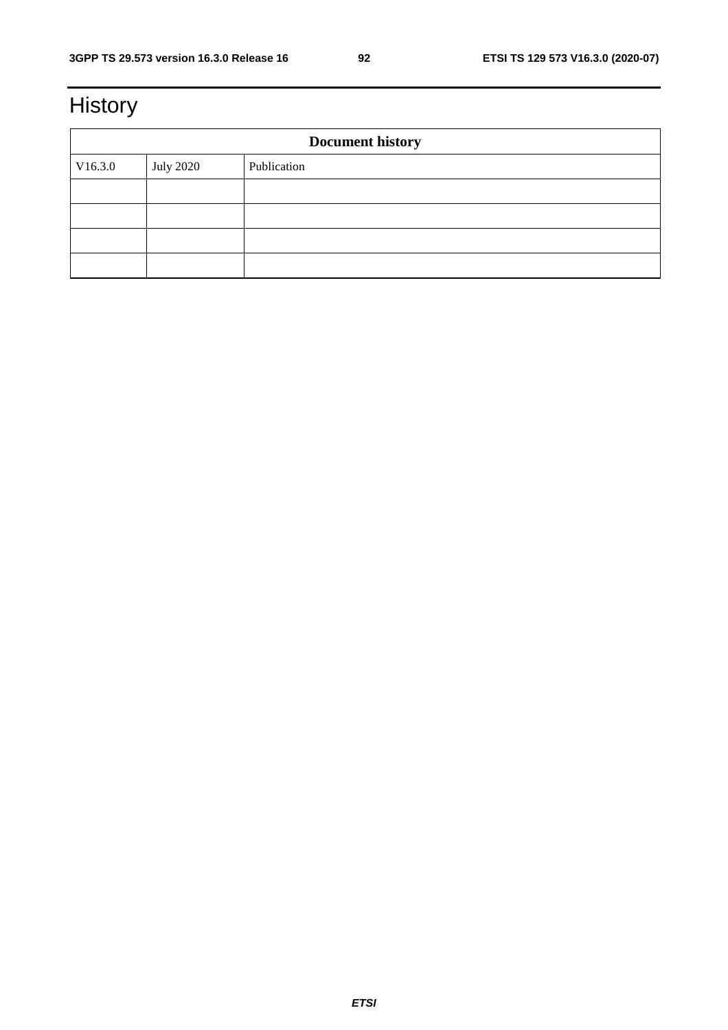# History

| Document history | | |
|---|---|---|
| V16.3.0 | July 2020 | Publication |
| | | |
| | | |
| | | |
| | | |